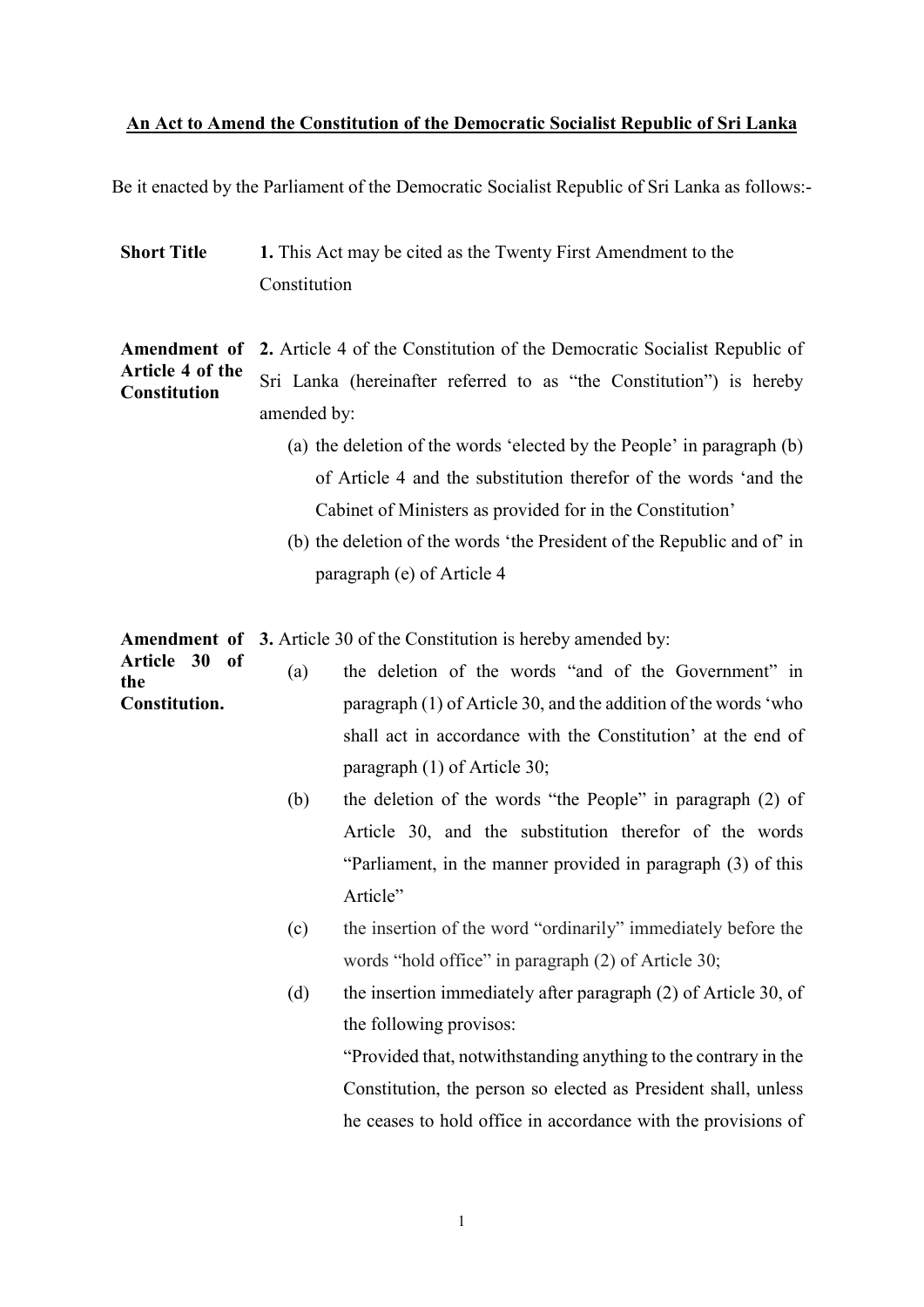# An Act to Amend the Constitution of the Democratic Socialist Republic of Sri Lanka

Be it enacted by the Parliament of the Democratic Socialist Republic of Sri Lanka as follows:-

**Short Title**

**1.** This Act may be cited as the Twenty First Amendment to the Constitution

**Amendment of Article 4 of the Constitution**

**2.** Article 4 of the Constitution of the Democratic Socialist Republic of Sri Lanka (hereinafter referred to as "the Constitution") is hereby amended by:

(a) the deletion of the words 'elected by the People' in paragraph (b) of Article 4 and the substitution therefor of the words 'and the Cabinet of Ministers as provided for in the Constitution'

(b) the deletion of the words 'the President of the Republic and of' in paragraph (e) of Article 4

**Amendment of Article 30 of the Constitution.**

**3.** Article 30 of the Constitution is hereby amended by:

(a) the deletion of the words "and of the Government" in paragraph (1) of Article 30, and the addition of the words 'who shall act in accordance with the Constitution' at the end of paragraph (1) of Article 30;

(b) the deletion of the words "the People" in paragraph (2) of Article 30, and the substitution therefor of the words "Parliament, in the manner provided in paragraph (3) of this Article"

(c) the insertion of the word "ordinarily" immediately before the words "hold office" in paragraph (2) of Article 30;

(d) the insertion immediately after paragraph (2) of Article 30, of the following provisos:

"Provided that, notwithstanding anything to the contrary in the Constitution, the person so elected as President shall, unless he ceases to hold office in accordance with the provisions of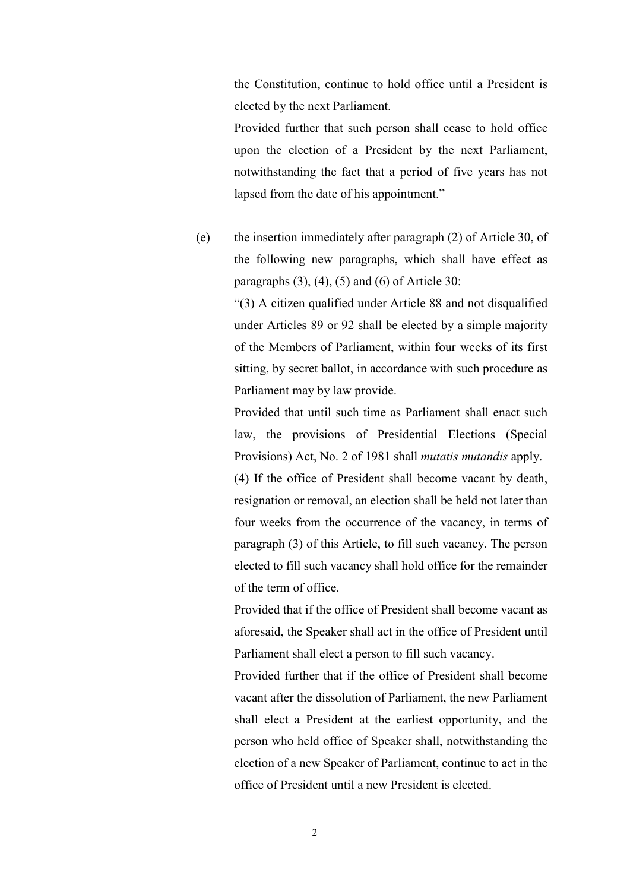the Constitution, continue to hold office until a President is elected by the next Parliament.

Provided further that such person shall cease to hold office upon the election of a President by the next Parliament, notwithstanding the fact that a period of five years has not lapsed from the date of his appointment."

(e) the insertion immediately after paragraph (2) of Article 30, of the following new paragraphs, which shall have effect as paragraphs (3), (4), (5) and (6) of Article 30:

"(3) A citizen qualified under Article 88 and not disqualified under Articles 89 or 92 shall be elected by a simple majority of the Members of Parliament, within four weeks of its first sitting, by secret ballot, in accordance with such procedure as Parliament may by law provide.

Provided that until such time as Parliament shall enact such law, the provisions of Presidential Elections (Special Provisions) Act, No. 2 of 1981 shall *mutatis mutandis* apply.

(4) If the office of President shall become vacant by death, resignation or removal, an election shall be held not later than four weeks from the occurrence of the vacancy, in terms of paragraph (3) of this Article, to fill such vacancy. The person elected to fill such vacancy shall hold office for the remainder of the term of office.

Provided that if the office of President shall become vacant as aforesaid, the Speaker shall act in the office of President until Parliament shall elect a person to fill such vacancy.

Provided further that if the office of President shall become vacant after the dissolution of Parliament, the new Parliament shall elect a President at the earliest opportunity, and the person who held office of Speaker shall, notwithstanding the election of a new Speaker of Parliament, continue to act in the office of President until a new President is elected.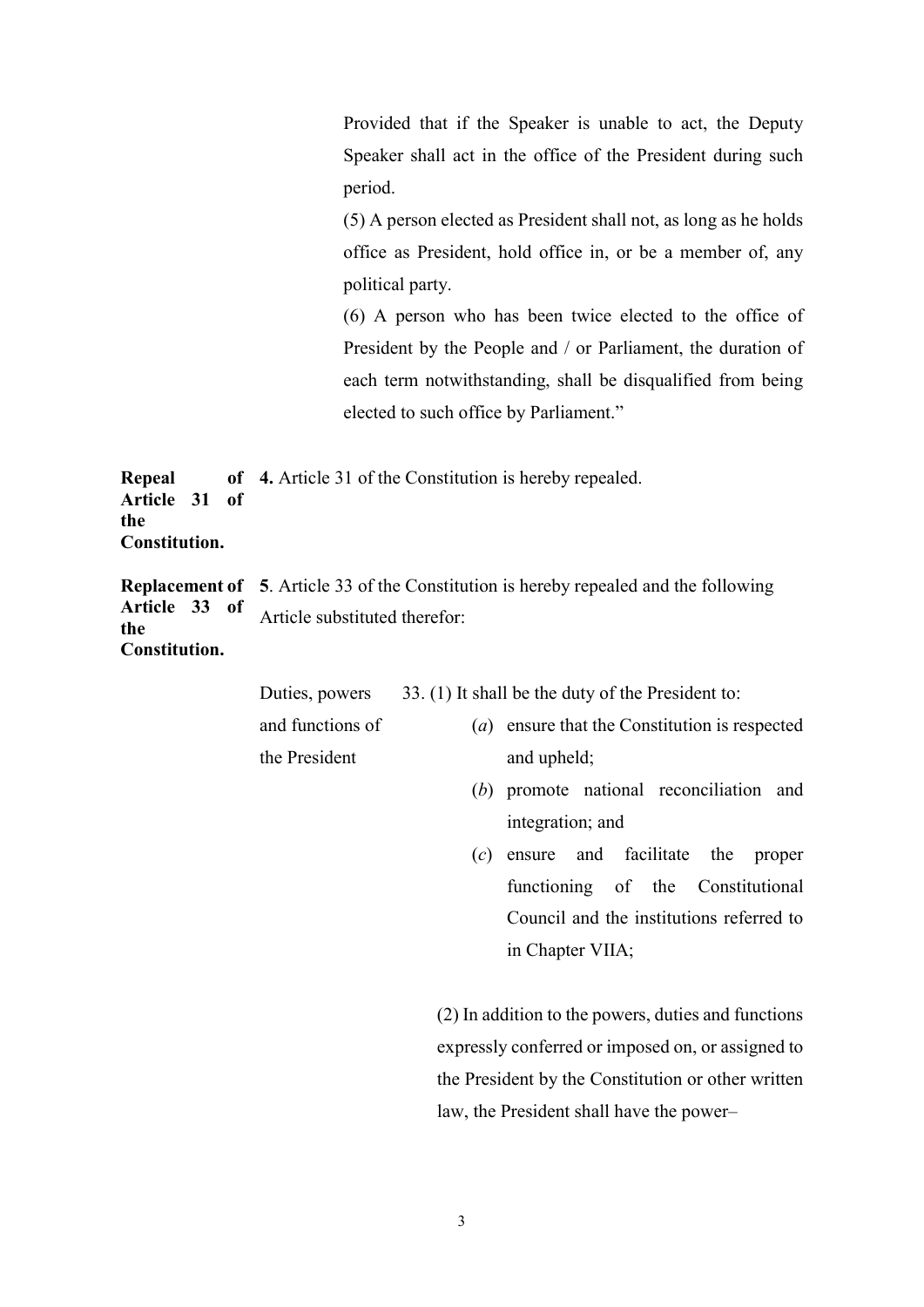Provided that if the Speaker is unable to act, the Deputy Speaker shall act in the office of the President during such period.

(5) A person elected as President shall not, as long as he holds office as President, hold office in, or be a member of, any political party.

(6) A person who has been twice elected to the office of President by the People and / or Parliament, the duration of each term notwithstanding, shall be disqualified from being elected to such office by Parliament."

**Repeal of Article 31 of the Constitution.**

**4.** Article 31 of the Constitution is hereby repealed.

**Replacement of Article 33 of the Constitution.**

**5**. Article 33 of the Constitution is hereby repealed and the following Article substituted therefor:

Duties, powers and functions of the President

33. (1) It shall be the duty of the President to:

(*a*) ensure that the Constitution is respected and upheld;

(*b*) promote national reconciliation and integration; and

(*c*) ensure and facilitate the proper functioning of the Constitutional Council and the institutions referred to in Chapter VIIA;

(2) In addition to the powers, duties and functions expressly conferred or imposed on, or assigned to the President by the Constitution or other written law, the President shall have the power–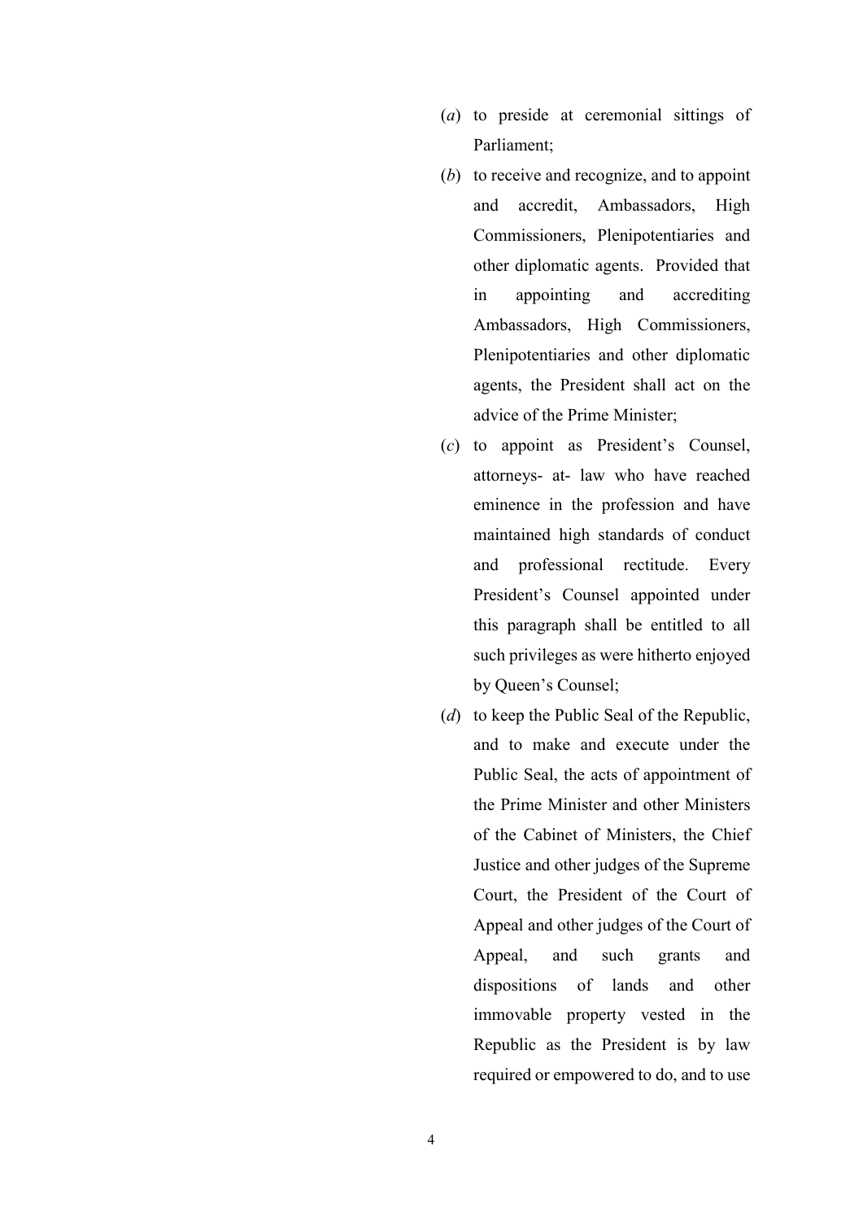(*a*) to preside at ceremonial sittings of Parliament;

(*b*) to receive and recognize, and to appoint and accredit, Ambassadors, High Commissioners, Plenipotentiaries and other diplomatic agents. Provided that in appointing and accrediting Ambassadors, High Commissioners, Plenipotentiaries and other diplomatic agents, the President shall act on the advice of the Prime Minister;

(*c*) to appoint as President's Counsel, attorneys- at- law who have reached eminence in the profession and have maintained high standards of conduct and professional rectitude. Every President's Counsel appointed under this paragraph shall be entitled to all such privileges as were hitherto enjoyed by Queen's Counsel;

(*d*) to keep the Public Seal of the Republic, and to make and execute under the Public Seal, the acts of appointment of the Prime Minister and other Ministers of the Cabinet of Ministers, the Chief Justice and other judges of the Supreme Court, the President of the Court of Appeal and other judges of the Court of Appeal, and such grants and dispositions of lands and other immovable property vested in the Republic as the President is by law required or empowered to do, and to use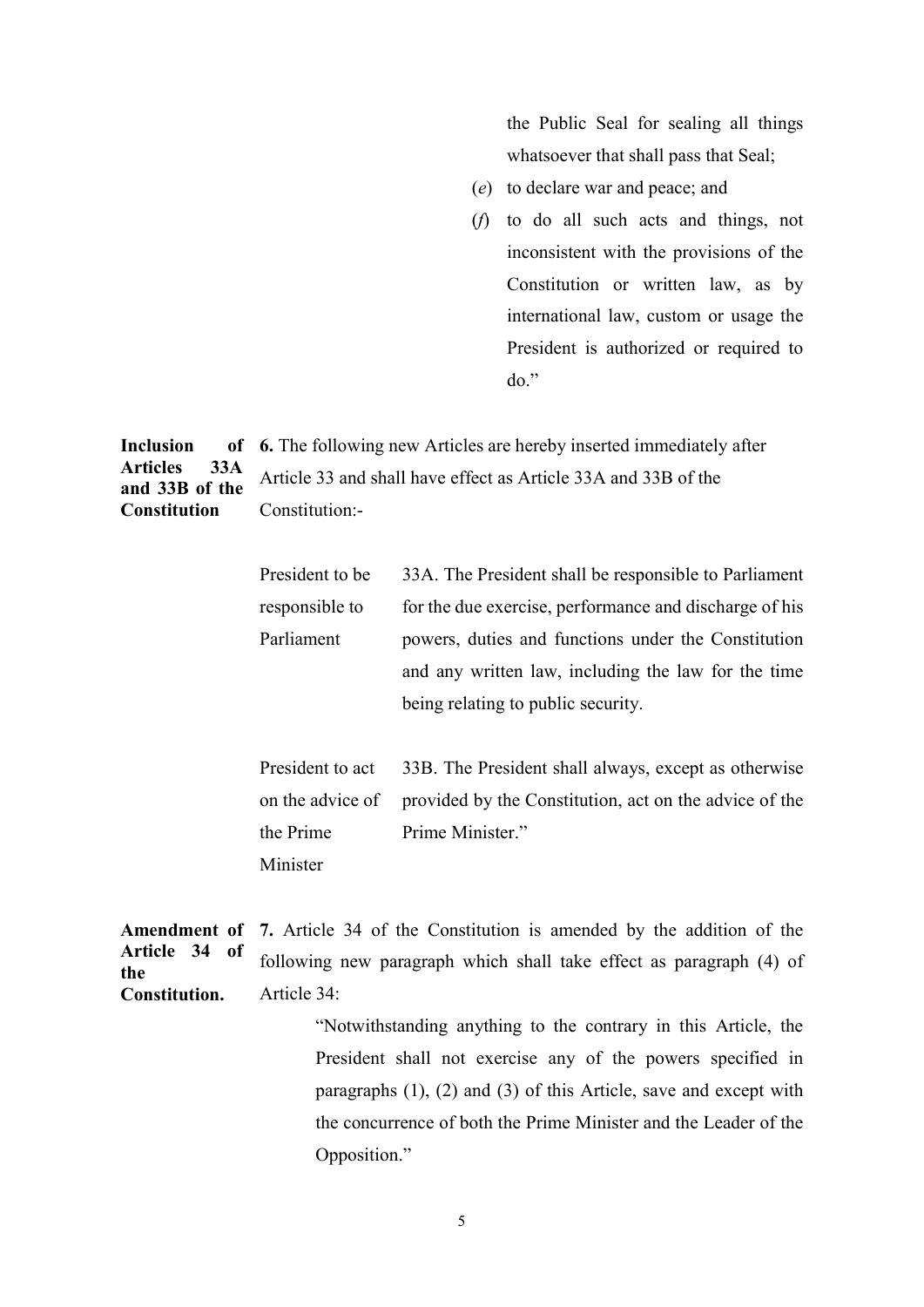the Public Seal for sealing all things whatsoever that shall pass that Seal;

(*e*) to declare war and peace; and

(*f*) to do all such acts and things, not inconsistent with the provisions of the Constitution or written law, as by international law, custom or usage the President is authorized or required to do."

**Inclusion of Articles 33A and 33B of the Constitution**

**6.** The following new Articles are hereby inserted immediately after Article 33 and shall have effect as Article 33A and 33B of the Constitution:-

President to be responsible to Parliament

33A. The President shall be responsible to Parliament for the due exercise, performance and discharge of his powers, duties and functions under the Constitution and any written law, including the law for the time being relating to public security.

President to act on the advice of the Prime Minister

33B. The President shall always, except as otherwise provided by the Constitution, act on the advice of the Prime Minister."

**Amendment of Article 34 of the Constitution.**

**7.** Article 34 of the Constitution is amended by the addition of the following new paragraph which shall take effect as paragraph (4) of Article 34:

"Notwithstanding anything to the contrary in this Article, the President shall not exercise any of the powers specified in paragraphs (1), (2) and (3) of this Article, save and except with the concurrence of both the Prime Minister and the Leader of the Opposition."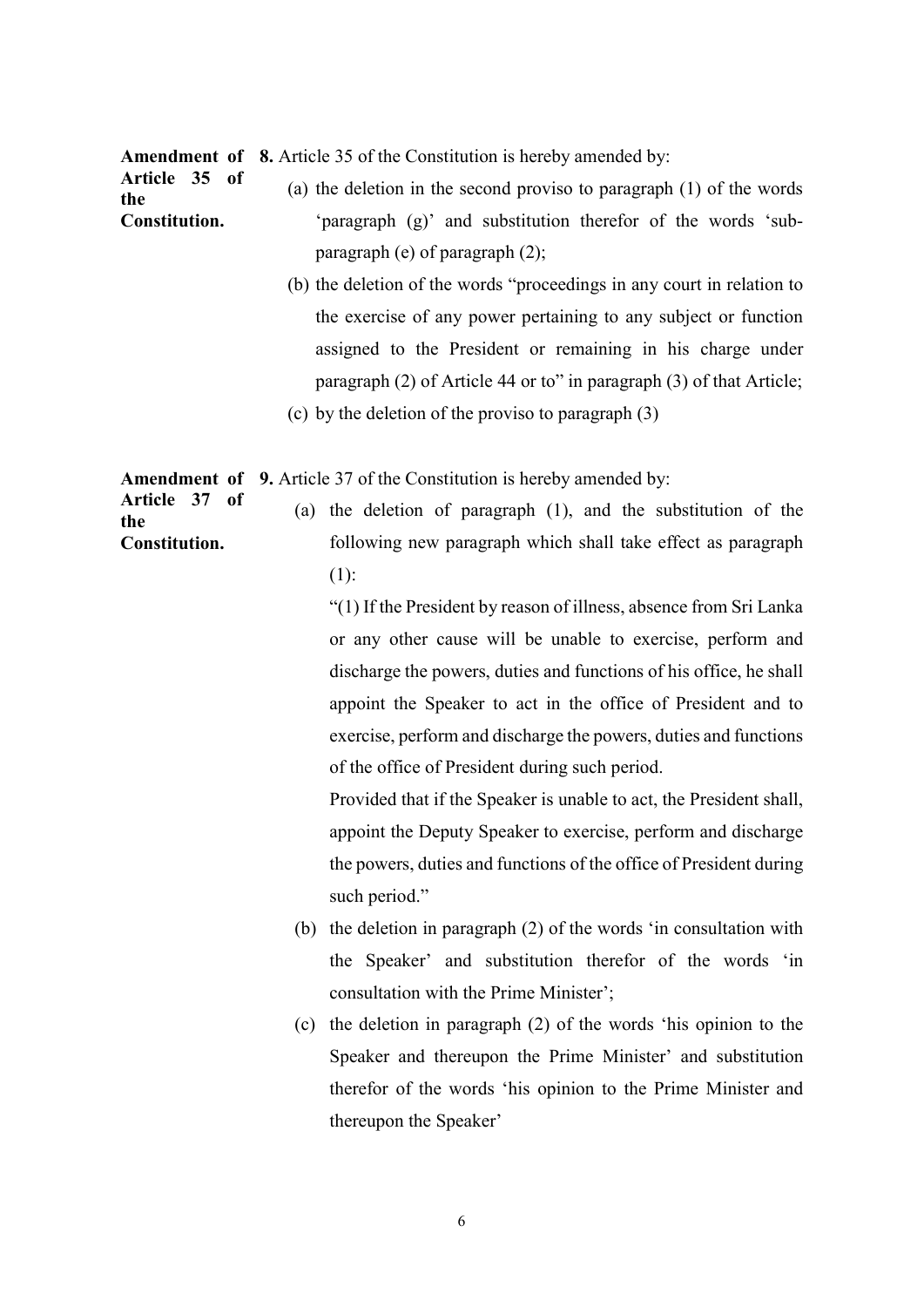**Amendment of Article 35 of the Constitution.**

**8.** Article 35 of the Constitution is hereby amended by:

(a) the deletion in the second proviso to paragraph (1) of the words 'paragraph (g)' and substitution therefor of the words 'sub-paragraph (e) of paragraph (2);

(b) the deletion of the words "proceedings in any court in relation to the exercise of any power pertaining to any subject or function assigned to the President or remaining in his charge under paragraph (2) of Article 44 or to" in paragraph (3) of that Article;

(c) by the deletion of the proviso to paragraph (3)

**Amendment of Article 37 of the Constitution.**

**9.** Article 37 of the Constitution is hereby amended by:

(a) the deletion of paragraph (1), and the substitution of the following new paragraph which shall take effect as paragraph (1):

"(1) If the President by reason of illness, absence from Sri Lanka or any other cause will be unable to exercise, perform and discharge the powers, duties and functions of his office, he shall appoint the Speaker to act in the office of President and to exercise, perform and discharge the powers, duties and functions of the office of President during such period.

Provided that if the Speaker is unable to act, the President shall, appoint the Deputy Speaker to exercise, perform and discharge the powers, duties and functions of the office of President during such period."

(b) the deletion in paragraph (2) of the words 'in consultation with the Speaker' and substitution therefor of the words 'in consultation with the Prime Minister';

(c) the deletion in paragraph (2) of the words 'his opinion to the Speaker and thereupon the Prime Minister' and substitution therefor of the words 'his opinion to the Prime Minister and thereupon the Speaker'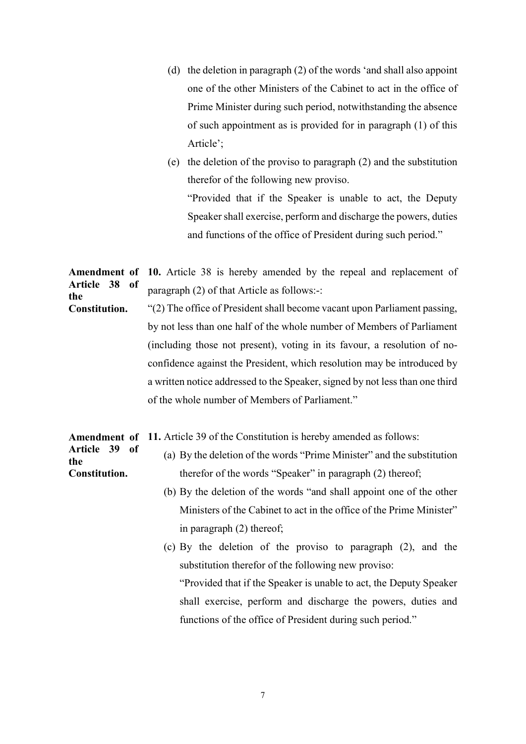(d) the deletion in paragraph (2) of the words 'and shall also appoint one of the other Ministers of the Cabinet to act in the office of Prime Minister during such period, notwithstanding the absence of such appointment as is provided for in paragraph (1) of this Article';

(e) the deletion of the proviso to paragraph (2) and the substitution therefor of the following new proviso.

"Provided that if the Speaker is unable to act, the Deputy Speaker shall exercise, perform and discharge the powers, duties and functions of the office of President during such period."

**Amendment of Article 38 of the Constitution.**

**10.** Article 38 is hereby amended by the repeal and replacement of paragraph (2) of that Article as follows:-:

"(2) The office of President shall become vacant upon Parliament passing, by not less than one half of the whole number of Members of Parliament (including those not present), voting in its favour, a resolution of no-confidence against the President, which resolution may be introduced by a written notice addressed to the Speaker, signed by not less than one third of the whole number of Members of Parliament."

**Amendment of Article 39 of the Constitution.**

**11.** Article 39 of the Constitution is hereby amended as follows:

(a) By the deletion of the words "Prime Minister" and the substitution therefor of the words "Speaker" in paragraph (2) thereof;

(b) By the deletion of the words "and shall appoint one of the other Ministers of the Cabinet to act in the office of the Prime Minister" in paragraph (2) thereof;

(c) By the deletion of the proviso to paragraph (2), and the substitution therefor of the following new proviso:

"Provided that if the Speaker is unable to act, the Deputy Speaker shall exercise, perform and discharge the powers, duties and functions of the office of President during such period."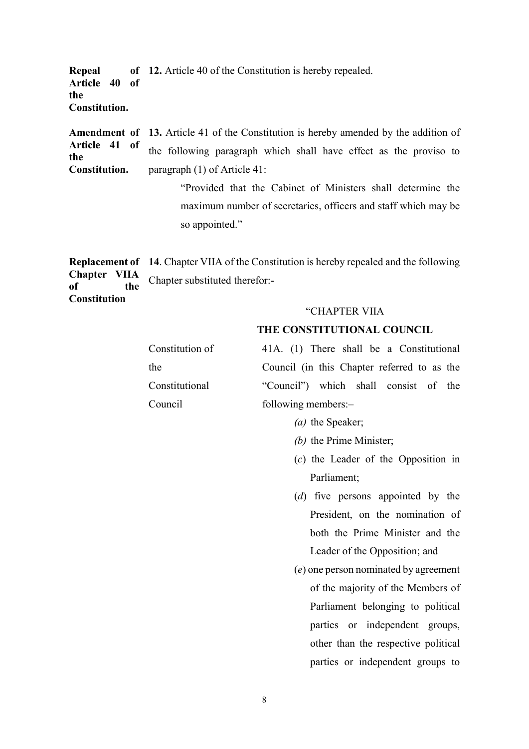**Repeal of Article 40 of the Constitution.**

**12.** Article 40 of the Constitution is hereby repealed.

**Amendment of Article 41 of the Constitution.**

**13.** Article 41 of the Constitution is hereby amended by the addition of the following paragraph which shall have effect as the proviso to paragraph (1) of Article 41:

> "Provided that the Cabinet of Ministers shall determine the maximum number of secretaries, officers and staff which may be so appointed."

**Replacement of Chapter VIIA of the Constitution**

**14**. Chapter VIIA of the Constitution is hereby repealed and the following Chapter substituted therefor:-

"CHAPTER VIIA

**THE CONSTITUTIONAL COUNCIL**

Constitution of the Constitutional Council

41A. (1) There shall be a Constitutional Council (in this Chapter referred to as the "Council") which shall consist of the following members:–

*(a)* the Speaker;

*(b)* the Prime Minister;

(*c*) the Leader of the Opposition in Parliament;

(*d*) five persons appointed by the President, on the nomination of both the Prime Minister and the Leader of the Opposition; and

(*e*) one person nominated by agreement of the majority of the Members of Parliament belonging to political parties or independent groups, other than the respective political parties or independent groups to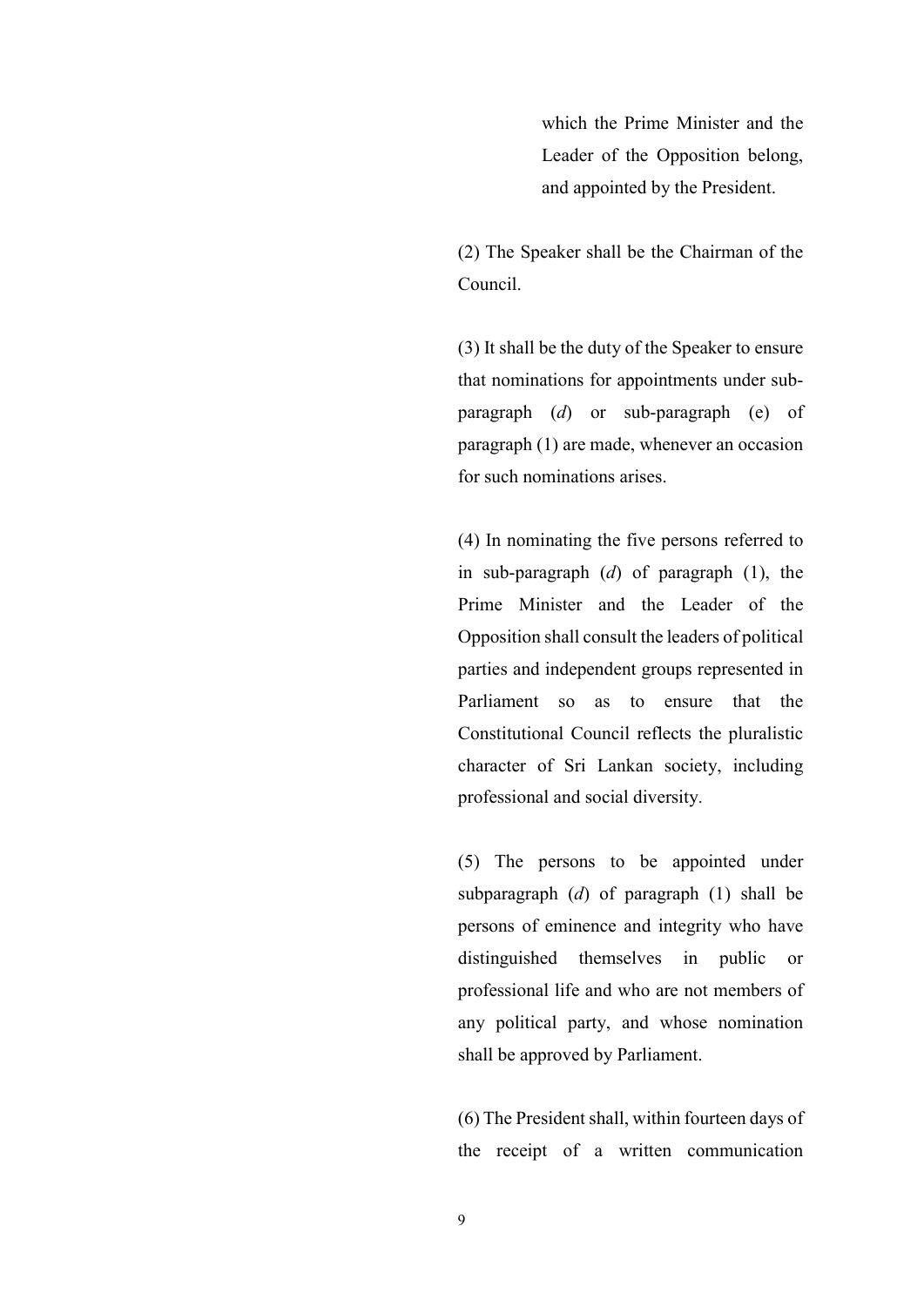which the Prime Minister and the Leader of the Opposition belong, and appointed by the President.

(2) The Speaker shall be the Chairman of the Council.

(3) It shall be the duty of the Speaker to ensure that nominations for appointments under sub-paragraph (*d*) or sub-paragraph (e) of paragraph (1) are made, whenever an occasion for such nominations arises.

(4) In nominating the five persons referred to in sub-paragraph (*d*) of paragraph (1), the Prime Minister and the Leader of the Opposition shall consult the leaders of political parties and independent groups represented in Parliament so as to ensure that the Constitutional Council reflects the pluralistic character of Sri Lankan society, including professional and social diversity.

(5) The persons to be appointed under subparagraph (*d*) of paragraph (1) shall be persons of eminence and integrity who have distinguished themselves in public or professional life and who are not members of any political party, and whose nomination shall be approved by Parliament.

(6) The President shall, within fourteen days of the receipt of a written communication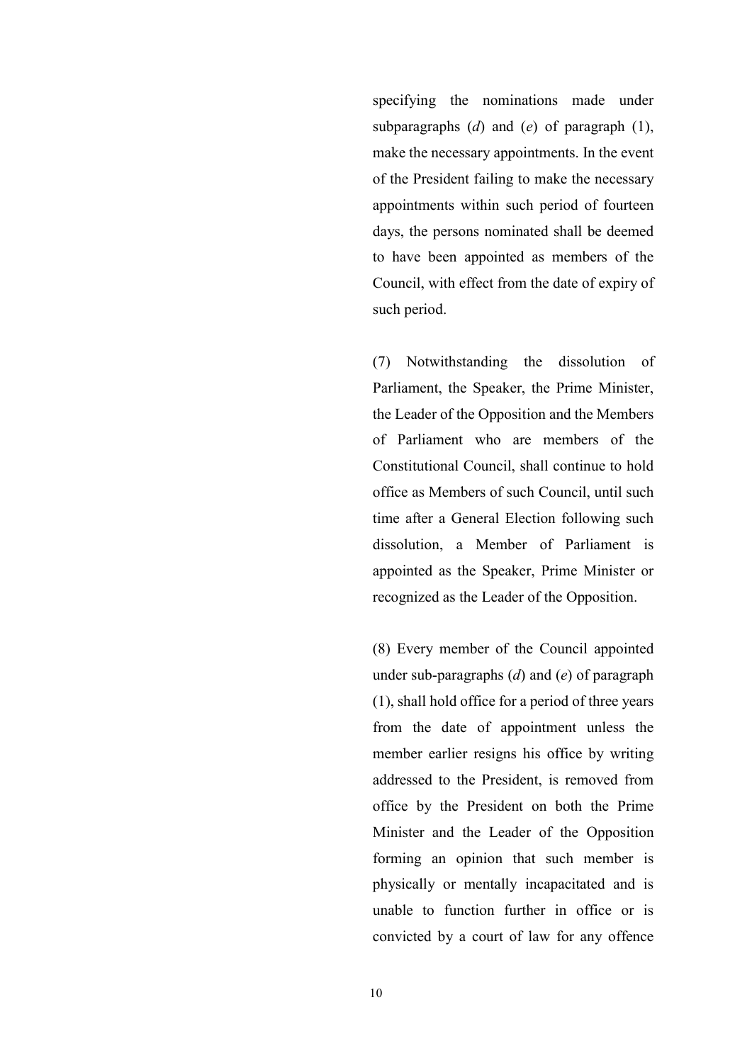specifying the nominations made under subparagraphs (*d*) and (*e*) of paragraph (1), make the necessary appointments. In the event of the President failing to make the necessary appointments within such period of fourteen days, the persons nominated shall be deemed to have been appointed as members of the Council, with effect from the date of expiry of such period.

(7) Notwithstanding the dissolution of Parliament, the Speaker, the Prime Minister, the Leader of the Opposition and the Members of Parliament who are members of the Constitutional Council, shall continue to hold office as Members of such Council, until such time after a General Election following such dissolution, a Member of Parliament is appointed as the Speaker, Prime Minister or recognized as the Leader of the Opposition.

(8) Every member of the Council appointed under sub-paragraphs (*d*) and (*e*) of paragraph (1), shall hold office for a period of three years from the date of appointment unless the member earlier resigns his office by writing addressed to the President, is removed from office by the President on both the Prime Minister and the Leader of the Opposition forming an opinion that such member is physically or mentally incapacitated and is unable to function further in office or is convicted by a court of law for any offence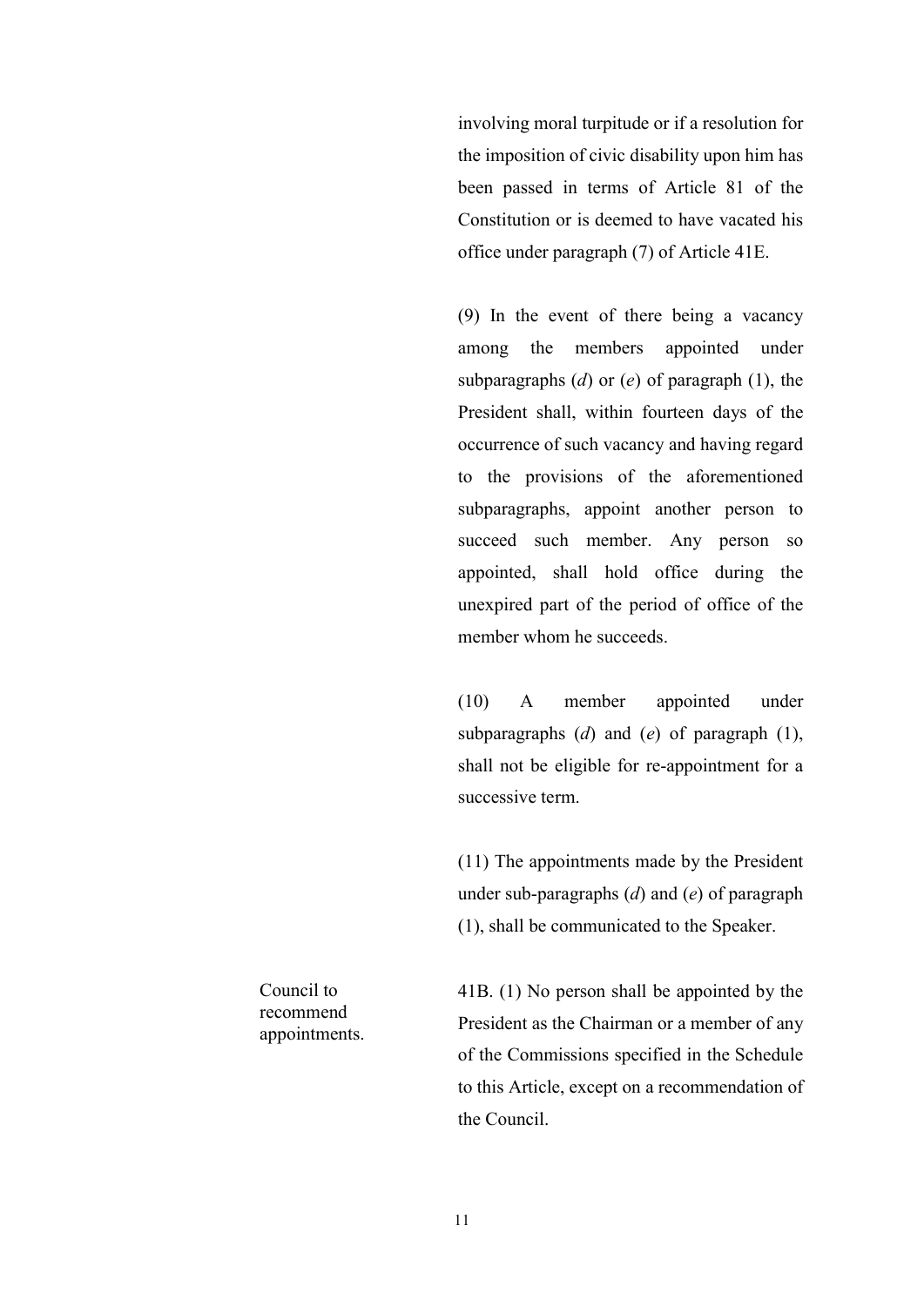involving moral turpitude or if a resolution for the imposition of civic disability upon him has been passed in terms of Article 81 of the Constitution or is deemed to have vacated his office under paragraph (7) of Article 41E.

(9) In the event of there being a vacancy among the members appointed under subparagraphs (*d*) or (*e*) of paragraph (1), the President shall, within fourteen days of the occurrence of such vacancy and having regard to the provisions of the aforementioned subparagraphs, appoint another person to succeed such member. Any person so appointed, shall hold office during the unexpired part of the period of office of the member whom he succeeds.

(10) A member appointed under subparagraphs (*d*) and (*e*) of paragraph (1), shall not be eligible for re-appointment for a successive term.

(11) The appointments made by the President under sub-paragraphs (*d*) and (*e*) of paragraph (1), shall be communicated to the Speaker.

Council to recommend appointments.

41B. (1) No person shall be appointed by the President as the Chairman or a member of any of the Commissions specified in the Schedule to this Article, except on a recommendation of the Council.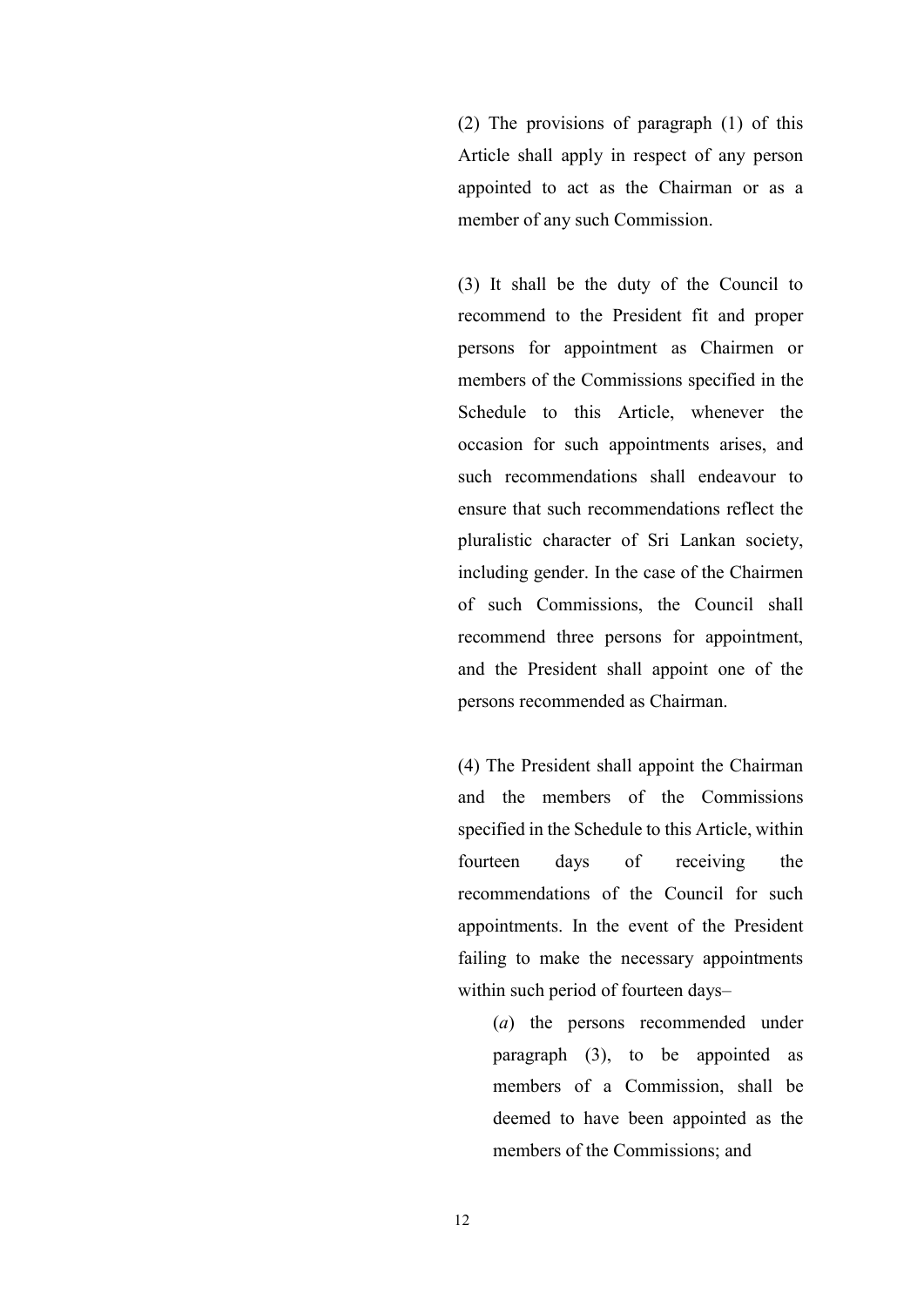(2) The provisions of paragraph (1) of this Article shall apply in respect of any person appointed to act as the Chairman or as a member of any such Commission.

(3) It shall be the duty of the Council to recommend to the President fit and proper persons for appointment as Chairmen or members of the Commissions specified in the Schedule to this Article, whenever the occasion for such appointments arises, and such recommendations shall endeavour to ensure that such recommendations reflect the pluralistic character of Sri Lankan society, including gender. In the case of the Chairmen of such Commissions, the Council shall recommend three persons for appointment, and the President shall appoint one of the persons recommended as Chairman.

(4) The President shall appoint the Chairman and the members of the Commissions specified in the Schedule to this Article, within fourteen days of receiving the recommendations of the Council for such appointments. In the event of the President failing to make the necessary appointments within such period of fourteen days–

(*a*) the persons recommended under paragraph (3), to be appointed as members of a Commission, shall be deemed to have been appointed as the members of the Commissions; and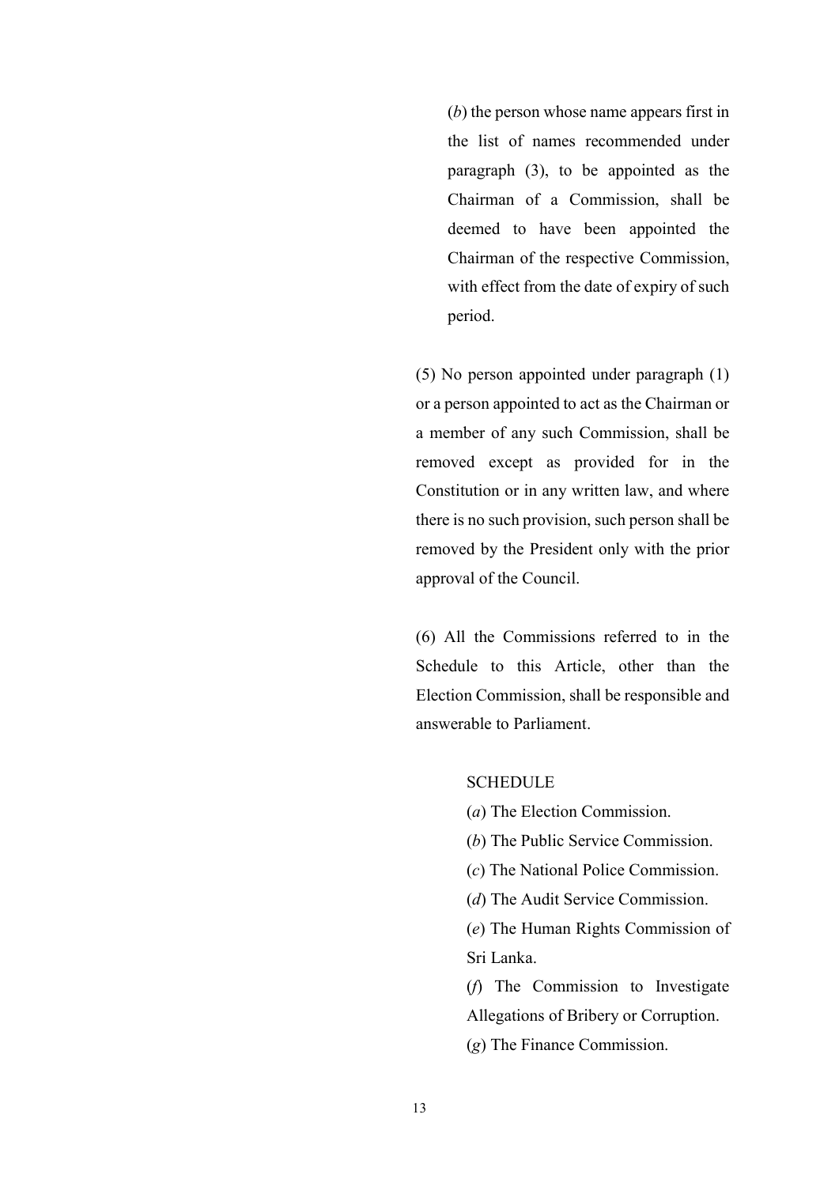(*b*) the person whose name appears first in the list of names recommended under paragraph (3), to be appointed as the Chairman of a Commission, shall be deemed to have been appointed the Chairman of the respective Commission, with effect from the date of expiry of such period.

(5) No person appointed under paragraph (1) or a person appointed to act as the Chairman or a member of any such Commission, shall be removed except as provided for in the Constitution or in any written law, and where there is no such provision, such person shall be removed by the President only with the prior approval of the Council.

(6) All the Commissions referred to in the Schedule to this Article, other than the Election Commission, shall be responsible and answerable to Parliament.

SCHEDULE

(*a*) The Election Commission.

(*b*) The Public Service Commission.

(*c*) The National Police Commission.

(*d*) The Audit Service Commission.

(*e*) The Human Rights Commission of Sri Lanka.

(*f*) The Commission to Investigate Allegations of Bribery or Corruption.

(*g*) The Finance Commission.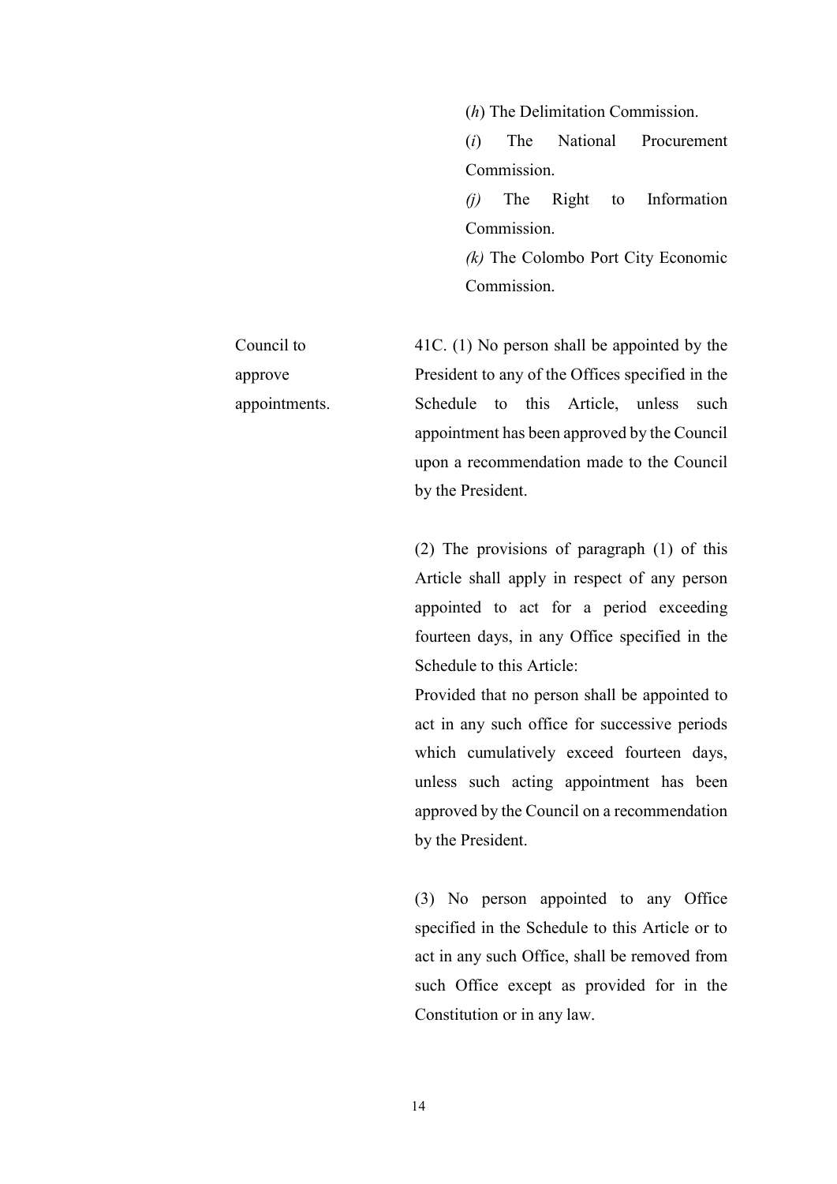(*h*) The Delimitation Commission.

(*i*) The National Procurement Commission.

*(j)* The Right to Information Commission.

*(k)* The Colombo Port City Economic Commission.

Council to approve appointments.

41C. (1) No person shall be appointed by the President to any of the Offices specified in the Schedule to this Article, unless such appointment has been approved by the Council upon a recommendation made to the Council by the President.

(2) The provisions of paragraph (1) of this Article shall apply in respect of any person appointed to act for a period exceeding fourteen days, in any Office specified in the Schedule to this Article:

Provided that no person shall be appointed to act in any such office for successive periods which cumulatively exceed fourteen days, unless such acting appointment has been approved by the Council on a recommendation by the President.

(3) No person appointed to any Office specified in the Schedule to this Article or to act in any such Office, shall be removed from such Office except as provided for in the Constitution or in any law.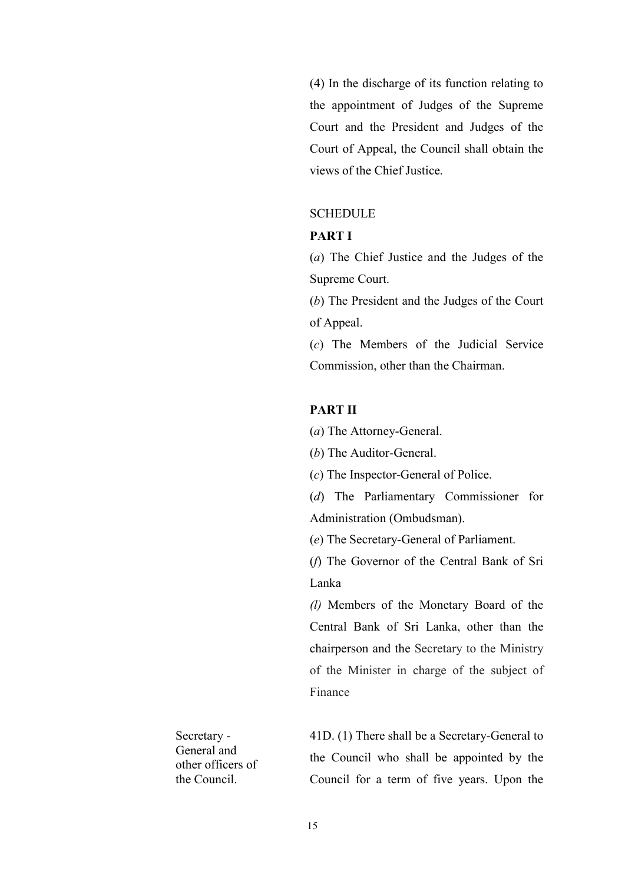(4) In the discharge of its function relating to the appointment of Judges of the Supreme Court and the President and Judges of the Court of Appeal, the Council shall obtain the views of the Chief Justice.

SCHEDULE

**PART I**

(*a*) The Chief Justice and the Judges of the Supreme Court.

(*b*) The President and the Judges of the Court of Appeal.

(*c*) The Members of the Judicial Service Commission, other than the Chairman.

**PART II**

(*a*) The Attorney-General.

(*b*) The Auditor-General.

(*c*) The Inspector-General of Police.

(*d*) The Parliamentary Commissioner for Administration (Ombudsman).

(*e*) The Secretary-General of Parliament.

(*f*) The Governor of the Central Bank of Sri Lanka

*(l)* Members of the Monetary Board of the Central Bank of Sri Lanka, other than the chairperson and the Secretary to the Ministry of the Minister in charge of the subject of Finance

Secretary - General and other officers of the Council.

41D. (1) There shall be a Secretary-General to the Council who shall be appointed by the Council for a term of five years. Upon the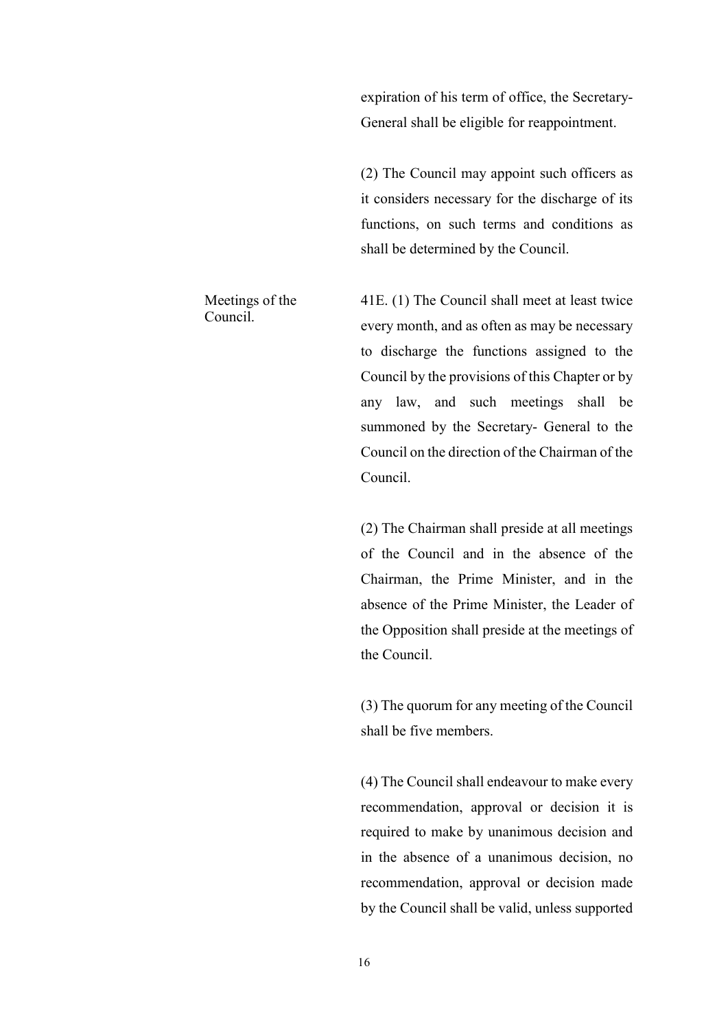expiration of his term of office, the Secretary-General shall be eligible for reappointment.

(2) The Council may appoint such officers as it considers necessary for the discharge of its functions, on such terms and conditions as shall be determined by the Council.

Meetings of the Council.

41E. (1) The Council shall meet at least twice every month, and as often as may be necessary to discharge the functions assigned to the Council by the provisions of this Chapter or by any law, and such meetings shall be summoned by the Secretary- General to the Council on the direction of the Chairman of the Council.

(2) The Chairman shall preside at all meetings of the Council and in the absence of the Chairman, the Prime Minister, and in the absence of the Prime Minister, the Leader of the Opposition shall preside at the meetings of the Council.

(3) The quorum for any meeting of the Council shall be five members.

(4) The Council shall endeavour to make every recommendation, approval or decision it is required to make by unanimous decision and in the absence of a unanimous decision, no recommendation, approval or decision made by the Council shall be valid, unless supported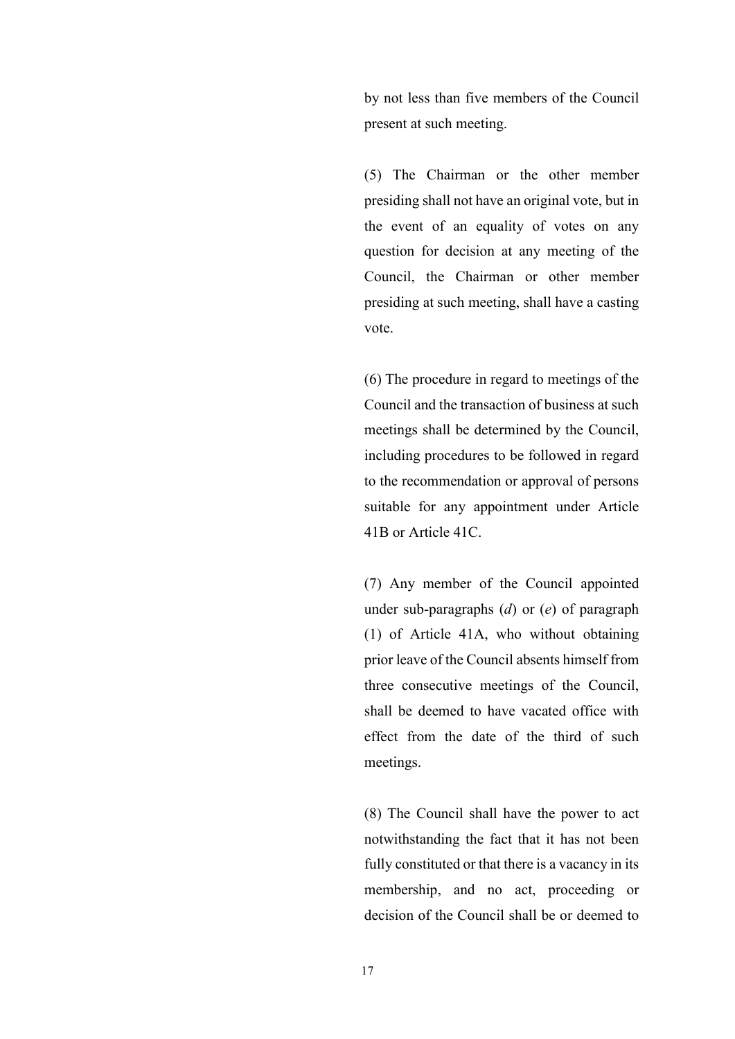by not less than five members of the Council present at such meeting.

(5) The Chairman or the other member presiding shall not have an original vote, but in the event of an equality of votes on any question for decision at any meeting of the Council, the Chairman or other member presiding at such meeting, shall have a casting vote.

(6) The procedure in regard to meetings of the Council and the transaction of business at such meetings shall be determined by the Council, including procedures to be followed in regard to the recommendation or approval of persons suitable for any appointment under Article 41B or Article 41C.

(7) Any member of the Council appointed under sub-paragraphs (*d*) or (*e*) of paragraph (1) of Article 41A, who without obtaining prior leave of the Council absents himself from three consecutive meetings of the Council, shall be deemed to have vacated office with effect from the date of the third of such meetings.

(8) The Council shall have the power to act notwithstanding the fact that it has not been fully constituted or that there is a vacancy in its membership, and no act, proceeding or decision of the Council shall be or deemed to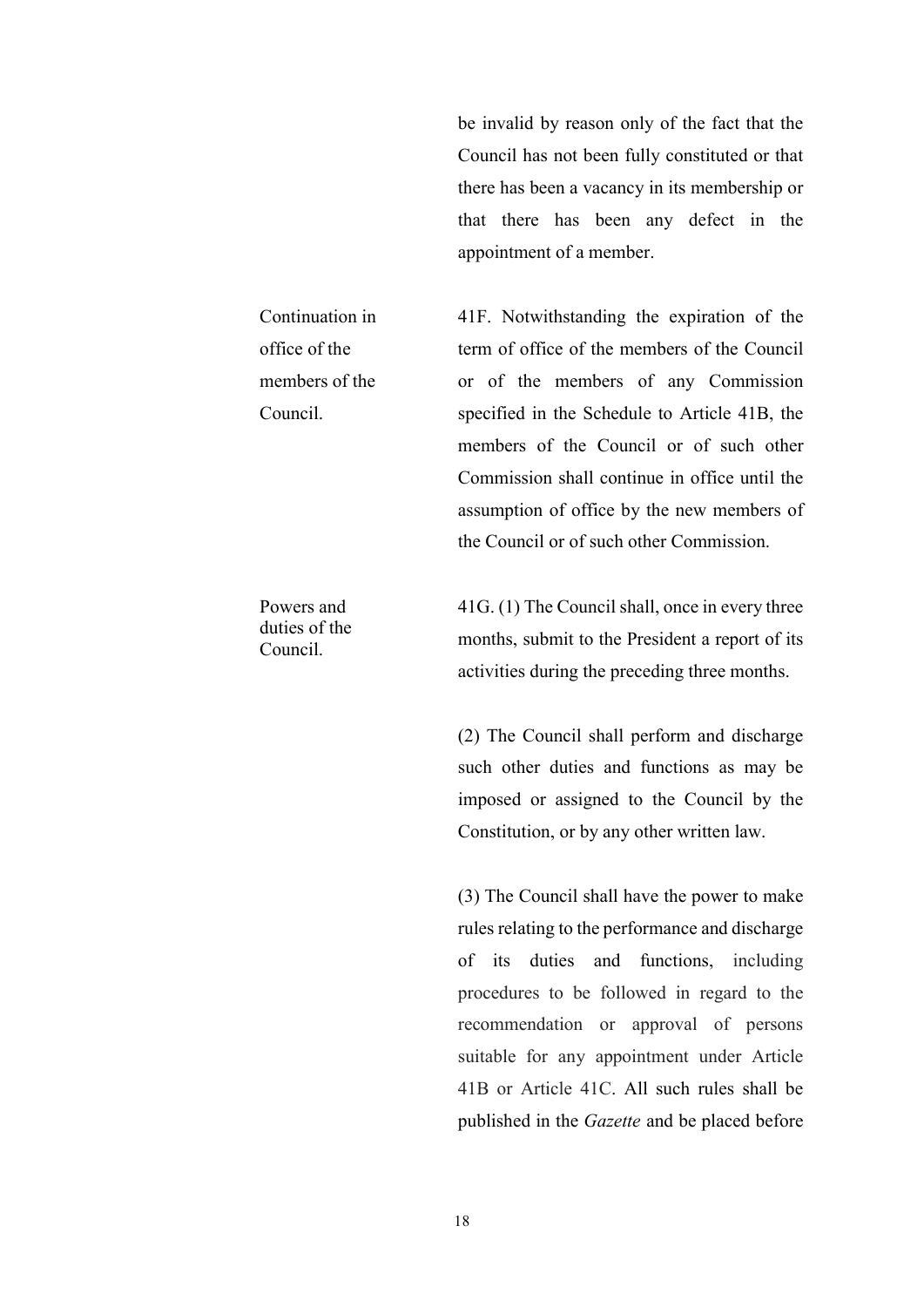be invalid by reason only of the fact that the Council has not been fully constituted or that there has been a vacancy in its membership or that there has been any defect in the appointment of a member.

**Continuation in office of the members of the Council.**

41F. Notwithstanding the expiration of the term of office of the members of the Council or of the members of any Commission specified in the Schedule to Article 41B, the members of the Council or of such other Commission shall continue in office until the assumption of office by the new members of the Council or of such other Commission.

**Powers and duties of the Council.**

41G. (1) The Council shall, once in every three months, submit to the President a report of its activities during the preceding three months.

(2) The Council shall perform and discharge such other duties and functions as may be imposed or assigned to the Council by the Constitution, or by any other written law.

(3) The Council shall have the power to make rules relating to the performance and discharge of its duties and functions, including procedures to be followed in regard to the recommendation or approval of persons suitable for any appointment under Article 41B or Article 41C. All such rules shall be published in the *Gazette* and be placed before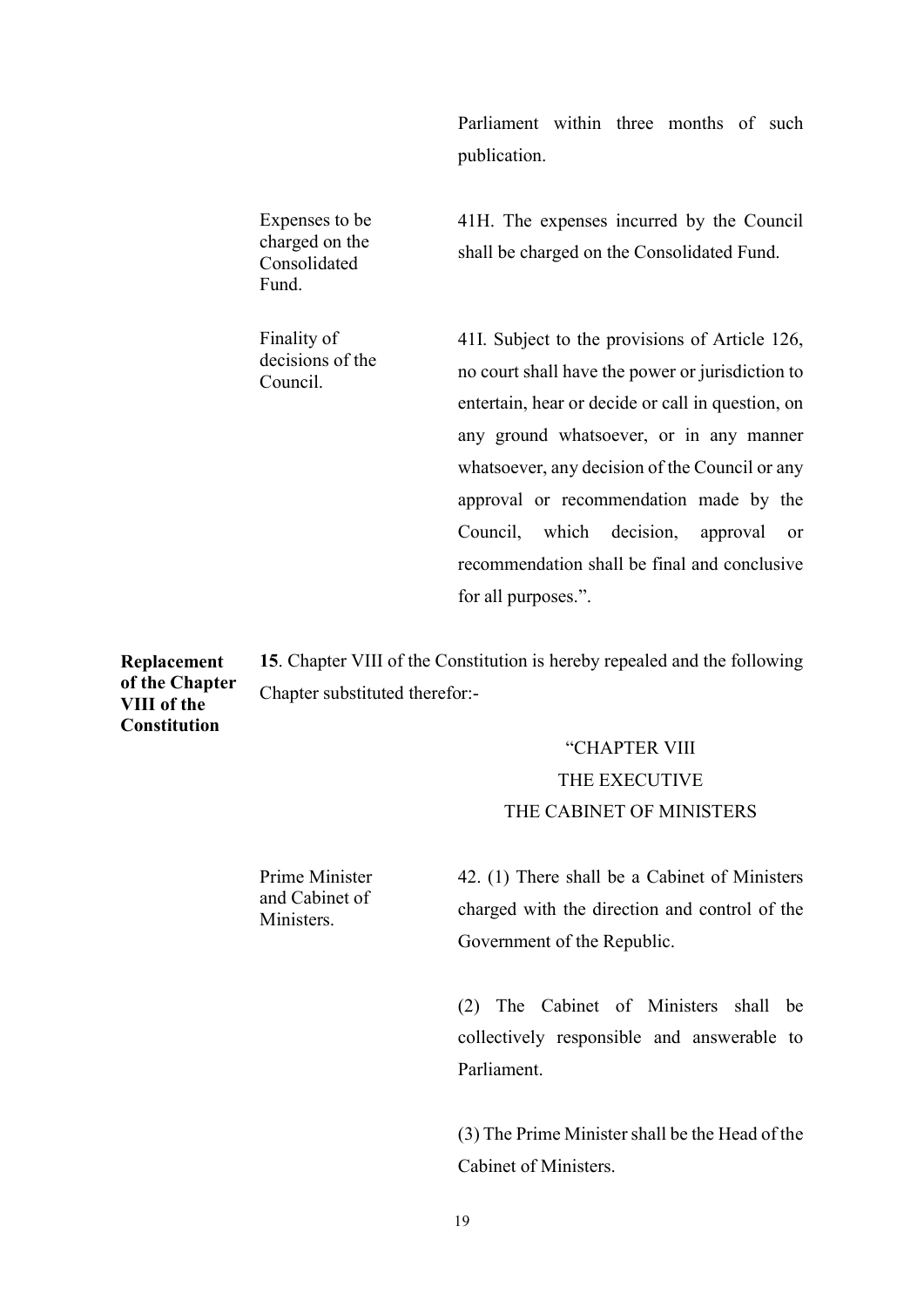Parliament within three months of such publication.

Expenses to be charged on the Consolidated Fund.

41H. The expenses incurred by the Council shall be charged on the Consolidated Fund.

Finality of decisions of the Council.

41I. Subject to the provisions of Article 126, no court shall have the power or jurisdiction to entertain, hear or decide or call in question, on any ground whatsoever, or in any manner whatsoever, any decision of the Council or any approval or recommendation made by the Council, which decision, approval or recommendation shall be final and conclusive for all purposes.".

**Replacement of the Chapter VIII of the Constitution**

**15**. Chapter VIII of the Constitution is hereby repealed and the following Chapter substituted therefor:-

"CHAPTER VIII
THE EXECUTIVE
THE CABINET OF MINISTERS

Prime Minister and Cabinet of Ministers.

42. (1) There shall be a Cabinet of Ministers charged with the direction and control of the Government of the Republic.

(2) The Cabinet of Ministers shall be collectively responsible and answerable to Parliament.

(3) The Prime Minister shall be the Head of the Cabinet of Ministers.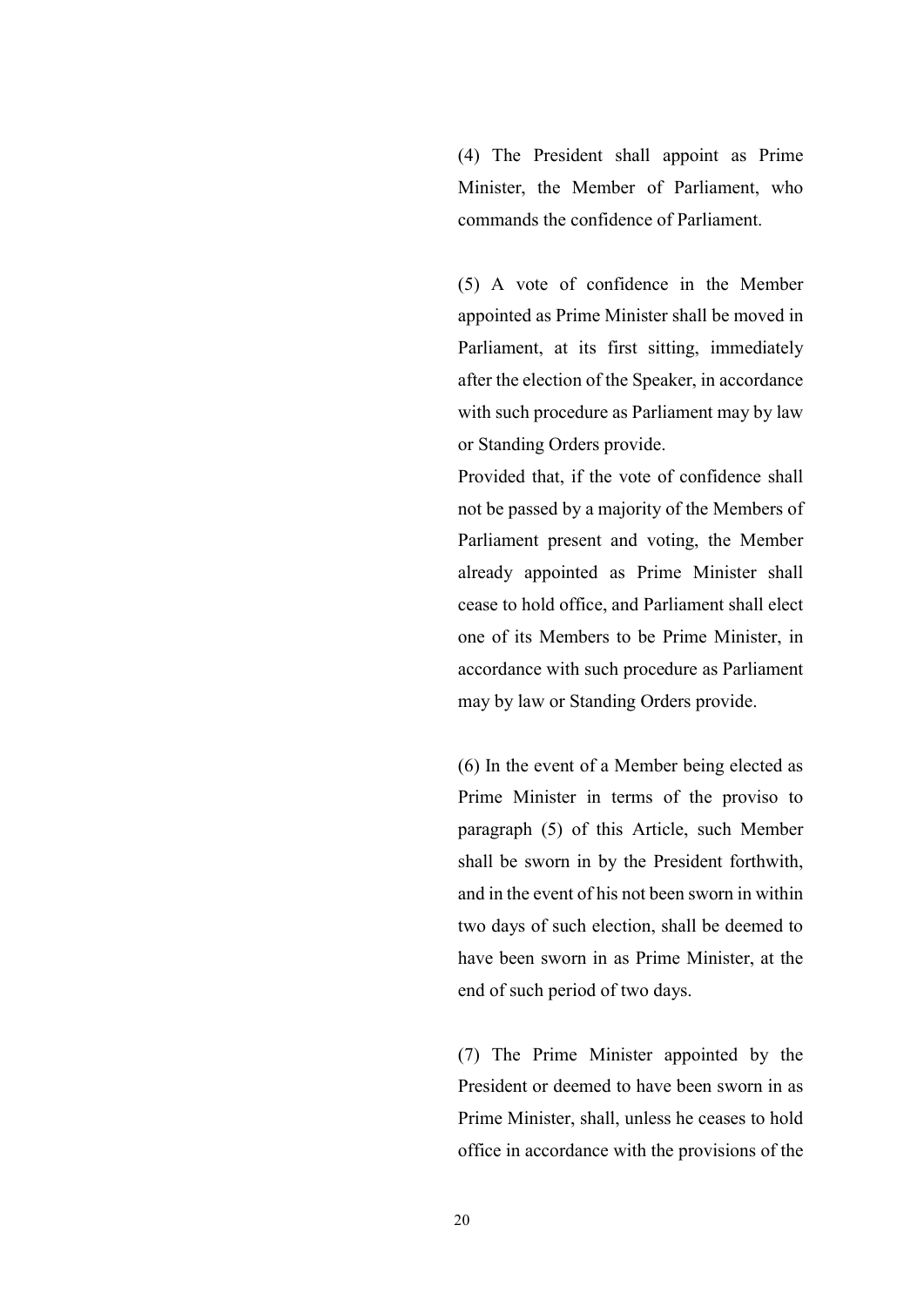(4) The President shall appoint as Prime Minister, the Member of Parliament, who commands the confidence of Parliament.

(5) A vote of confidence in the Member appointed as Prime Minister shall be moved in Parliament, at its first sitting, immediately after the election of the Speaker, in accordance with such procedure as Parliament may by law or Standing Orders provide.

Provided that, if the vote of confidence shall not be passed by a majority of the Members of Parliament present and voting, the Member already appointed as Prime Minister shall cease to hold office, and Parliament shall elect one of its Members to be Prime Minister, in accordance with such procedure as Parliament may by law or Standing Orders provide.

(6) In the event of a Member being elected as Prime Minister in terms of the proviso to paragraph (5) of this Article, such Member shall be sworn in by the President forthwith, and in the event of his not been sworn in within two days of such election, shall be deemed to have been sworn in as Prime Minister, at the end of such period of two days.

(7) The Prime Minister appointed by the President or deemed to have been sworn in as Prime Minister, shall, unless he ceases to hold office in accordance with the provisions of the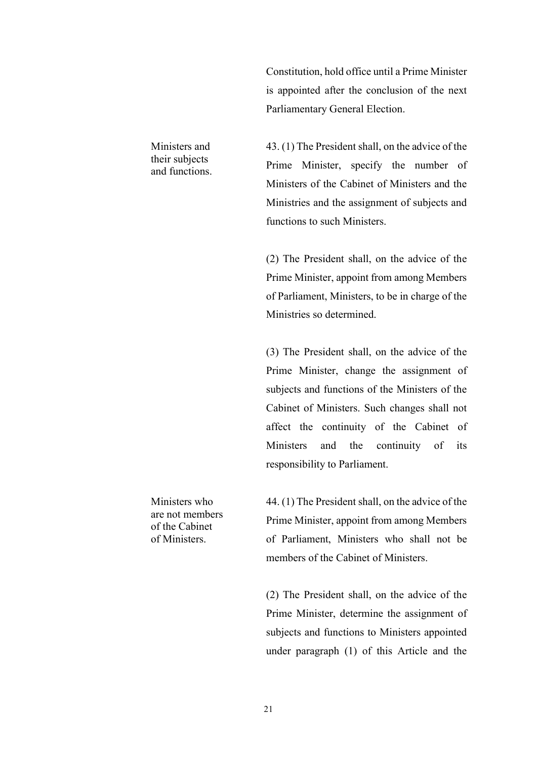Constitution, hold office until a Prime Minister is appointed after the conclusion of the next Parliamentary General Election.

**Ministers and their subjects and functions.**

43. (1) The President shall, on the advice of the Prime Minister, specify the number of Ministers of the Cabinet of Ministers and the Ministries and the assignment of subjects and functions to such Ministers.

(2) The President shall, on the advice of the Prime Minister, appoint from among Members of Parliament, Ministers, to be in charge of the Ministries so determined.

(3) The President shall, on the advice of the Prime Minister, change the assignment of subjects and functions of the Ministers of the Cabinet of Ministers. Such changes shall not affect the continuity of the Cabinet of Ministers and the continuity of its responsibility to Parliament.

**Ministers who are not members of the Cabinet of Ministers.**

44. (1) The President shall, on the advice of the Prime Minister, appoint from among Members of Parliament, Ministers who shall not be members of the Cabinet of Ministers.

(2) The President shall, on the advice of the Prime Minister, determine the assignment of subjects and functions to Ministers appointed under paragraph (1) of this Article and the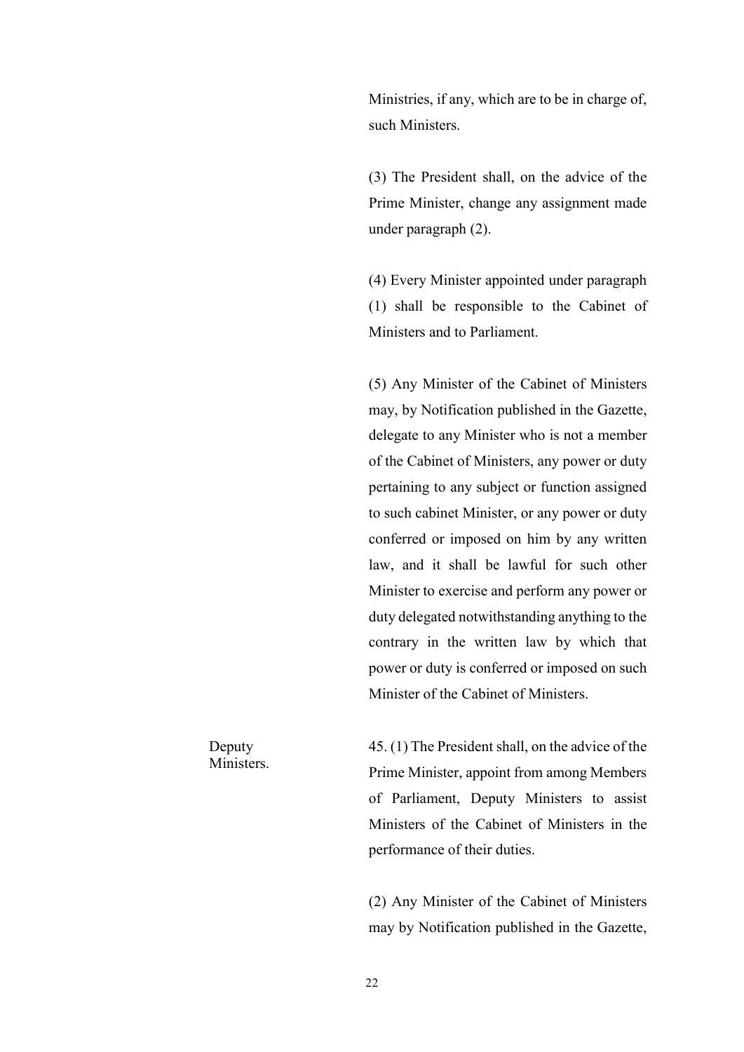Ministries, if any, which are to be in charge of, such Ministers.

(3) The President shall, on the advice of the Prime Minister, change any assignment made under paragraph (2).

(4) Every Minister appointed under paragraph (1) shall be responsible to the Cabinet of Ministers and to Parliament.

(5) Any Minister of the Cabinet of Ministers may, by Notification published in the Gazette, delegate to any Minister who is not a member of the Cabinet of Ministers, any power or duty pertaining to any subject or function assigned to such cabinet Minister, or any power or duty conferred or imposed on him by any written law, and it shall be lawful for such other Minister to exercise and perform any power or duty delegated notwithstanding anything to the contrary in the written law by which that power or duty is conferred or imposed on such Minister of the Cabinet of Ministers.

*Deputy Ministers.*

45. (1) The President shall, on the advice of the Prime Minister, appoint from among Members of Parliament, Deputy Ministers to assist Ministers of the Cabinet of Ministers in the performance of their duties.

(2) Any Minister of the Cabinet of Ministers may by Notification published in the Gazette,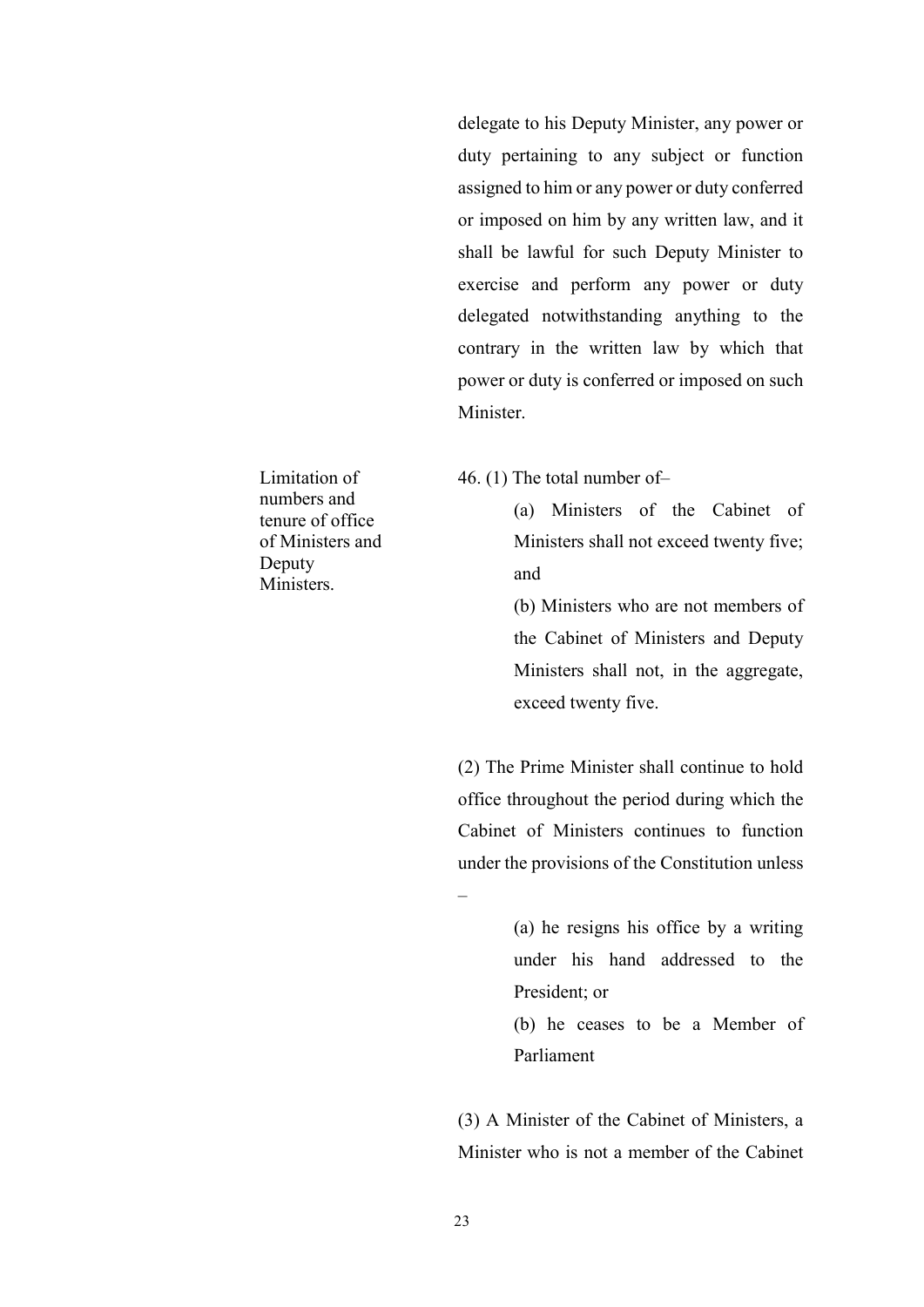delegate to his Deputy Minister, any power or duty pertaining to any subject or function assigned to him or any power or duty conferred or imposed on him by any written law, and it shall be lawful for such Deputy Minister to exercise and perform any power or duty delegated notwithstanding anything to the contrary in the written law by which that power or duty is conferred or imposed on such Minister.

Limitation of numbers and tenure of office of Ministers and Deputy Ministers.

46. (1) The total number of–

(a) Ministers of the Cabinet of Ministers shall not exceed twenty five; and

(b) Ministers who are not members of the Cabinet of Ministers and Deputy Ministers shall not, in the aggregate, exceed twenty five.

(2) The Prime Minister shall continue to hold office throughout the period during which the Cabinet of Ministers continues to function under the provisions of the Constitution unless –

(a) he resigns his office by a writing under his hand addressed to the President; or

(b) he ceases to be a Member of Parliament

(3) A Minister of the Cabinet of Ministers, a Minister who is not a member of the Cabinet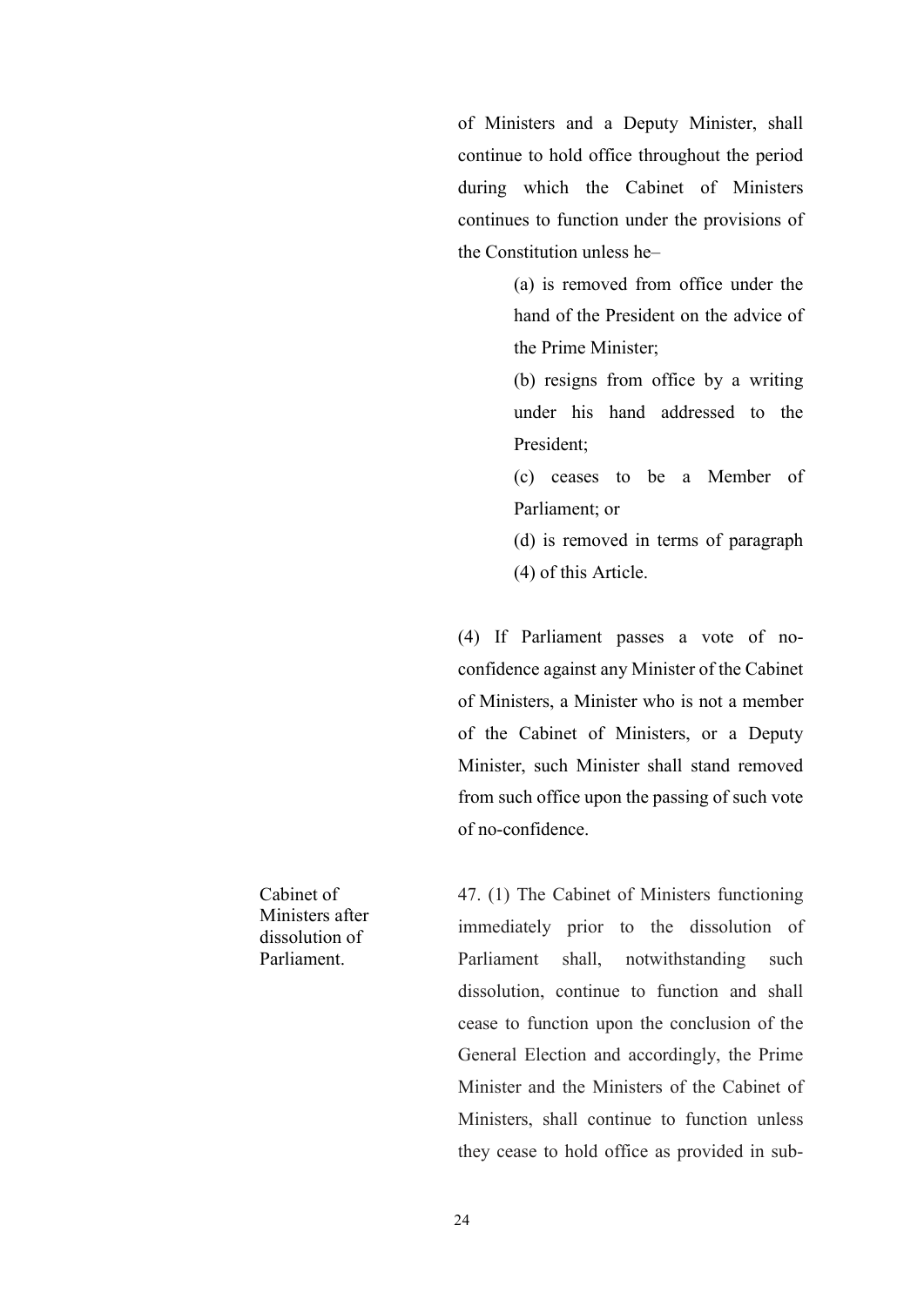of Ministers and a Deputy Minister, shall continue to hold office throughout the period during which the Cabinet of Ministers continues to function under the provisions of the Constitution unless he–

(a) is removed from office under the hand of the President on the advice of the Prime Minister;

(b) resigns from office by a writing under his hand addressed to the President;

(c) ceases to be a Member of Parliament; or

(d) is removed in terms of paragraph (4) of this Article.

(4) If Parliament passes a vote of no-confidence against any Minister of the Cabinet of Ministers, a Minister who is not a member of the Cabinet of Ministers, or a Deputy Minister, such Minister shall stand removed from such office upon the passing of such vote of no-confidence.

*Cabinet of Ministers after dissolution of Parliament.*

47. (1) The Cabinet of Ministers functioning immediately prior to the dissolution of Parliament shall, notwithstanding such dissolution, continue to function and shall cease to function upon the conclusion of the General Election and accordingly, the Prime Minister and the Ministers of the Cabinet of Ministers, shall continue to function unless they cease to hold office as provided in sub-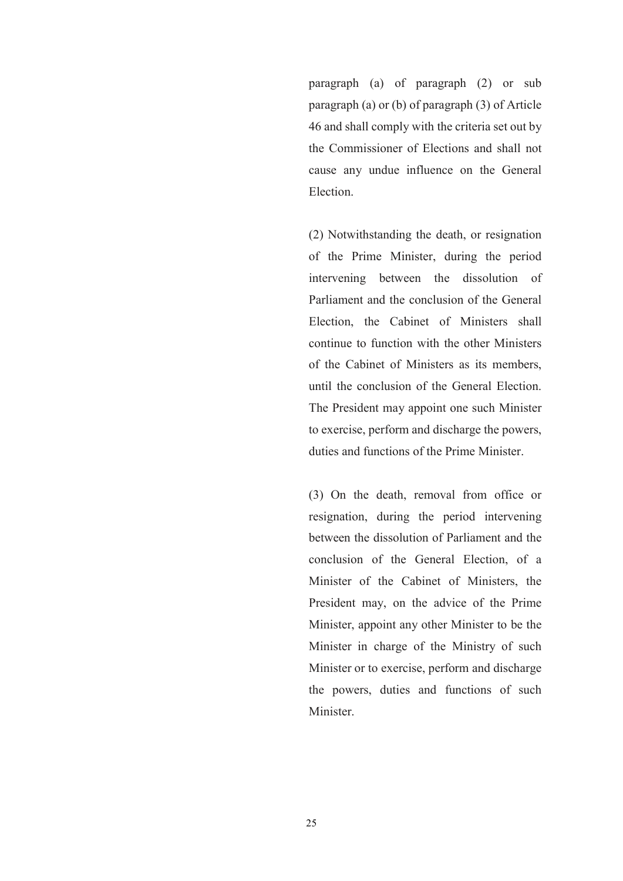paragraph (a) of paragraph (2) or sub paragraph (a) or (b) of paragraph (3) of Article 46 and shall comply with the criteria set out by the Commissioner of Elections and shall not cause any undue influence on the General Election.

(2) Notwithstanding the death, or resignation of the Prime Minister, during the period intervening between the dissolution of Parliament and the conclusion of the General Election, the Cabinet of Ministers shall continue to function with the other Ministers of the Cabinet of Ministers as its members, until the conclusion of the General Election. The President may appoint one such Minister to exercise, perform and discharge the powers, duties and functions of the Prime Minister.

(3) On the death, removal from office or resignation, during the period intervening between the dissolution of Parliament and the conclusion of the General Election, of a Minister of the Cabinet of Ministers, the President may, on the advice of the Prime Minister, appoint any other Minister to be the Minister in charge of the Ministry of such Minister or to exercise, perform and discharge the powers, duties and functions of such Minister.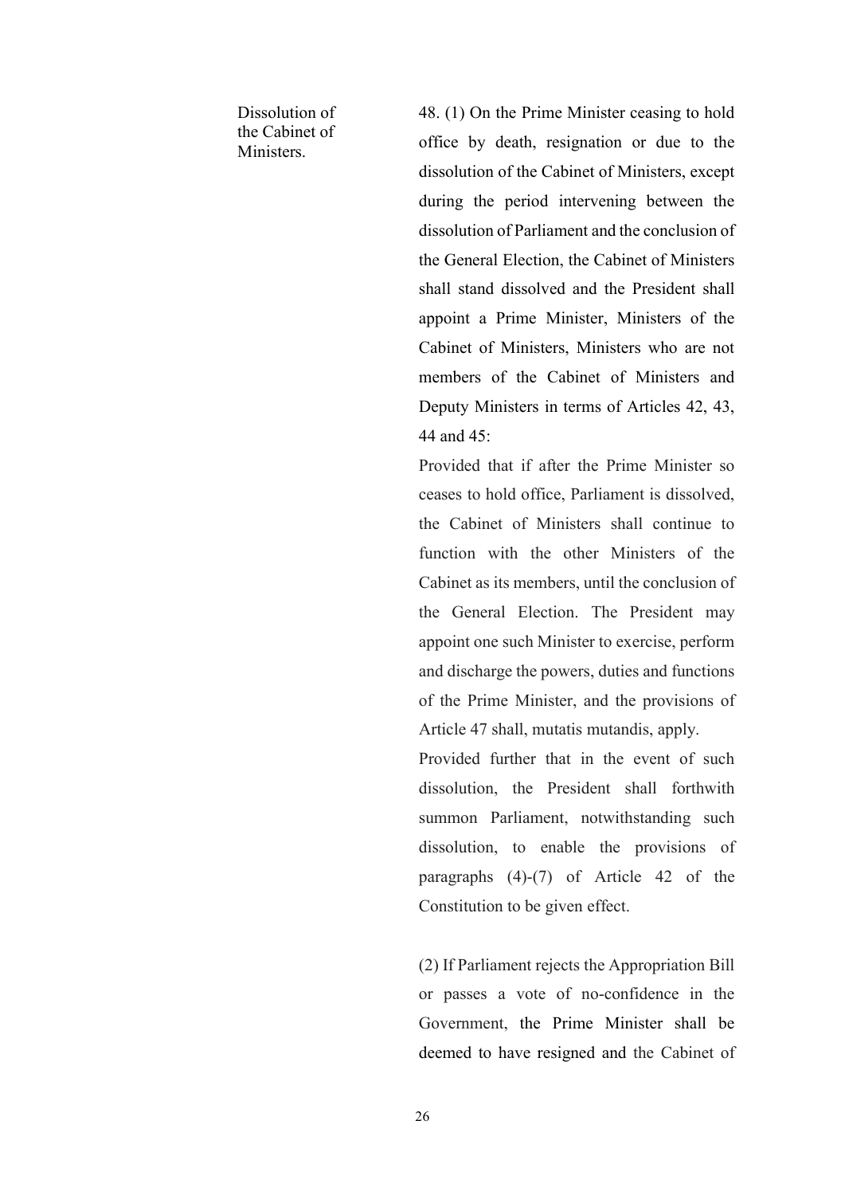**Dissolution of the Cabinet of Ministers.**

48. (1) On the Prime Minister ceasing to hold office by death, resignation or due to the dissolution of the Cabinet of Ministers, except during the period intervening between the dissolution of Parliament and the conclusion of the General Election, the Cabinet of Ministers shall stand dissolved and the President shall appoint a Prime Minister, Ministers of the Cabinet of Ministers, Ministers who are not members of the Cabinet of Ministers and Deputy Ministers in terms of Articles 42, 43, 44 and 45:

Provided that if after the Prime Minister so ceases to hold office, Parliament is dissolved, the Cabinet of Ministers shall continue to function with the other Ministers of the Cabinet as its members, until the conclusion of the General Election. The President may appoint one such Minister to exercise, perform and discharge the powers, duties and functions of the Prime Minister, and the provisions of Article 47 shall, mutatis mutandis, apply.

Provided further that in the event of such dissolution, the President shall forthwith summon Parliament, notwithstanding such dissolution, to enable the provisions of paragraphs (4)-(7) of Article 42 of the Constitution to be given effect.

(2) If Parliament rejects the Appropriation Bill or passes a vote of no-confidence in the Government, the Prime Minister shall be deemed to have resigned and the Cabinet of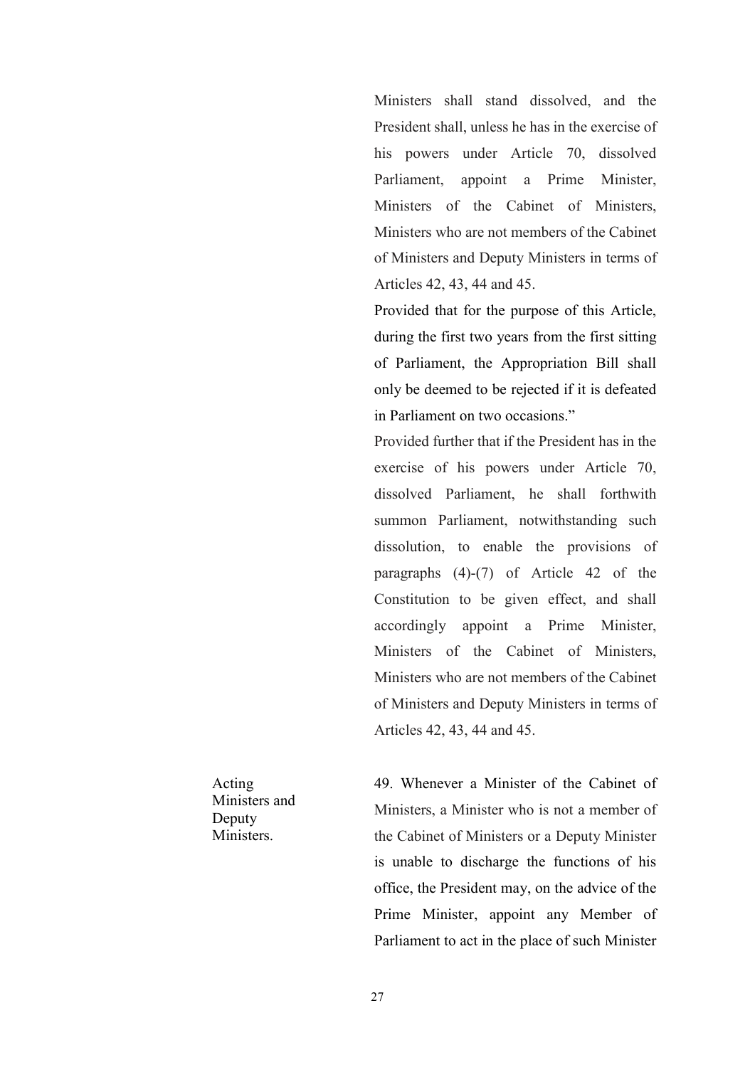Ministers shall stand dissolved, and the President shall, unless he has in the exercise of his powers under Article 70, dissolved Parliament, appoint a Prime Minister, Ministers of the Cabinet of Ministers, Ministers who are not members of the Cabinet of Ministers and Deputy Ministers in terms of Articles 42, 43, 44 and 45.

Provided that for the purpose of this Article, during the first two years from the first sitting of Parliament, the Appropriation Bill shall only be deemed to be rejected if it is defeated in Parliament on two occasions."

Provided further that if the President has in the exercise of his powers under Article 70, dissolved Parliament, he shall forthwith summon Parliament, notwithstanding such dissolution, to enable the provisions of paragraphs (4)-(7) of Article 42 of the Constitution to be given effect, and shall accordingly appoint a Prime Minister, Ministers of the Cabinet of Ministers, Ministers who are not members of the Cabinet of Ministers and Deputy Ministers in terms of Articles 42, 43, 44 and 45.

Acting Ministers and Deputy Ministers.

49. Whenever a Minister of the Cabinet of Ministers, a Minister who is not a member of the Cabinet of Ministers or a Deputy Minister is unable to discharge the functions of his office, the President may, on the advice of the Prime Minister, appoint any Member of Parliament to act in the place of such Minister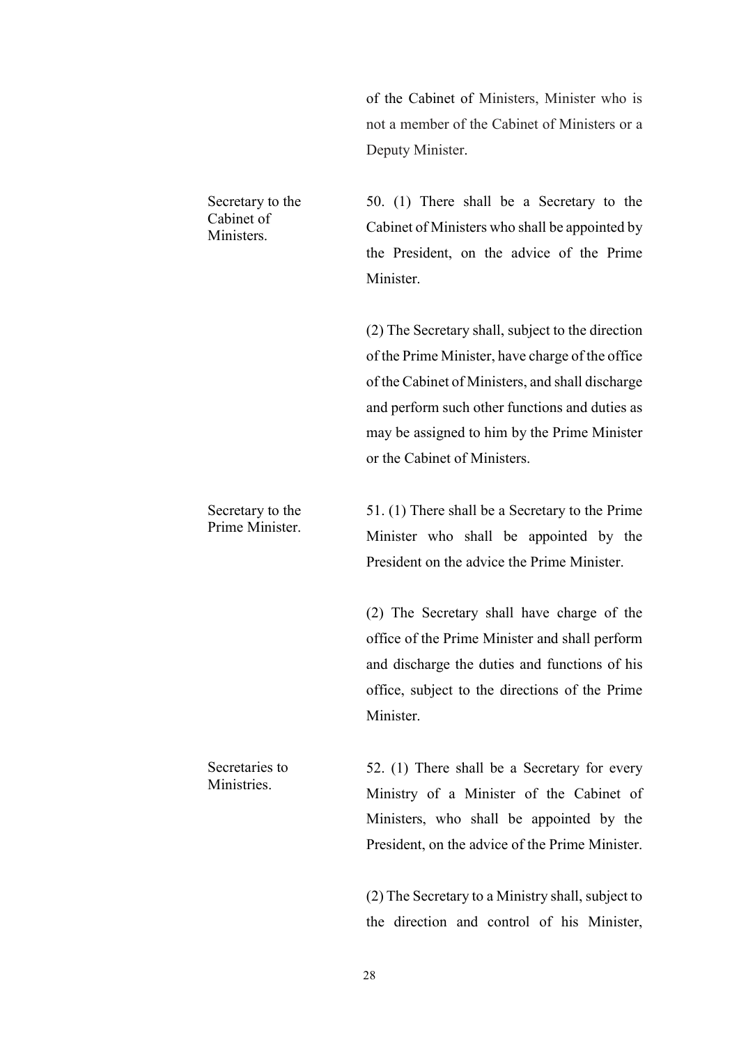of the Cabinet of Ministers, Minister who is not a member of the Cabinet of Ministers or a Deputy Minister.

**Secretary to the Cabinet of Ministers.**

50. (1) There shall be a Secretary to the Cabinet of Ministers who shall be appointed by the President, on the advice of the Prime Minister.

(2) The Secretary shall, subject to the direction of the Prime Minister, have charge of the office of the Cabinet of Ministers, and shall discharge and perform such other functions and duties as may be assigned to him by the Prime Minister or the Cabinet of Ministers.

**Secretary to the Prime Minister.**

51. (1) There shall be a Secretary to the Prime Minister who shall be appointed by the President on the advice the Prime Minister.

(2) The Secretary shall have charge of the office of the Prime Minister and shall perform and discharge the duties and functions of his office, subject to the directions of the Prime Minister.

**Secretaries to Ministries.**

52. (1) There shall be a Secretary for every Ministry of a Minister of the Cabinet of Ministers, who shall be appointed by the President, on the advice of the Prime Minister.

(2) The Secretary to a Ministry shall, subject to the direction and control of his Minister,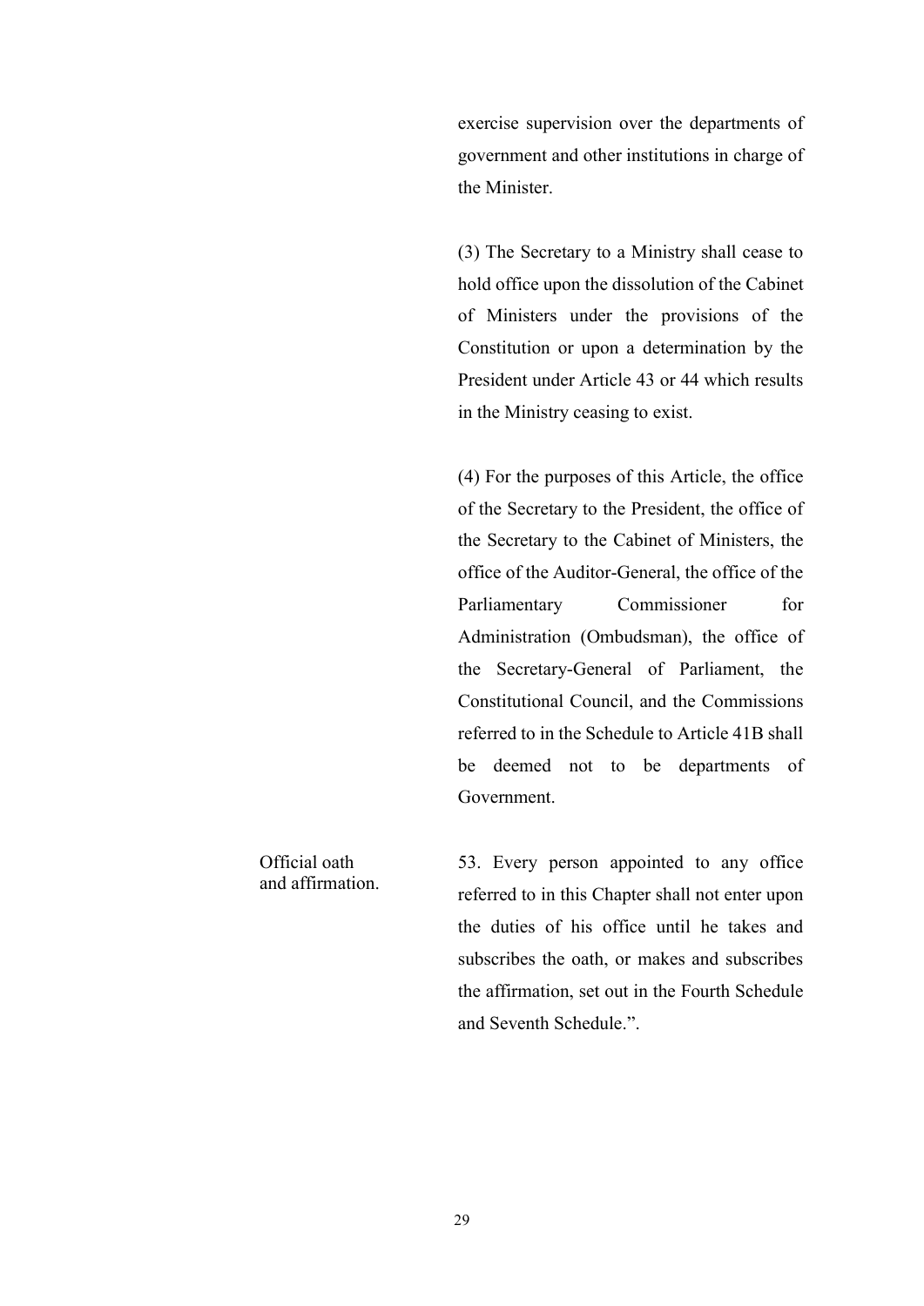exercise supervision over the departments of government and other institutions in charge of the Minister.

(3) The Secretary to a Ministry shall cease to hold office upon the dissolution of the Cabinet of Ministers under the provisions of the Constitution or upon a determination by the President under Article 43 or 44 which results in the Ministry ceasing to exist.

(4) For the purposes of this Article, the office of the Secretary to the President, the office of the Secretary to the Cabinet of Ministers, the office of the Auditor-General, the office of the Parliamentary Commissioner for Administration (Ombudsman), the office of the Secretary-General of Parliament, the Constitutional Council, and the Commissions referred to in the Schedule to Article 41B shall be deemed not to be departments of Government.

Official oath and affirmation.

53. Every person appointed to any office referred to in this Chapter shall not enter upon the duties of his office until he takes and subscribes the oath, or makes and subscribes the affirmation, set out in the Fourth Schedule and Seventh Schedule.".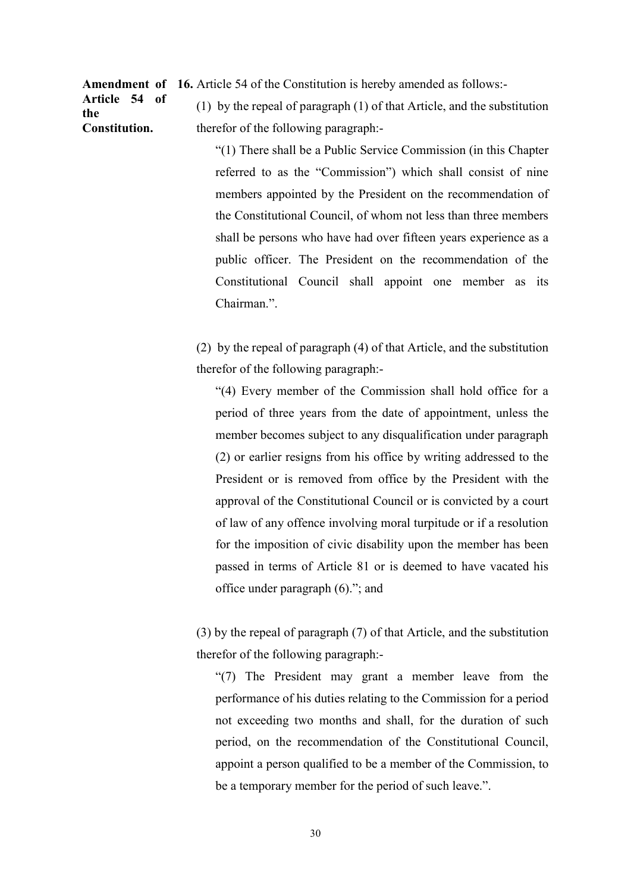**Amendment of Article 54 of the Constitution.**

**16.** Article 54 of the Constitution is hereby amended as follows:-

(1) by the repeal of paragraph (1) of that Article, and the substitution therefor of the following paragraph:-

> "(1) There shall be a Public Service Commission (in this Chapter referred to as the "Commission") which shall consist of nine members appointed by the President on the recommendation of the Constitutional Council, of whom not less than three members shall be persons who have had over fifteen years experience as a public officer. The President on the recommendation of the Constitutional Council shall appoint one member as its Chairman.".

(2) by the repeal of paragraph (4) of that Article, and the substitution therefor of the following paragraph:-

> "(4) Every member of the Commission shall hold office for a period of three years from the date of appointment, unless the member becomes subject to any disqualification under paragraph (2) or earlier resigns from his office by writing addressed to the President or is removed from office by the President with the approval of the Constitutional Council or is convicted by a court of law of any offence involving moral turpitude or if a resolution for the imposition of civic disability upon the member has been passed in terms of Article 81 or is deemed to have vacated his office under paragraph (6)."; and

(3) by the repeal of paragraph (7) of that Article, and the substitution therefor of the following paragraph:-

> "(7) The President may grant a member leave from the performance of his duties relating to the Commission for a period not exceeding two months and shall, for the duration of such period, on the recommendation of the Constitutional Council, appoint a person qualified to be a member of the Commission, to be a temporary member for the period of such leave.".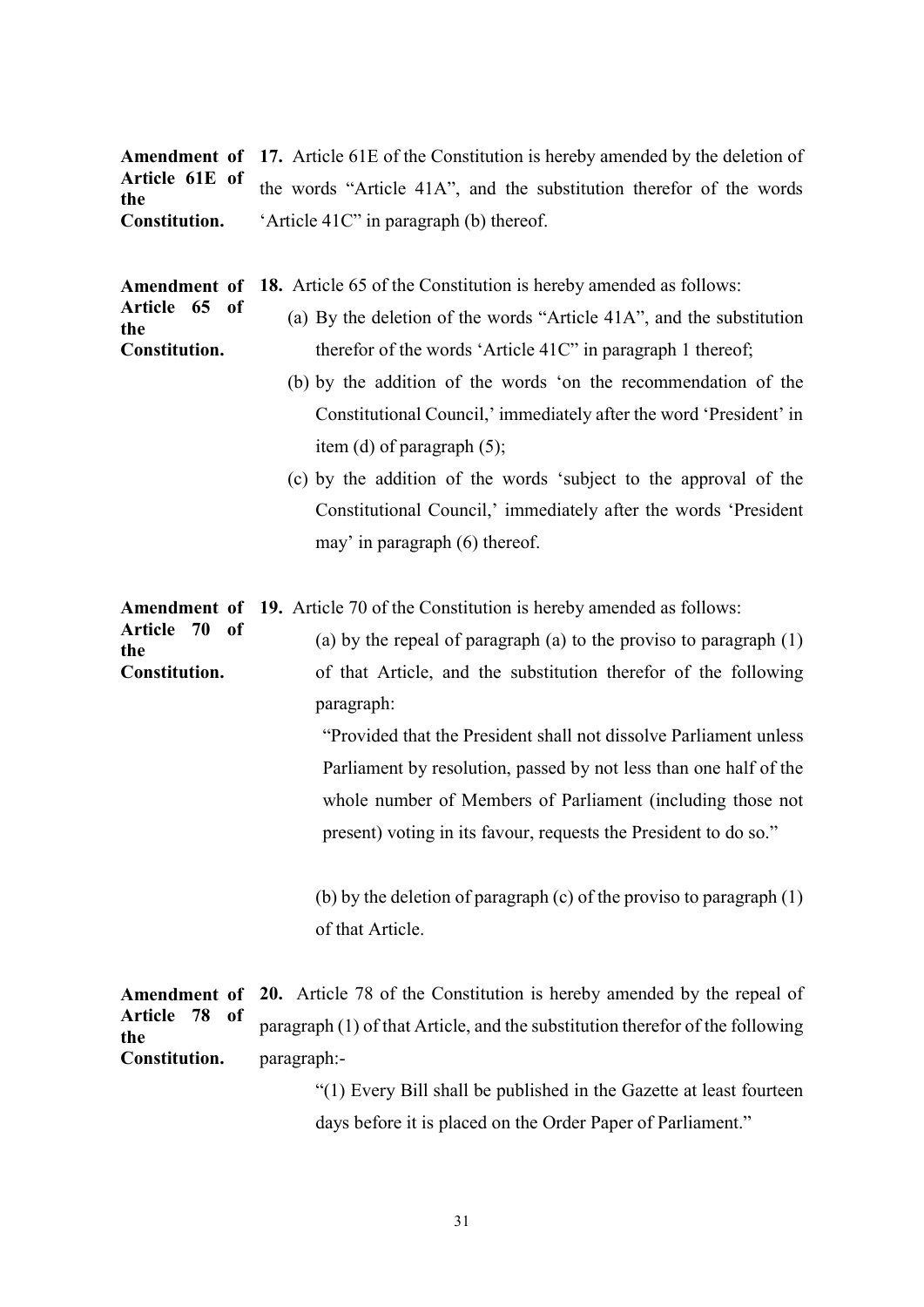**Amendment of Article 61E of the Constitution.**

**17.** Article 61E of the Constitution is hereby amended by the deletion of the words "Article 41A", and the substitution therefor of the words 'Article 41C" in paragraph (b) thereof.

**Amendment of Article 65 of the Constitution.**

**18.** Article 65 of the Constitution is hereby amended as follows:

(a) By the deletion of the words "Article 41A", and the substitution therefor of the words 'Article 41C" in paragraph 1 thereof;

(b) by the addition of the words 'on the recommendation of the Constitutional Council,' immediately after the word 'President' in item (d) of paragraph (5);

(c) by the addition of the words 'subject to the approval of the Constitutional Council,' immediately after the words 'President may' in paragraph (6) thereof.

**Amendment of Article 70 of the Constitution.**

**19.** Article 70 of the Constitution is hereby amended as follows:

(a) by the repeal of paragraph (a) to the proviso to paragraph (1) of that Article, and the substitution therefor of the following paragraph:

"Provided that the President shall not dissolve Parliament unless Parliament by resolution, passed by not less than one half of the whole number of Members of Parliament (including those not present) voting in its favour, requests the President to do so."

(b) by the deletion of paragraph (c) of the proviso to paragraph (1) of that Article.

**Amendment of Article 78 of the Constitution.**

**20.** Article 78 of the Constitution is hereby amended by the repeal of paragraph (1) of that Article, and the substitution therefor of the following paragraph:-

"(1) Every Bill shall be published in the Gazette at least fourteen days before it is placed on the Order Paper of Parliament."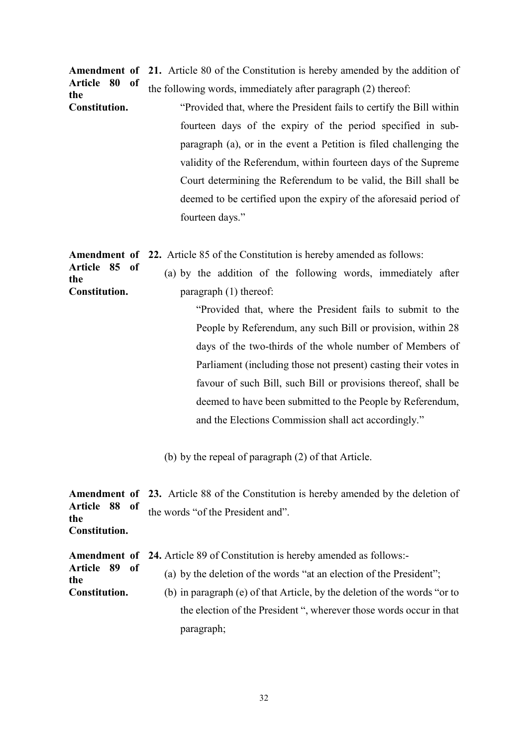**Amendment of Article 80 of the Constitution.**

**21.** Article 80 of the Constitution is hereby amended by the addition of the following words, immediately after paragraph (2) thereof:

> "Provided that, where the President fails to certify the Bill within fourteen days of the expiry of the period specified in sub-paragraph (a), or in the event a Petition is filed challenging the validity of the Referendum, within fourteen days of the Supreme Court determining the Referendum to be valid, the Bill shall be deemed to be certified upon the expiry of the aforesaid period of fourteen days."

**Amendment of Article 85 of the Constitution.**

**22.** Article 85 of the Constitution is hereby amended as follows:

(a) by the addition of the following words, immediately after paragraph (1) thereof:

> "Provided that, where the President fails to submit to the People by Referendum, any such Bill or provision, within 28 days of the two-thirds of the whole number of Members of Parliament (including those not present) casting their votes in favour of such Bill, such Bill or provisions thereof, shall be deemed to have been submitted to the People by Referendum, and the Elections Commission shall act accordingly."

(b) by the repeal of paragraph (2) of that Article.

**Amendment of Article 88 of the Constitution.**

**23.** Article 88 of the Constitution is hereby amended by the deletion of the words "of the President and".

**Amendment of Article 89 of the Constitution.**

**24.** Article 89 of Constitution is hereby amended as follows:-

(a) by the deletion of the words "at an election of the President";

(b) in paragraph (e) of that Article, by the deletion of the words "or to the election of the President ", wherever those words occur in that paragraph;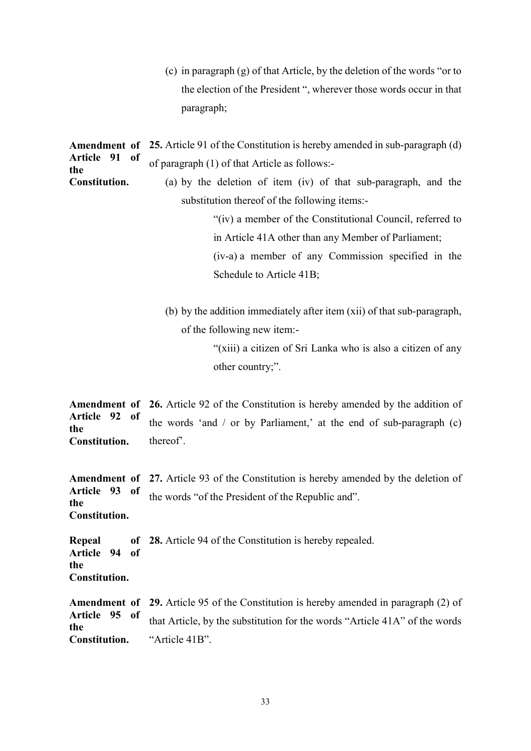(c) in paragraph (g) of that Article, by the deletion of the words "or to the election of the President ", wherever those words occur in that paragraph;

**Amendment of Article 91 of the Constitution.**

**25.** Article 91 of the Constitution is hereby amended in sub-paragraph (d) of paragraph (1) of that Article as follows:-

(a) by the deletion of item (iv) of that sub-paragraph, and the substitution thereof of the following items:-

> "(iv) a member of the Constitutional Council, referred to in Article 41A other than any Member of Parliament;
>
> (iv-a) a member of any Commission specified in the Schedule to Article 41B;

(b) by the addition immediately after item (xii) of that sub-paragraph, of the following new item:-

> "(xiii) a citizen of Sri Lanka who is also a citizen of any other country;".

**Amendment of Article 92 of the Constitution.**

**26.** Article 92 of the Constitution is hereby amended by the addition of the words 'and / or by Parliament,' at the end of sub-paragraph (c) thereof'.

**Amendment of Article 93 of the Constitution.**

**27.** Article 93 of the Constitution is hereby amended by the deletion of the words "of the President of the Republic and".

**Repeal of Article 94 of the Constitution.**

**28.** Article 94 of the Constitution is hereby repealed.

**Amendment of Article 95 of the Constitution.**

**29.** Article 95 of the Constitution is hereby amended in paragraph (2) of that Article, by the substitution for the words "Article 41A" of the words "Article 41B".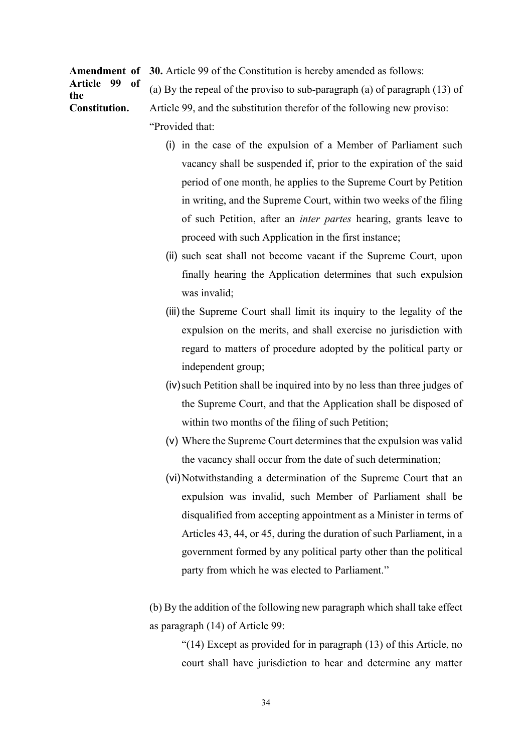**Amendment of Article 99 of the Constitution.**

**30.** Article 99 of the Constitution is hereby amended as follows:

(a) By the repeal of the proviso to sub-paragraph (a) of paragraph (13) of Article 99, and the substitution therefor of the following new proviso:

"Provided that:

(i) in the case of the expulsion of a Member of Parliament such vacancy shall be suspended if, prior to the expiration of the said period of one month, he applies to the Supreme Court by Petition in writing, and the Supreme Court, within two weeks of the filing of such Petition, after an *inter partes* hearing, grants leave to proceed with such Application in the first instance;

(ii) such seat shall not become vacant if the Supreme Court, upon finally hearing the Application determines that such expulsion was invalid;

(iii) the Supreme Court shall limit its inquiry to the legality of the expulsion on the merits, and shall exercise no jurisdiction with regard to matters of procedure adopted by the political party or independent group;

(iv) such Petition shall be inquired into by no less than three judges of the Supreme Court, and that the Application shall be disposed of within two months of the filing of such Petition;

(v) Where the Supreme Court determines that the expulsion was valid the vacancy shall occur from the date of such determination;

(vi) Notwithstanding a determination of the Supreme Court that an expulsion was invalid, such Member of Parliament shall be disqualified from accepting appointment as a Minister in terms of Articles 43, 44, or 45, during the duration of such Parliament, in a government formed by any political party other than the political party from which he was elected to Parliament."

(b) By the addition of the following new paragraph which shall take effect as paragraph (14) of Article 99:

"(14) Except as provided for in paragraph (13) of this Article, no court shall have jurisdiction to hear and determine any matter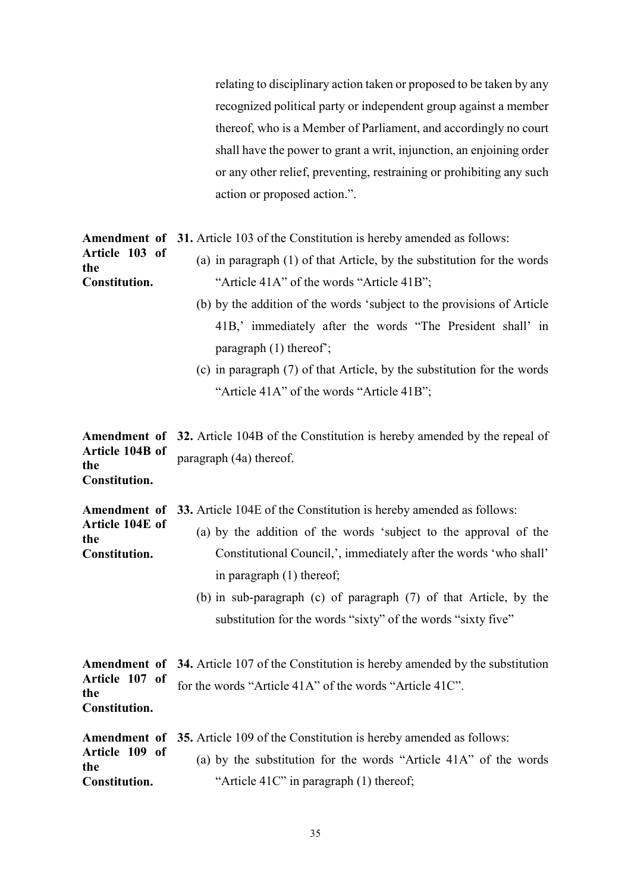relating to disciplinary action taken or proposed to be taken by any recognized political party or independent group against a member thereof, who is a Member of Parliament, and accordingly no court shall have the power to grant a writ, injunction, an enjoining order or any other relief, preventing, restraining or prohibiting any such action or proposed action.".

**Amendment of Article 103 of the Constitution.**

**31.** Article 103 of the Constitution is hereby amended as follows:

(a) in paragraph (1) of that Article, by the substitution for the words "Article 41A" of the words "Article 41B";

(b) by the addition of the words 'subject to the provisions of Article 41B,' immediately after the words "The President shall' in paragraph (1) thereof';

(c) in paragraph (7) of that Article, by the substitution for the words "Article 41A" of the words "Article 41B";

**Amendment of Article 104B of the Constitution.**

**32.** Article 104B of the Constitution is hereby amended by the repeal of paragraph (4a) thereof.

**Amendment of Article 104E of the Constitution.**

**33.** Article 104E of the Constitution is hereby amended as follows:

(a) by the addition of the words 'subject to the approval of the Constitutional Council,', immediately after the words 'who shall' in paragraph (1) thereof;

(b) in sub-paragraph (c) of paragraph (7) of that Article, by the substitution for the words "sixty" of the words "sixty five"

**Amendment of Article 107 of the Constitution.**

**34.** Article 107 of the Constitution is hereby amended by the substitution for the words "Article 41A" of the words "Article 41C".

**Amendment of Article 109 of the Constitution.**

**35.** Article 109 of the Constitution is hereby amended as follows:

(a) by the substitution for the words "Article 41A" of the words "Article 41C" in paragraph (1) thereof;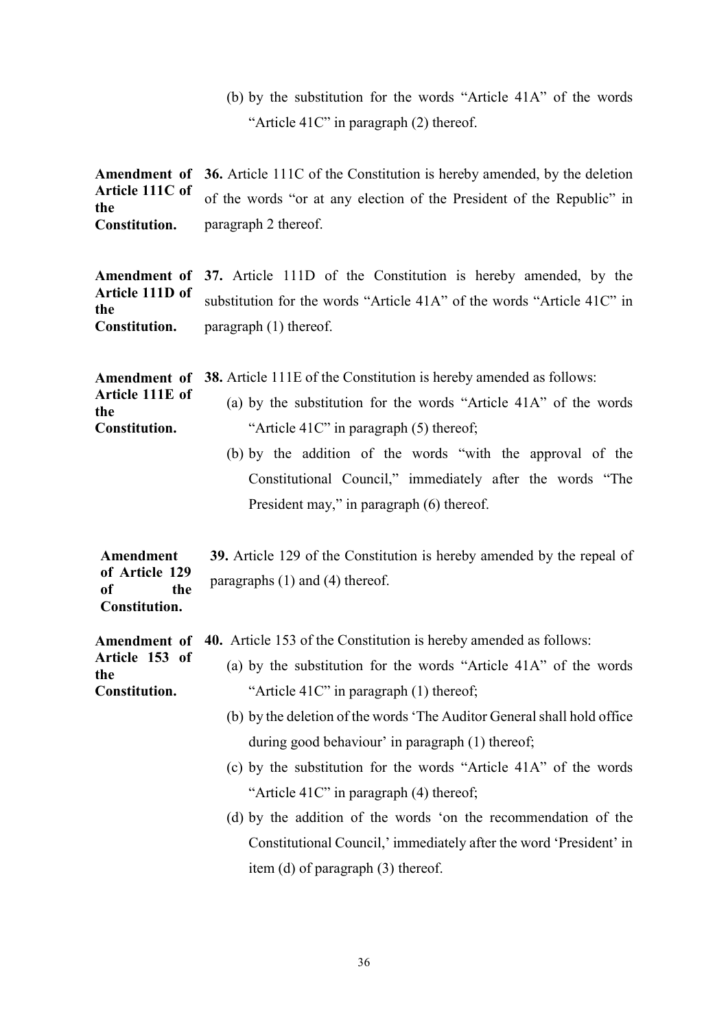(b) by the substitution for the words "Article 41A" of the words "Article 41C" in paragraph (2) thereof.

**Amendment of Article 111C of the Constitution.**

**36.** Article 111C of the Constitution is hereby amended, by the deletion of the words "or at any election of the President of the Republic" in paragraph 2 thereof.

**Amendment of Article 111D of the Constitution.**

**37.** Article 111D of the Constitution is hereby amended, by the substitution for the words "Article 41A" of the words "Article 41C" in paragraph (1) thereof.

**Amendment of Article 111E of the Constitution.**

**38.** Article 111E of the Constitution is hereby amended as follows:

(a) by the substitution for the words "Article 41A" of the words "Article 41C" in paragraph (5) thereof;

(b) by the addition of the words "with the approval of the Constitutional Council," immediately after the words "The President may," in paragraph (6) thereof.

**Amendment of Article 129 of the Constitution.**

**39.** Article 129 of the Constitution is hereby amended by the repeal of paragraphs (1) and (4) thereof.

**Amendment of Article 153 of the Constitution.**

**40.** Article 153 of the Constitution is hereby amended as follows:

(a) by the substitution for the words "Article 41A" of the words "Article 41C" in paragraph (1) thereof;

(b) by the deletion of the words 'The Auditor General shall hold office during good behaviour' in paragraph (1) thereof;

(c) by the substitution for the words "Article 41A" of the words "Article 41C" in paragraph (4) thereof;

(d) by the addition of the words 'on the recommendation of the Constitutional Council,' immediately after the word 'President' in item (d) of paragraph (3) thereof.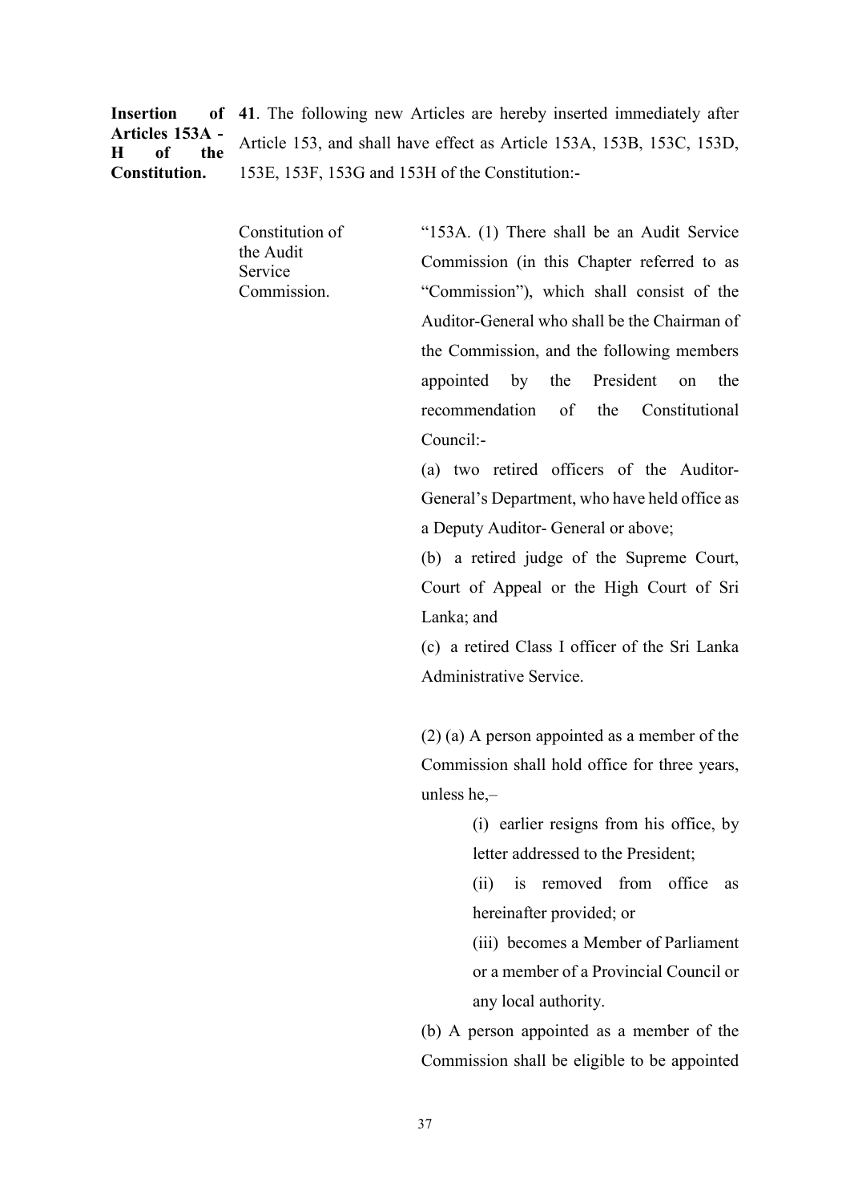**Insertion of Articles 153A - H of the Constitution.**

**41**. The following new Articles are hereby inserted immediately after Article 153, and shall have effect as Article 153A, 153B, 153C, 153D, 153E, 153F, 153G and 153H of the Constitution:-

Constitution of the Audit Service Commission.

"153A. (1) There shall be an Audit Service Commission (in this Chapter referred to as "Commission"), which shall consist of the Auditor-General who shall be the Chairman of the Commission, and the following members appointed by the President on the recommendation of the Constitutional Council:-

(a) two retired officers of the Auditor-General's Department, who have held office as a Deputy Auditor- General or above;

(b) a retired judge of the Supreme Court, Court of Appeal or the High Court of Sri Lanka; and

(c) a retired Class I officer of the Sri Lanka Administrative Service.

(2) (a) A person appointed as a member of the Commission shall hold office for three years, unless he,–

(i) earlier resigns from his office, by letter addressed to the President;

(ii) is removed from office as hereinafter provided; or

(iii) becomes a Member of Parliament or a member of a Provincial Council or any local authority.

(b) A person appointed as a member of the Commission shall be eligible to be appointed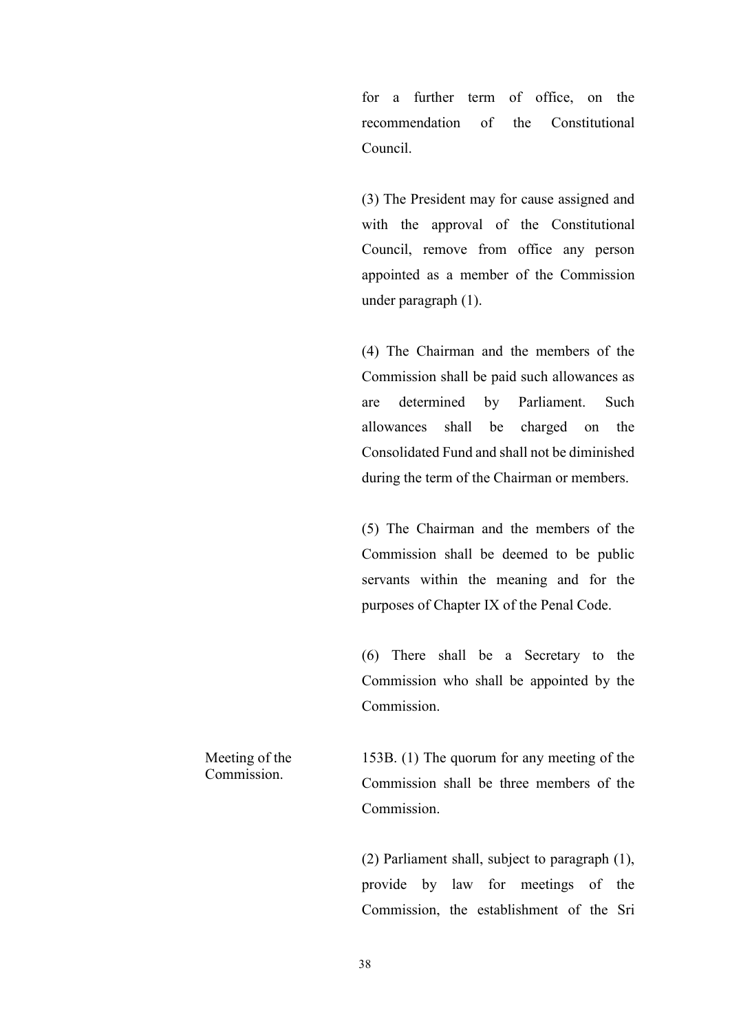for a further term of office, on the recommendation of the Constitutional Council.

(3) The President may for cause assigned and with the approval of the Constitutional Council, remove from office any person appointed as a member of the Commission under paragraph (1).

(4) The Chairman and the members of the Commission shall be paid such allowances as are determined by Parliament. Such allowances shall be charged on the Consolidated Fund and shall not be diminished during the term of the Chairman or members.

(5) The Chairman and the members of the Commission shall be deemed to be public servants within the meaning and for the purposes of Chapter IX of the Penal Code.

(6) There shall be a Secretary to the Commission who shall be appointed by the Commission.

Meeting of the Commission.

153B. (1) The quorum for any meeting of the Commission shall be three members of the Commission.

(2) Parliament shall, subject to paragraph (1), provide by law for meetings of the Commission, the establishment of the Sri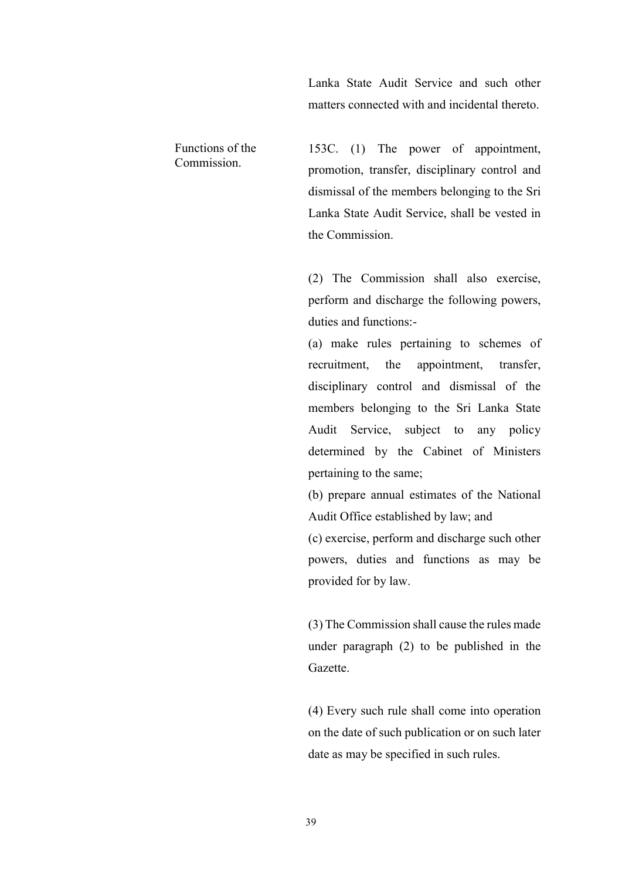Lanka State Audit Service and such other matters connected with and incidental thereto.

Functions of the Commission.

153C. (1) The power of appointment, promotion, transfer, disciplinary control and dismissal of the members belonging to the Sri Lanka State Audit Service, shall be vested in the Commission.

(2) The Commission shall also exercise, perform and discharge the following powers, duties and functions:-

(a) make rules pertaining to schemes of recruitment, the appointment, transfer, disciplinary control and dismissal of the members belonging to the Sri Lanka State Audit Service, subject to any policy determined by the Cabinet of Ministers pertaining to the same;

(b) prepare annual estimates of the National Audit Office established by law; and

(c) exercise, perform and discharge such other powers, duties and functions as may be provided for by law.

(3) The Commission shall cause the rules made under paragraph (2) to be published in the Gazette.

(4) Every such rule shall come into operation on the date of such publication or on such later date as may be specified in such rules.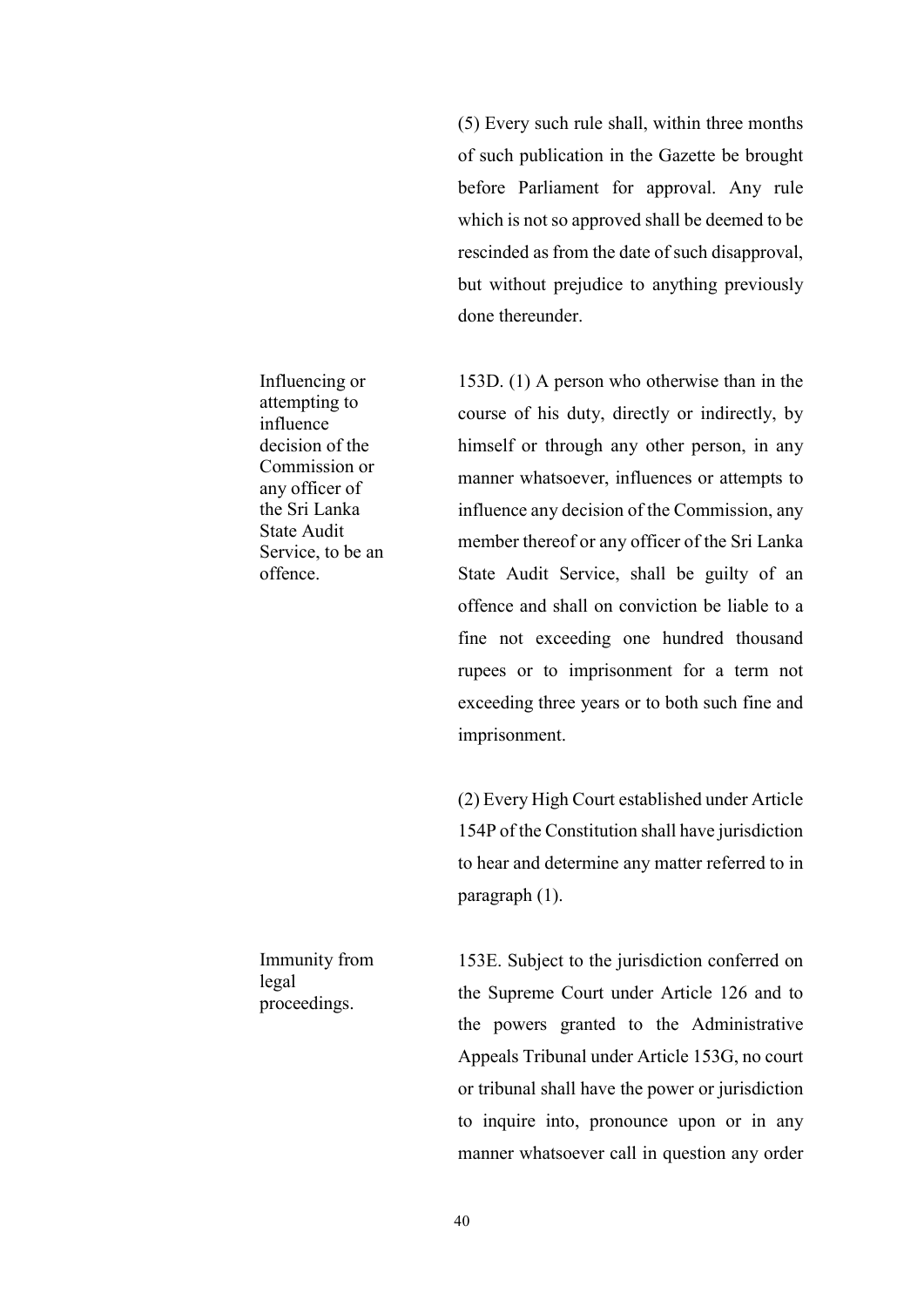(5) Every such rule shall, within three months of such publication in the Gazette be brought before Parliament for approval. Any rule which is not so approved shall be deemed to be rescinded as from the date of such disapproval, but without prejudice to anything previously done thereunder.

Influencing or attempting to influence decision of the Commission or any officer of the Sri Lanka State Audit Service, to be an offence.

153D. (1) A person who otherwise than in the course of his duty, directly or indirectly, by himself or through any other person, in any manner whatsoever, influences or attempts to influence any decision of the Commission, any member thereof or any officer of the Sri Lanka State Audit Service, shall be guilty of an offence and shall on conviction be liable to a fine not exceeding one hundred thousand rupees or to imprisonment for a term not exceeding three years or to both such fine and imprisonment.

(2) Every High Court established under Article 154P of the Constitution shall have jurisdiction to hear and determine any matter referred to in paragraph (1).

Immunity from legal proceedings.

153E. Subject to the jurisdiction conferred on the Supreme Court under Article 126 and to the powers granted to the Administrative Appeals Tribunal under Article 153G, no court or tribunal shall have the power or jurisdiction to inquire into, pronounce upon or in any manner whatsoever call in question any order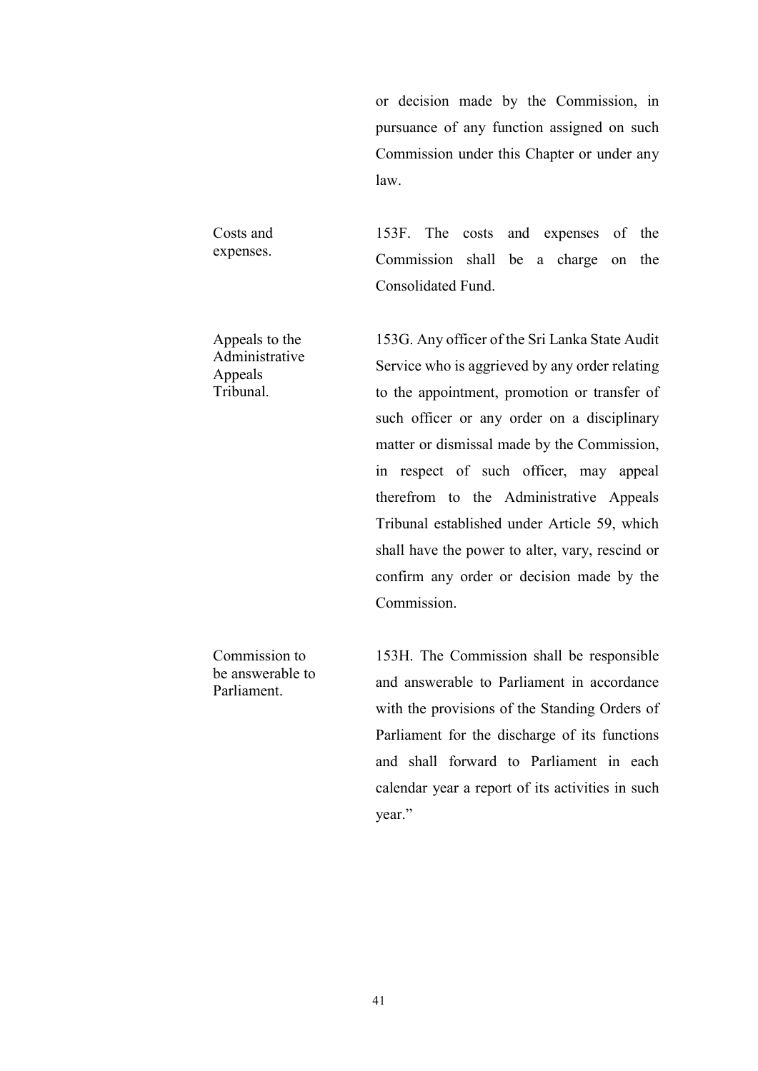or decision made by the Commission, in pursuance of any function assigned on such Commission under this Chapter or under any law.

Costs and expenses.

153F. The costs and expenses of the Commission shall be a charge on the Consolidated Fund.

Appeals to the Administrative Appeals Tribunal.

153G. Any officer of the Sri Lanka State Audit Service who is aggrieved by any order relating to the appointment, promotion or transfer of such officer or any order on a disciplinary matter or dismissal made by the Commission, in respect of such officer, may appeal therefrom to the Administrative Appeals Tribunal established under Article 59, which shall have the power to alter, vary, rescind or confirm any order or decision made by the Commission.

Commission to be answerable to Parliament.

153H. The Commission shall be responsible and answerable to Parliament in accordance with the provisions of the Standing Orders of Parliament for the discharge of its functions and shall forward to Parliament in each calendar year a report of its activities in such year."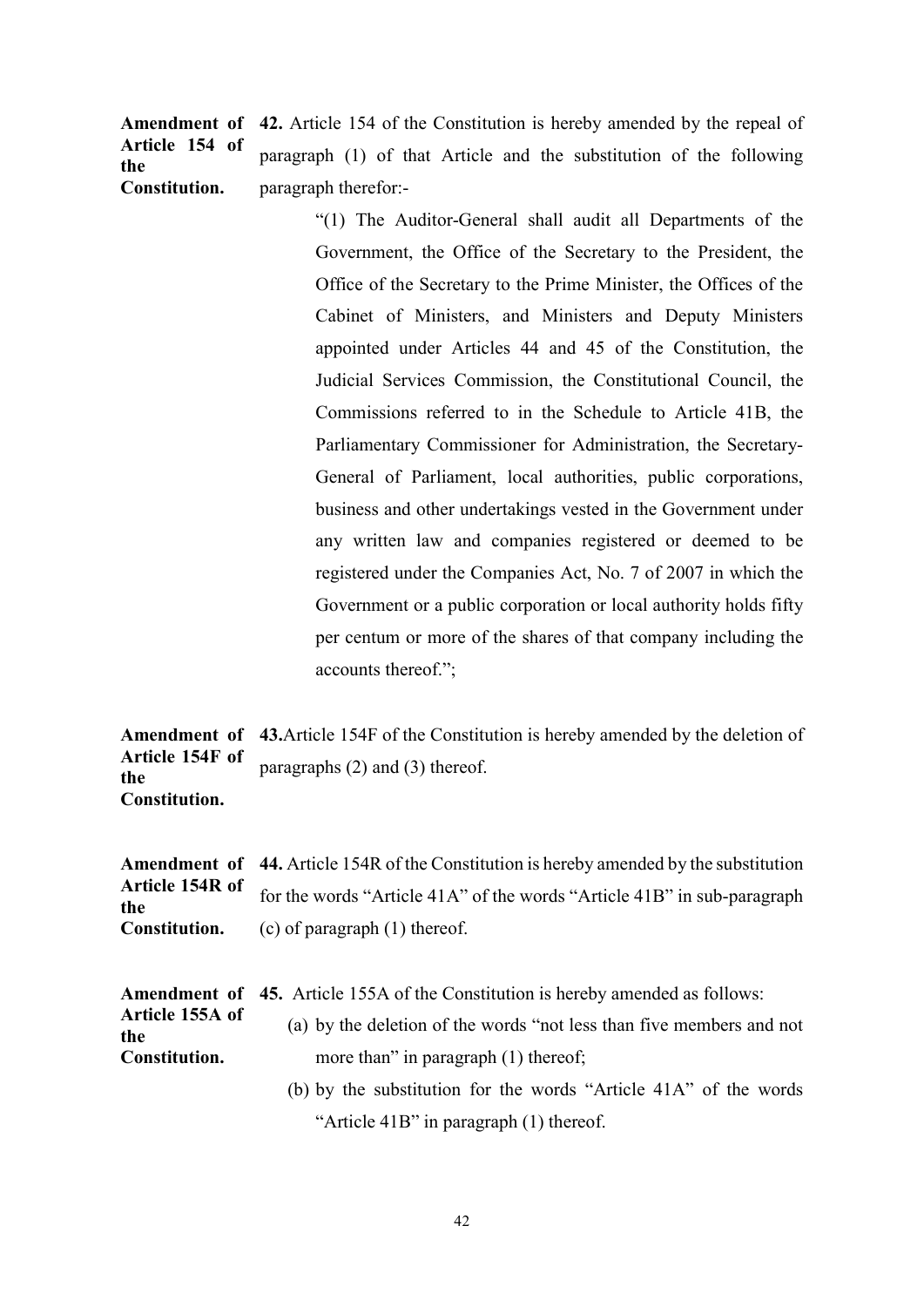**Amendment of Article 154 of the Constitution.**

**42.** Article 154 of the Constitution is hereby amended by the repeal of paragraph (1) of that Article and the substitution of the following paragraph therefor:-

> "(1) The Auditor-General shall audit all Departments of the Government, the Office of the Secretary to the President, the Office of the Secretary to the Prime Minister, the Offices of the Cabinet of Ministers, and Ministers and Deputy Ministers appointed under Articles 44 and 45 of the Constitution, the Judicial Services Commission, the Constitutional Council, the Commissions referred to in the Schedule to Article 41B, the Parliamentary Commissioner for Administration, the Secretary-General of Parliament, local authorities, public corporations, business and other undertakings vested in the Government under any written law and companies registered or deemed to be registered under the Companies Act, No. 7 of 2007 in which the Government or a public corporation or local authority holds fifty per centum or more of the shares of that company including the accounts thereof.";

**Amendment of Article 154F of the Constitution.**

**43.** Article 154F of the Constitution is hereby amended by the deletion of paragraphs (2) and (3) thereof.

**Amendment of Article 154R of the Constitution.**

**44.** Article 154R of the Constitution is hereby amended by the substitution for the words "Article 41A" of the words "Article 41B" in sub-paragraph (c) of paragraph (1) thereof.

**Amendment of Article 155A of the Constitution.**

**45.** Article 155A of the Constitution is hereby amended as follows:

(a) by the deletion of the words "not less than five members and not more than" in paragraph (1) thereof;

(b) by the substitution for the words "Article 41A" of the words "Article 41B" in paragraph (1) thereof.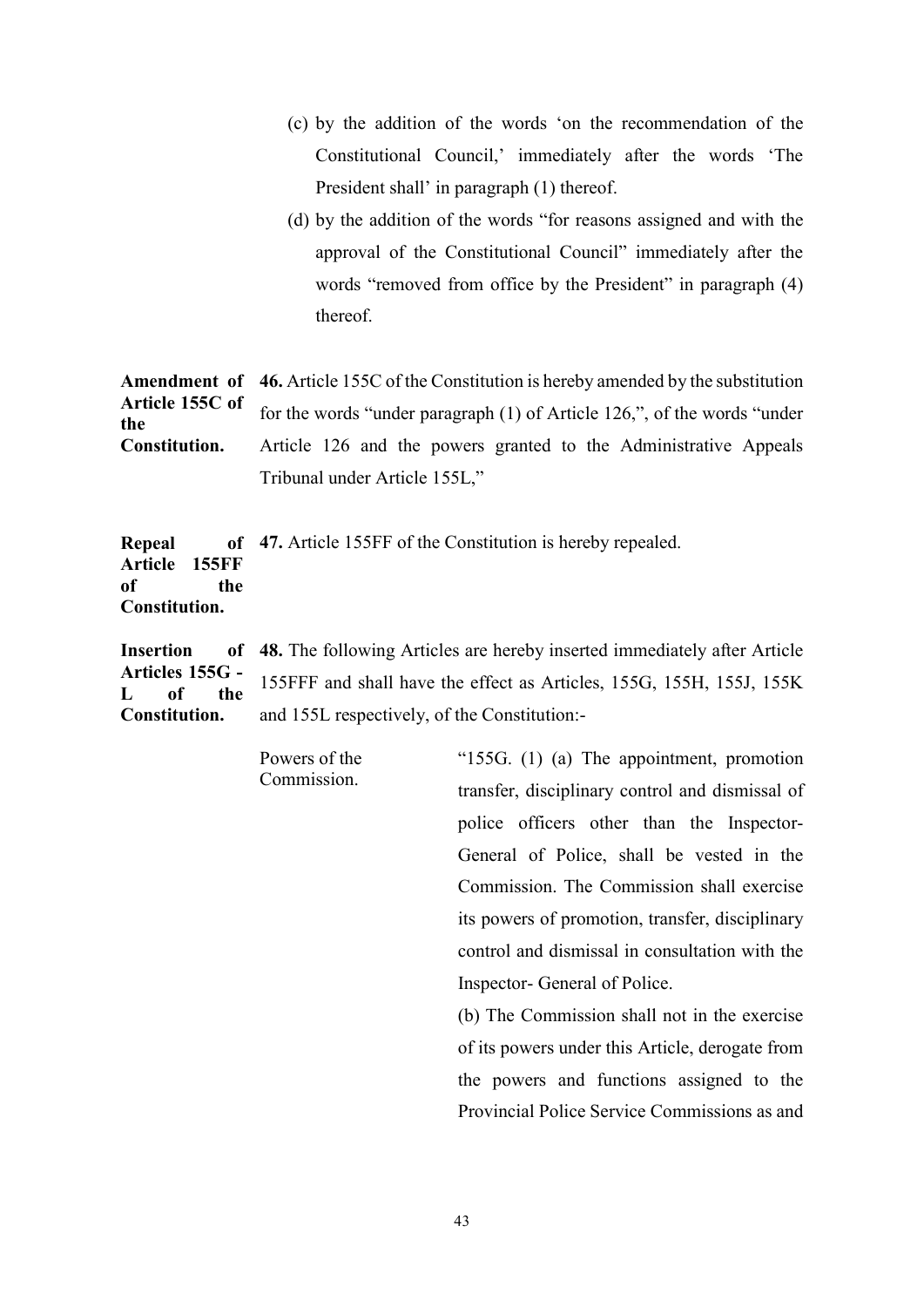(c) by the addition of the words 'on the recommendation of the Constitutional Council,' immediately after the words 'The President shall' in paragraph (1) thereof.

(d) by the addition of the words "for reasons assigned and with the approval of the Constitutional Council" immediately after the words "removed from office by the President" in paragraph (4) thereof.

**Amendment of Article 155C of the Constitution.**

**46.** Article 155C of the Constitution is hereby amended by the substitution for the words "under paragraph (1) of Article 126,", of the words "under Article 126 and the powers granted to the Administrative Appeals Tribunal under Article 155L,"

**Repeal of Article 155FF of the Constitution.**

**47.** Article 155FF of the Constitution is hereby repealed.

**Insertion of Articles 155G - L of the Constitution.**

**48.** The following Articles are hereby inserted immediately after Article 155FFF and shall have the effect as Articles, 155G, 155H, 155J, 155K and 155L respectively, of the Constitution:-

Powers of the Commission.

"155G. (1) (a) The appointment, promotion transfer, disciplinary control and dismissal of police officers other than the Inspector-General of Police, shall be vested in the Commission. The Commission shall exercise its powers of promotion, transfer, disciplinary control and dismissal in consultation with the Inspector- General of Police.

(b) The Commission shall not in the exercise of its powers under this Article, derogate from the powers and functions assigned to the Provincial Police Service Commissions as and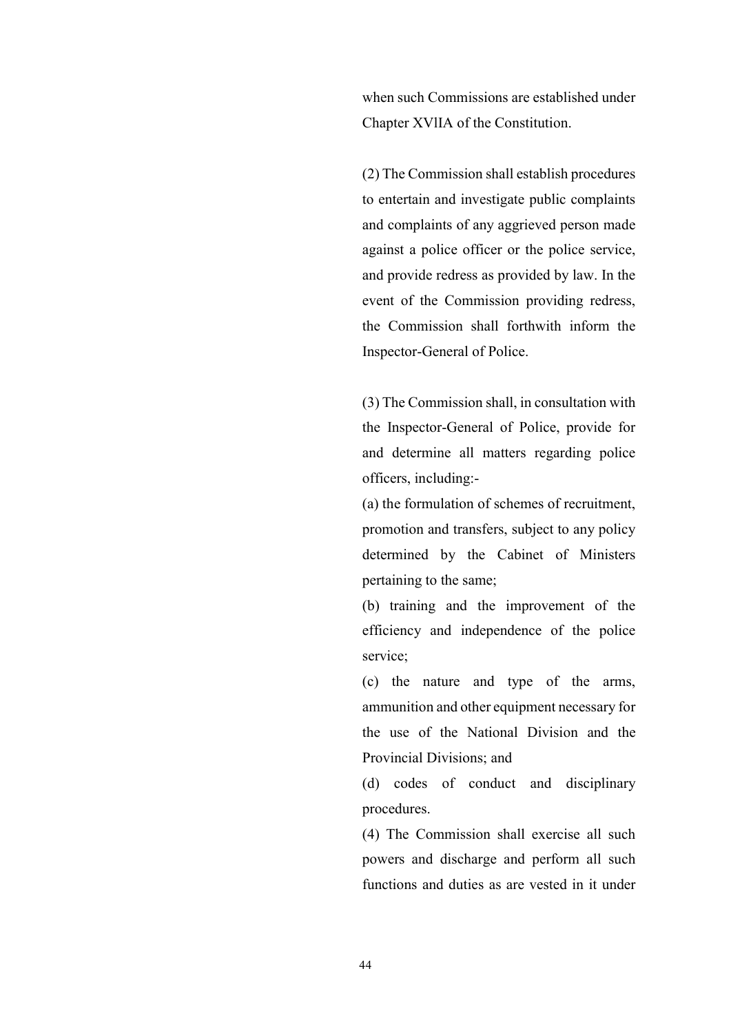when such Commissions are established under Chapter XVlIA of the Constitution.

(2) The Commission shall establish procedures to entertain and investigate public complaints and complaints of any aggrieved person made against a police officer or the police service, and provide redress as provided by law. In the event of the Commission providing redress, the Commission shall forthwith inform the Inspector-General of Police.

(3) The Commission shall, in consultation with the Inspector-General of Police, provide for and determine all matters regarding police officers, including:-

(a) the formulation of schemes of recruitment, promotion and transfers, subject to any policy determined by the Cabinet of Ministers pertaining to the same;

(b) training and the improvement of the efficiency and independence of the police service;

(c) the nature and type of the arms, ammunition and other equipment necessary for the use of the National Division and the Provincial Divisions; and

(d) codes of conduct and disciplinary procedures.

(4) The Commission shall exercise all such powers and discharge and perform all such functions and duties as are vested in it under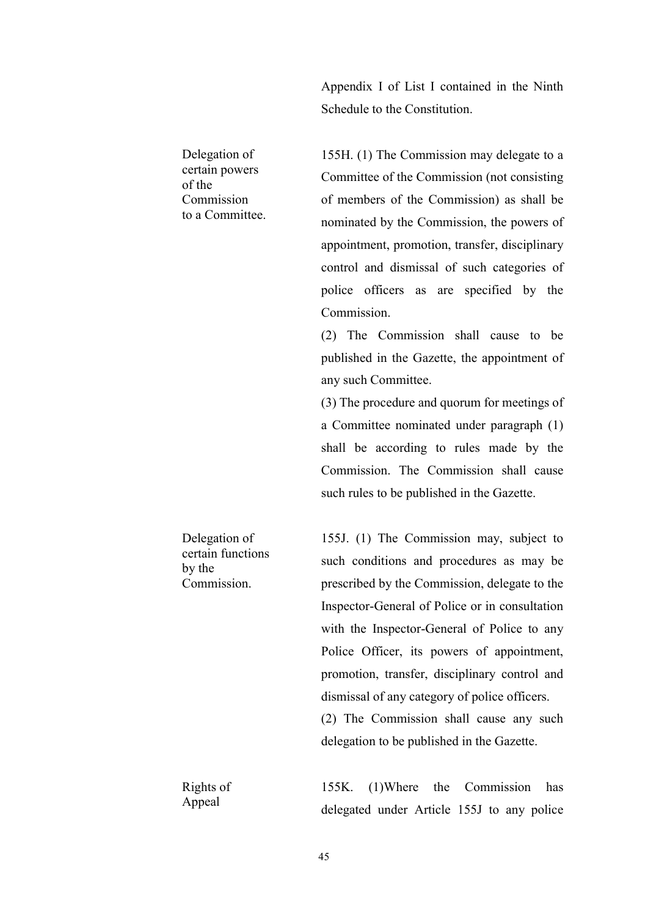Appendix I of List I contained in the Ninth Schedule to the Constitution.

**Delegation of certain powers of the Commission to a Committee.**

155H. (1) The Commission may delegate to a Committee of the Commission (not consisting of members of the Commission) as shall be nominated by the Commission, the powers of appointment, promotion, transfer, disciplinary control and dismissal of such categories of police officers as are specified by the Commission.

(2) The Commission shall cause to be published in the Gazette, the appointment of any such Committee.

(3) The procedure and quorum for meetings of a Committee nominated under paragraph (1) shall be according to rules made by the Commission. The Commission shall cause such rules to be published in the Gazette.

**Delegation of certain functions by the Commission.**

155J. (1) The Commission may, subject to such conditions and procedures as may be prescribed by the Commission, delegate to the Inspector-General of Police or in consultation with the Inspector-General of Police to any Police Officer, its powers of appointment, promotion, transfer, disciplinary control and dismissal of any category of police officers.

(2) The Commission shall cause any such delegation to be published in the Gazette.

**Rights of Appeal**

155K. (1)Where the Commission has delegated under Article 155J to any police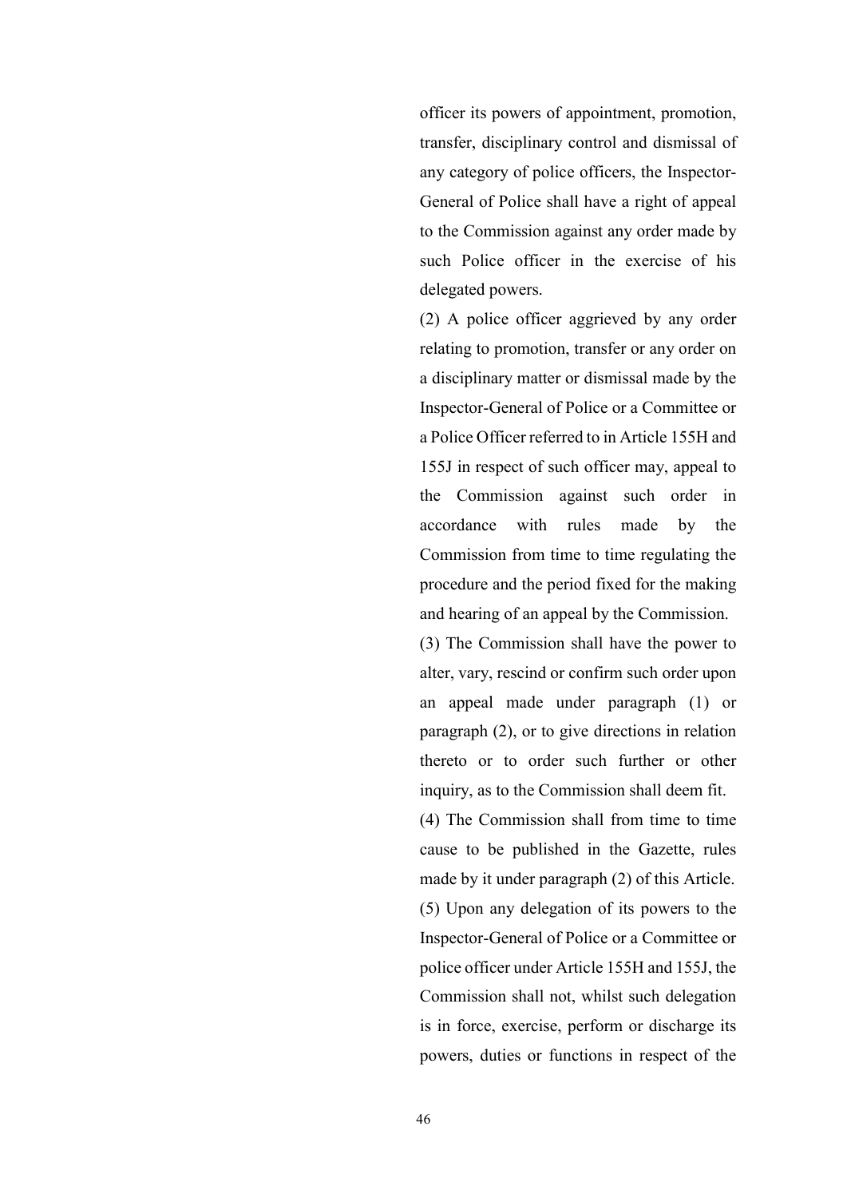officer its powers of appointment, promotion, transfer, disciplinary control and dismissal of any category of police officers, the Inspector-General of Police shall have a right of appeal to the Commission against any order made by such Police officer in the exercise of his delegated powers.

(2) A police officer aggrieved by any order relating to promotion, transfer or any order on a disciplinary matter or dismissal made by the Inspector-General of Police or a Committee or a Police Officer referred to in Article 155H and 155J in respect of such officer may, appeal to the Commission against such order in accordance with rules made by the Commission from time to time regulating the procedure and the period fixed for the making and hearing of an appeal by the Commission.

(3) The Commission shall have the power to alter, vary, rescind or confirm such order upon an appeal made under paragraph (1) or paragraph (2), or to give directions in relation thereto or to order such further or other inquiry, as to the Commission shall deem fit.

(4) The Commission shall from time to time cause to be published in the Gazette, rules made by it under paragraph (2) of this Article.

(5) Upon any delegation of its powers to the Inspector-General of Police or a Committee or police officer under Article 155H and 155J, the Commission shall not, whilst such delegation is in force, exercise, perform or discharge its powers, duties or functions in respect of the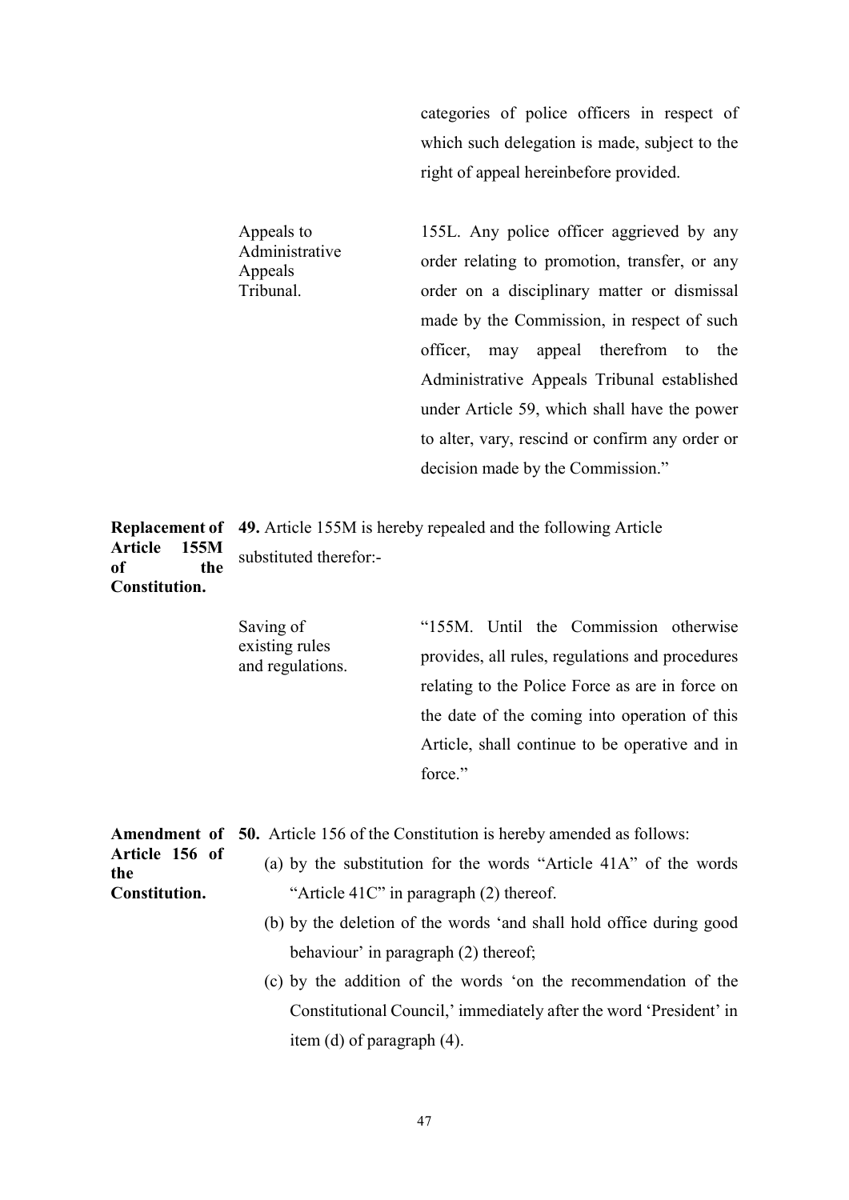categories of police officers in respect of which such delegation is made, subject to the right of appeal hereinbefore provided.

Appeals to Administrative Appeals Tribunal.

155L. Any police officer aggrieved by any order relating to promotion, transfer, or any order on a disciplinary matter or dismissal made by the Commission, in respect of such officer, may appeal therefrom to the Administrative Appeals Tribunal established under Article 59, which shall have the power to alter, vary, rescind or confirm any order or decision made by the Commission."

**Replacement of Article 155M of the Constitution.**

**49.** Article 155M is hereby repealed and the following Article substituted therefor:-

Saving of existing rules and regulations.

"155M. Until the Commission otherwise provides, all rules, regulations and procedures relating to the Police Force as are in force on the date of the coming into operation of this Article, shall continue to be operative and in force."

**Amendment of Article 156 of the Constitution.**

**50.** Article 156 of the Constitution is hereby amended as follows:

(a) by the substitution for the words "Article 41A" of the words "Article 41C" in paragraph (2) thereof.

(b) by the deletion of the words 'and shall hold office during good behaviour' in paragraph (2) thereof;

(c) by the addition of the words 'on the recommendation of the Constitutional Council,' immediately after the word 'President' in item (d) of paragraph (4).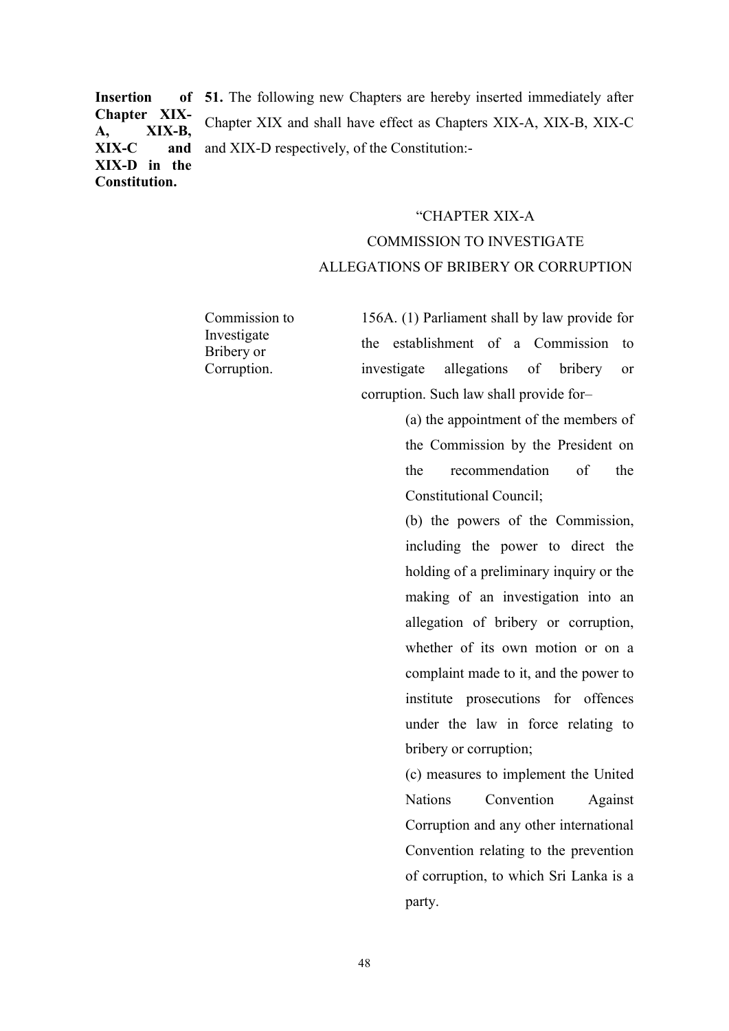**Insertion of Chapter XIX-A, XIX-B, XIX-C and XIX-D in the Constitution.**

**51.** The following new Chapters are hereby inserted immediately after Chapter XIX and shall have effect as Chapters XIX-A, XIX-B, XIX-C and XIX-D respectively, of the Constitution:-

"CHAPTER XIX-A

COMMISSION TO INVESTIGATE ALLEGATIONS OF BRIBERY OR CORRUPTION

Commission to Investigate Bribery or Corruption.

156A. (1) Parliament shall by law provide for the establishment of a Commission to investigate allegations of bribery or corruption. Such law shall provide for–

(a) the appointment of the members of the Commission by the President on the recommendation of the Constitutional Council;

(b) the powers of the Commission, including the power to direct the holding of a preliminary inquiry or the making of an investigation into an allegation of bribery or corruption, whether of its own motion or on a complaint made to it, and the power to institute prosecutions for offences under the law in force relating to bribery or corruption;

(c) measures to implement the United Nations Convention Against Corruption and any other international Convention relating to the prevention of corruption, to which Sri Lanka is a party.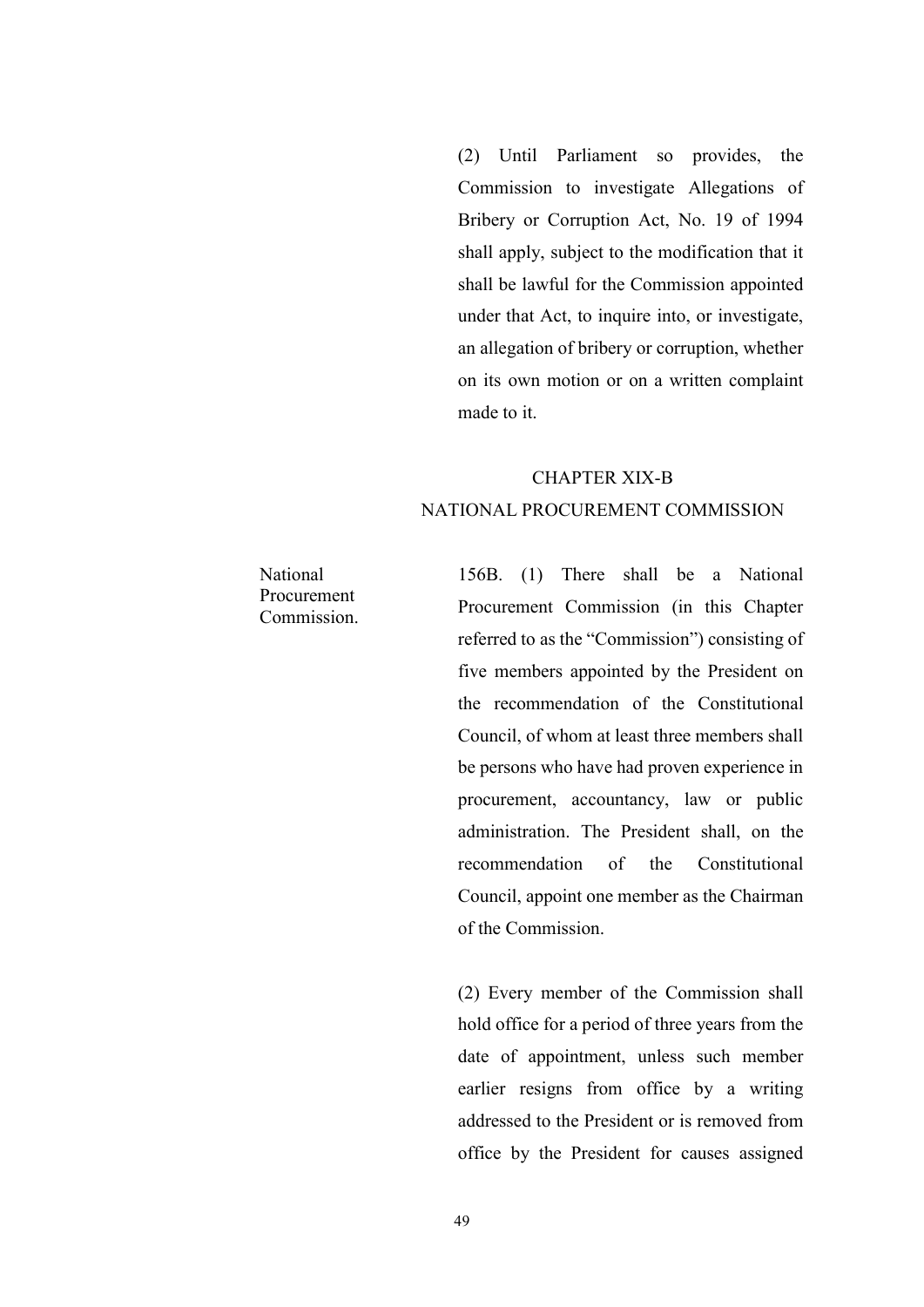(2) Until Parliament so provides, the Commission to investigate Allegations of Bribery or Corruption Act, No. 19 of 1994 shall apply, subject to the modification that it shall be lawful for the Commission appointed under that Act, to inquire into, or investigate, an allegation of bribery or corruption, whether on its own motion or on a written complaint made to it.

## CHAPTER XIX-B
## NATIONAL PROCUREMENT COMMISSION

National Procurement Commission.

156B. (1) There shall be a National Procurement Commission (in this Chapter referred to as the "Commission") consisting of five members appointed by the President on the recommendation of the Constitutional Council, of whom at least three members shall be persons who have had proven experience in procurement, accountancy, law or public administration. The President shall, on the recommendation of the Constitutional Council, appoint one member as the Chairman of the Commission.

(2) Every member of the Commission shall hold office for a period of three years from the date of appointment, unless such member earlier resigns from office by a writing addressed to the President or is removed from office by the President for causes assigned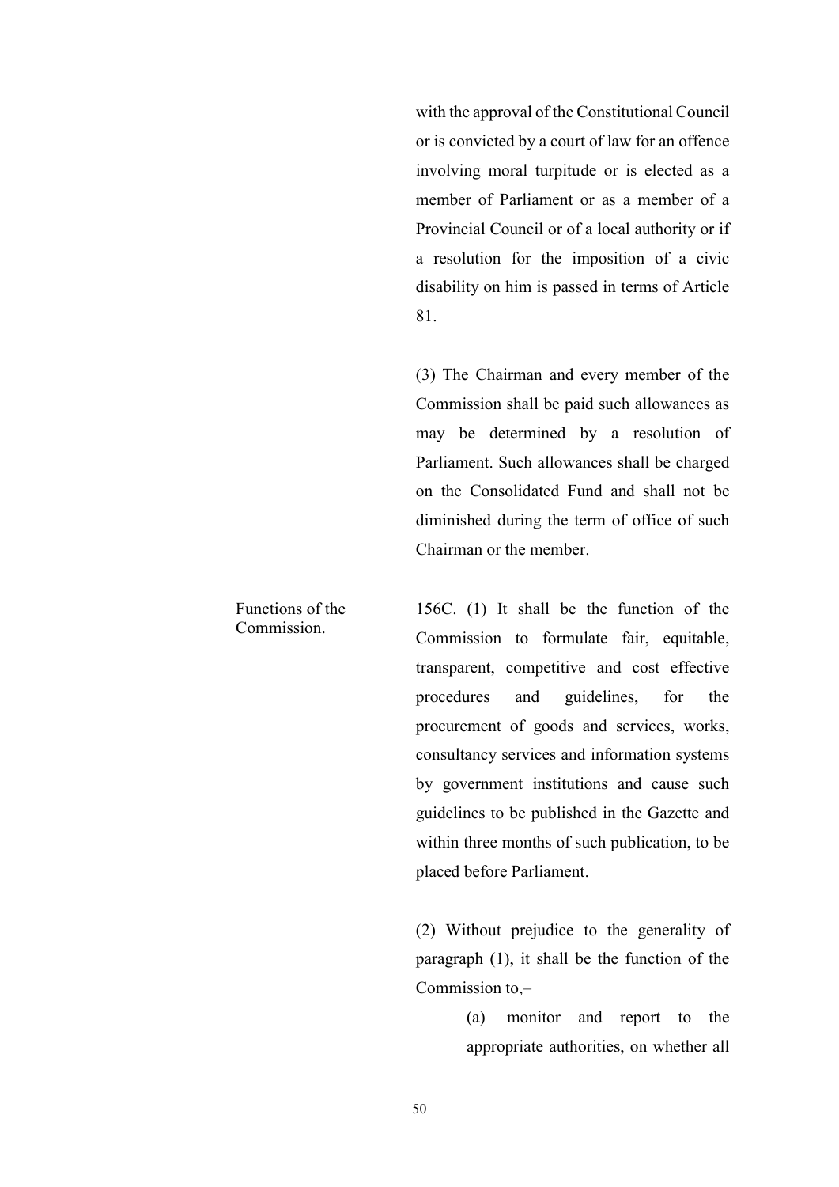with the approval of the Constitutional Council or is convicted by a court of law for an offence involving moral turpitude or is elected as a member of Parliament or as a member of a Provincial Council or of a local authority or if a resolution for the imposition of a civic disability on him is passed in terms of Article 81.

(3) The Chairman and every member of the Commission shall be paid such allowances as may be determined by a resolution of Parliament. Such allowances shall be charged on the Consolidated Fund and shall not be diminished during the term of office of such Chairman or the member.

Functions of the Commission.

156C. (1) It shall be the function of the Commission to formulate fair, equitable, transparent, competitive and cost effective procedures and guidelines, for the procurement of goods and services, works, consultancy services and information systems by government institutions and cause such guidelines to be published in the Gazette and within three months of such publication, to be placed before Parliament.

(2) Without prejudice to the generality of paragraph (1), it shall be the function of the Commission to,–

(a) monitor and report to the appropriate authorities, on whether all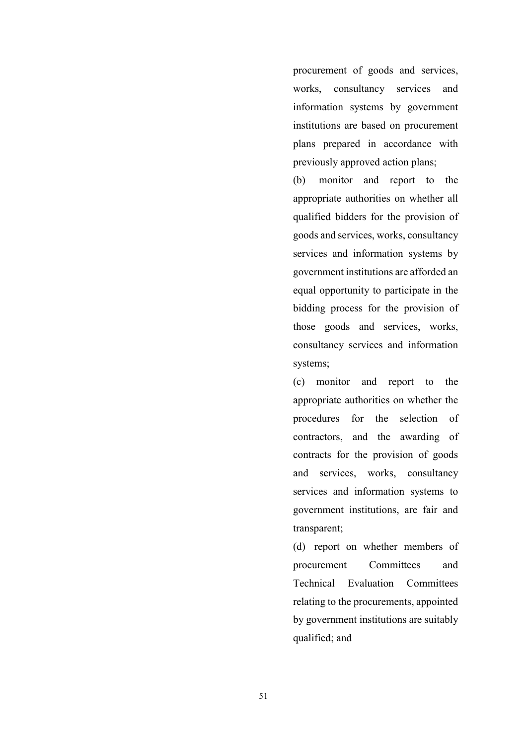procurement of goods and services, works, consultancy services and information systems by government institutions are based on procurement plans prepared in accordance with previously approved action plans;

(b) monitor and report to the appropriate authorities on whether all qualified bidders for the provision of goods and services, works, consultancy services and information systems by government institutions are afforded an equal opportunity to participate in the bidding process for the provision of those goods and services, works, consultancy services and information systems;

(c) monitor and report to the appropriate authorities on whether the procedures for the selection of contractors, and the awarding of contracts for the provision of goods and services, works, consultancy services and information systems to government institutions, are fair and transparent;

(d) report on whether members of procurement Committees and Technical Evaluation Committees relating to the procurements, appointed by government institutions are suitably qualified; and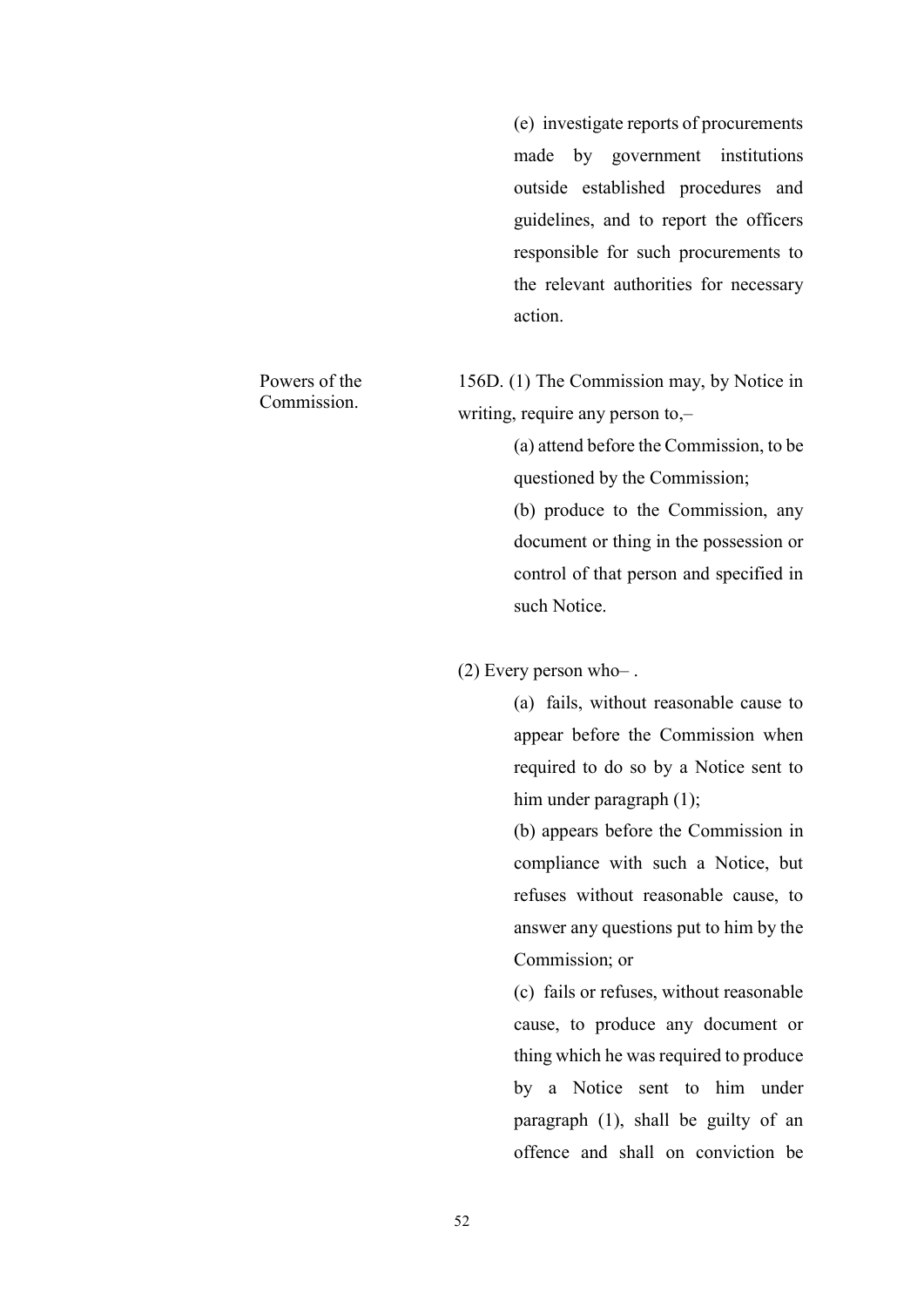(e) investigate reports of procurements made by government institutions outside established procedures and guidelines, and to report the officers responsible for such procurements to the relevant authorities for necessary action.

Powers of the Commission.

156D. (1) The Commission may, by Notice in writing, require any person to,–

(a) attend before the Commission, to be questioned by the Commission;

(b) produce to the Commission, any document or thing in the possession or control of that person and specified in such Notice.

(2) Every person who– .

(a) fails, without reasonable cause to appear before the Commission when required to do so by a Notice sent to him under paragraph (1);

(b) appears before the Commission in compliance with such a Notice, but refuses without reasonable cause, to answer any questions put to him by the Commission; or

(c) fails or refuses, without reasonable cause, to produce any document or thing which he was required to produce by a Notice sent to him under paragraph (1), shall be guilty of an offence and shall on conviction be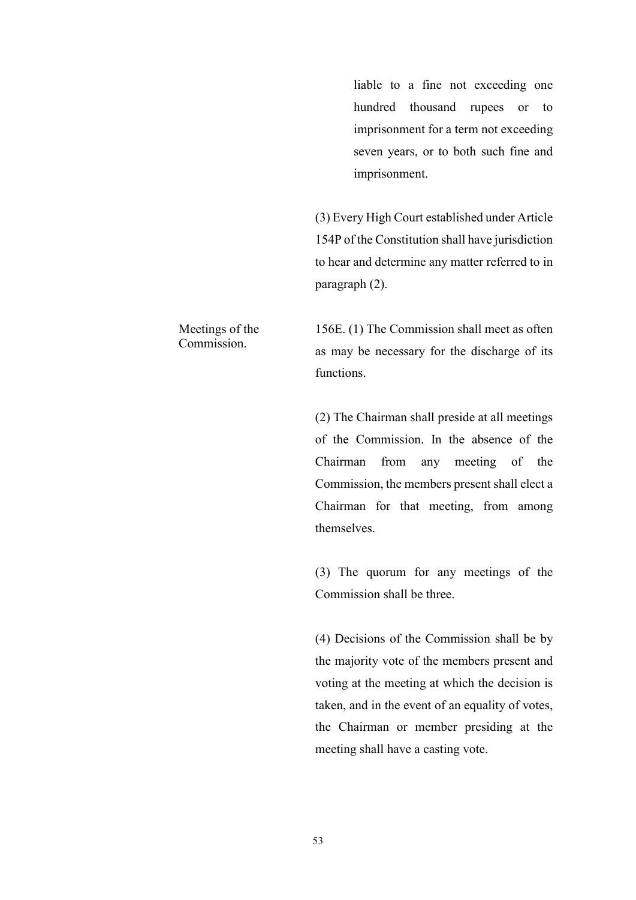liable to a fine not exceeding one hundred thousand rupees or to imprisonment for a term not exceeding seven years, or to both such fine and imprisonment.

(3) Every High Court established under Article 154P of the Constitution shall have jurisdiction to hear and determine any matter referred to in paragraph (2).

Meetings of the Commission.

156E. (1) The Commission shall meet as often as may be necessary for the discharge of its functions.

(2) The Chairman shall preside at all meetings of the Commission. In the absence of the Chairman from any meeting of the Commission, the members present shall elect a Chairman for that meeting, from among themselves.

(3) The quorum for any meetings of the Commission shall be three.

(4) Decisions of the Commission shall be by the majority vote of the members present and voting at the meeting at which the decision is taken, and in the event of an equality of votes, the Chairman or member presiding at the meeting shall have a casting vote.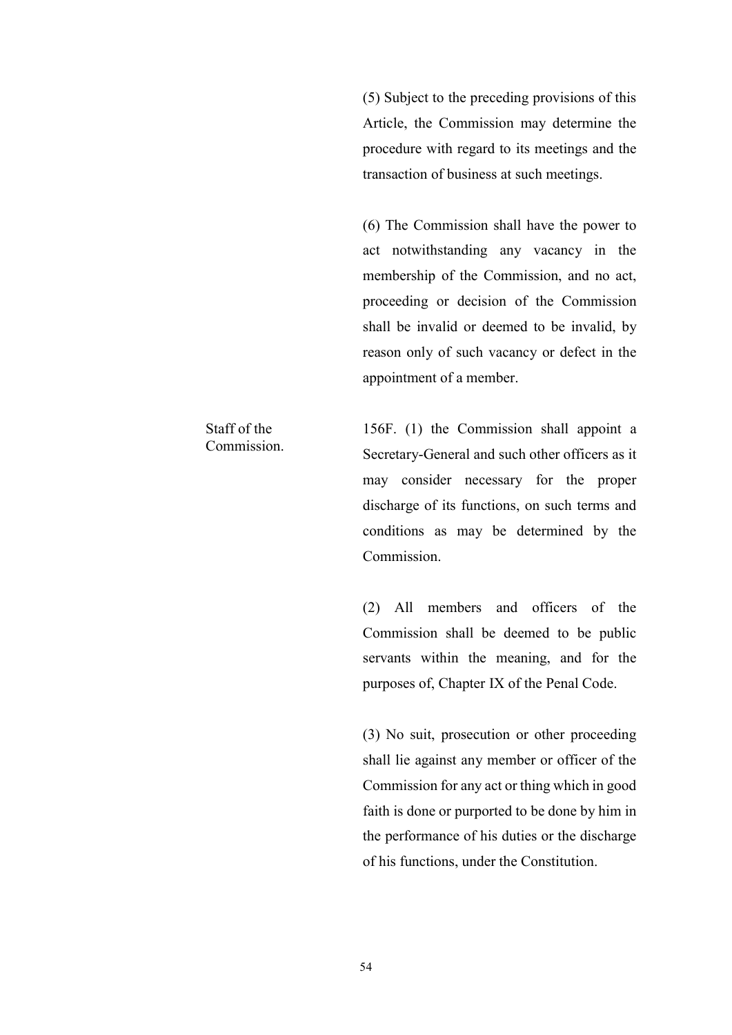(5) Subject to the preceding provisions of this Article, the Commission may determine the procedure with regard to its meetings and the transaction of business at such meetings.

(6) The Commission shall have the power to act notwithstanding any vacancy in the membership of the Commission, and no act, proceeding or decision of the Commission shall be invalid or deemed to be invalid, by reason only of such vacancy or defect in the appointment of a member.

Staff of the Commission.

156F. (1) the Commission shall appoint a Secretary-General and such other officers as it may consider necessary for the proper discharge of its functions, on such terms and conditions as may be determined by the Commission.

(2) All members and officers of the Commission shall be deemed to be public servants within the meaning, and for the purposes of, Chapter IX of the Penal Code.

(3) No suit, prosecution or other proceeding shall lie against any member or officer of the Commission for any act or thing which in good faith is done or purported to be done by him in the performance of his duties or the discharge of his functions, under the Constitution.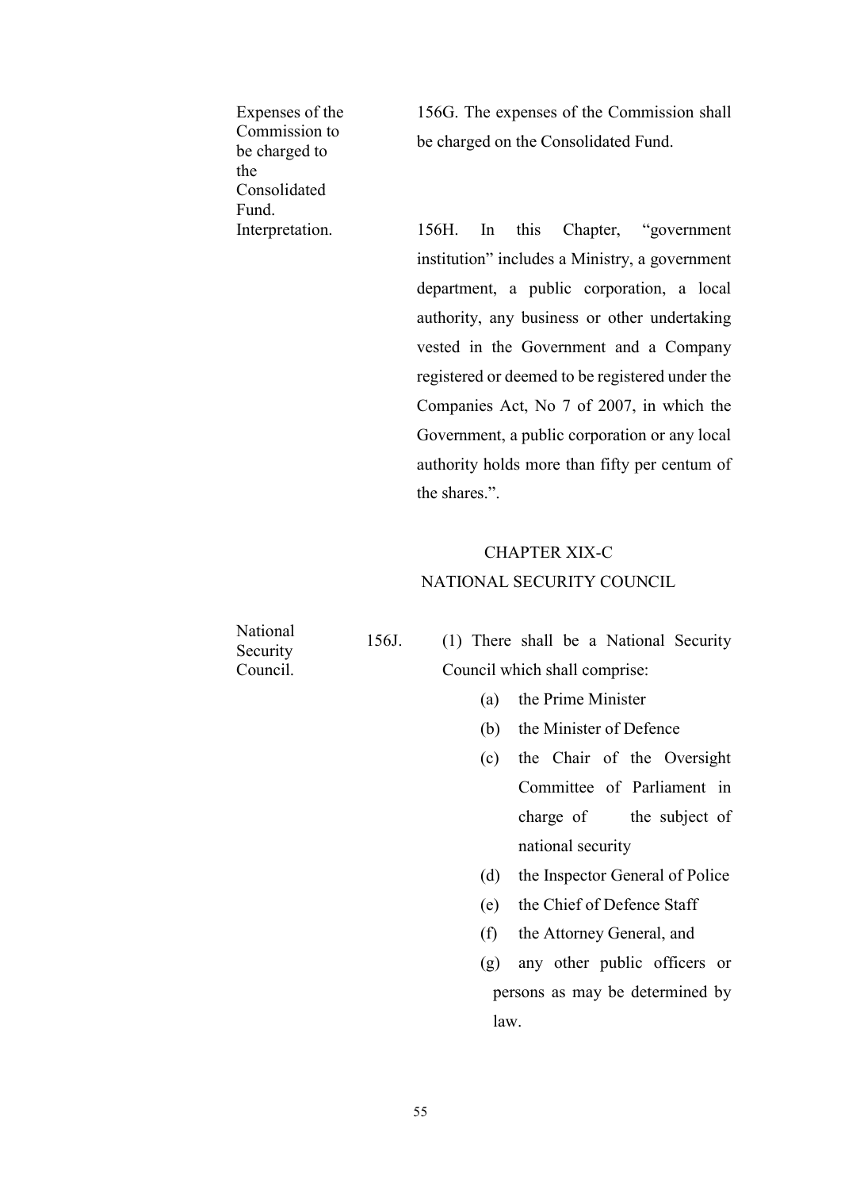Expenses of the Commission to be charged to the Consolidated Fund.

156G. The expenses of the Commission shall be charged on the Consolidated Fund.

Interpretation.

156H. In this Chapter, "government institution" includes a Ministry, a government department, a public corporation, a local authority, any business or other undertaking vested in the Government and a Company registered or deemed to be registered under the Companies Act, No 7 of 2007, in which the Government, a public corporation or any local authority holds more than fifty per centum of the shares.".

## CHAPTER XIX-C

## NATIONAL SECURITY COUNCIL

National Security Council.

156J. (1) There shall be a National Security Council which shall comprise:

(a) the Prime Minister

(b) the Minister of Defence

(c) the Chair of the Oversight Committee of Parliament in charge of the subject of national security

(d) the Inspector General of Police

(e) the Chief of Defence Staff

(f) the Attorney General, and

(g) any other public officers or persons as may be determined by law.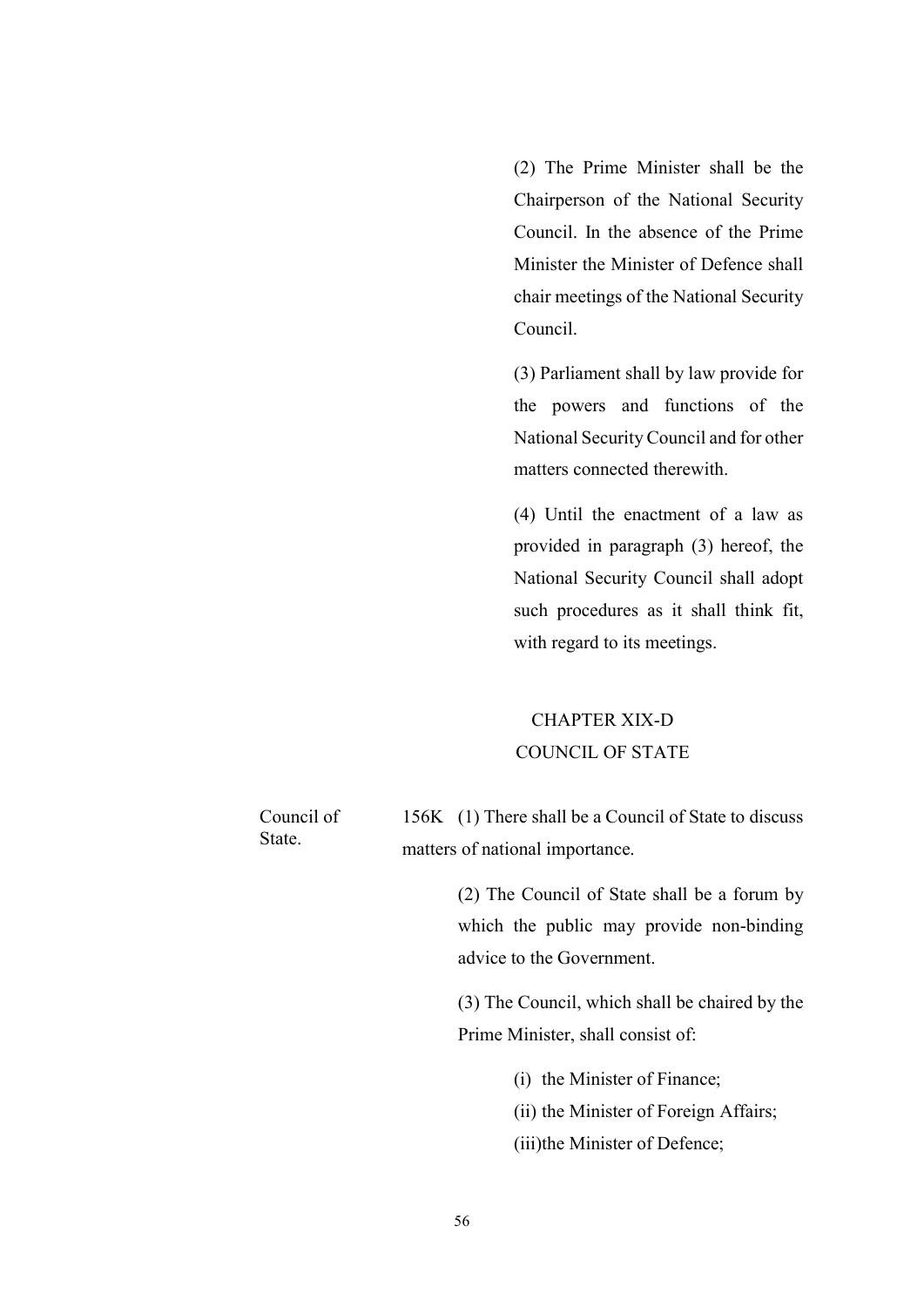(2) The Prime Minister shall be the Chairperson of the National Security Council. In the absence of the Prime Minister the Minister of Defence shall chair meetings of the National Security Council.

(3) Parliament shall by law provide for the powers and functions of the National Security Council and for other matters connected therewith.

(4) Until the enactment of a law as provided in paragraph (3) hereof, the National Security Council shall adopt such procedures as it shall think fit, with regard to its meetings.

## CHAPTER XIX-D
## COUNCIL OF STATE

Council of State.

156K (1) There shall be a Council of State to discuss matters of national importance.

(2) The Council of State shall be a forum by which the public may provide non-binding advice to the Government.

(3) The Council, which shall be chaired by the Prime Minister, shall consist of:

(i) the Minister of Finance;
(ii) the Minister of Foreign Affairs;
(iii) the Minister of Defence;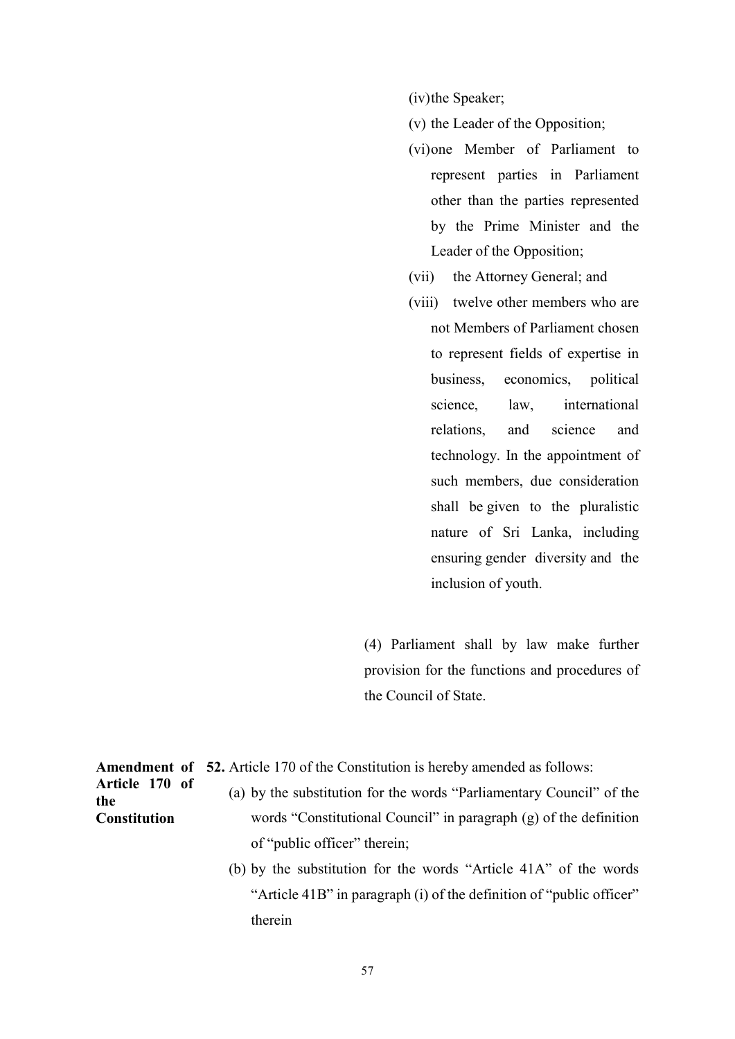(iv) the Speaker;

(v) the Leader of the Opposition;

(vi) one Member of Parliament to represent parties in Parliament other than the parties represented by the Prime Minister and the Leader of the Opposition;

(vii) the Attorney General; and

(viii) twelve other members who are not Members of Parliament chosen to represent fields of expertise in business, economics, political science, law, international relations, and science and technology. In the appointment of such members, due consideration shall be given to the pluralistic nature of Sri Lanka, including ensuring gender diversity and the inclusion of youth.

(4) Parliament shall by law make further provision for the functions and procedures of the Council of State.

**Amendment of Article 170 of the Constitution**

**52.** Article 170 of the Constitution is hereby amended as follows:

(a) by the substitution for the words "Parliamentary Council" of the words "Constitutional Council" in paragraph (g) of the definition of "public officer" therein;

(b) by the substitution for the words "Article 41A" of the words "Article 41B" in paragraph (i) of the definition of "public officer" therein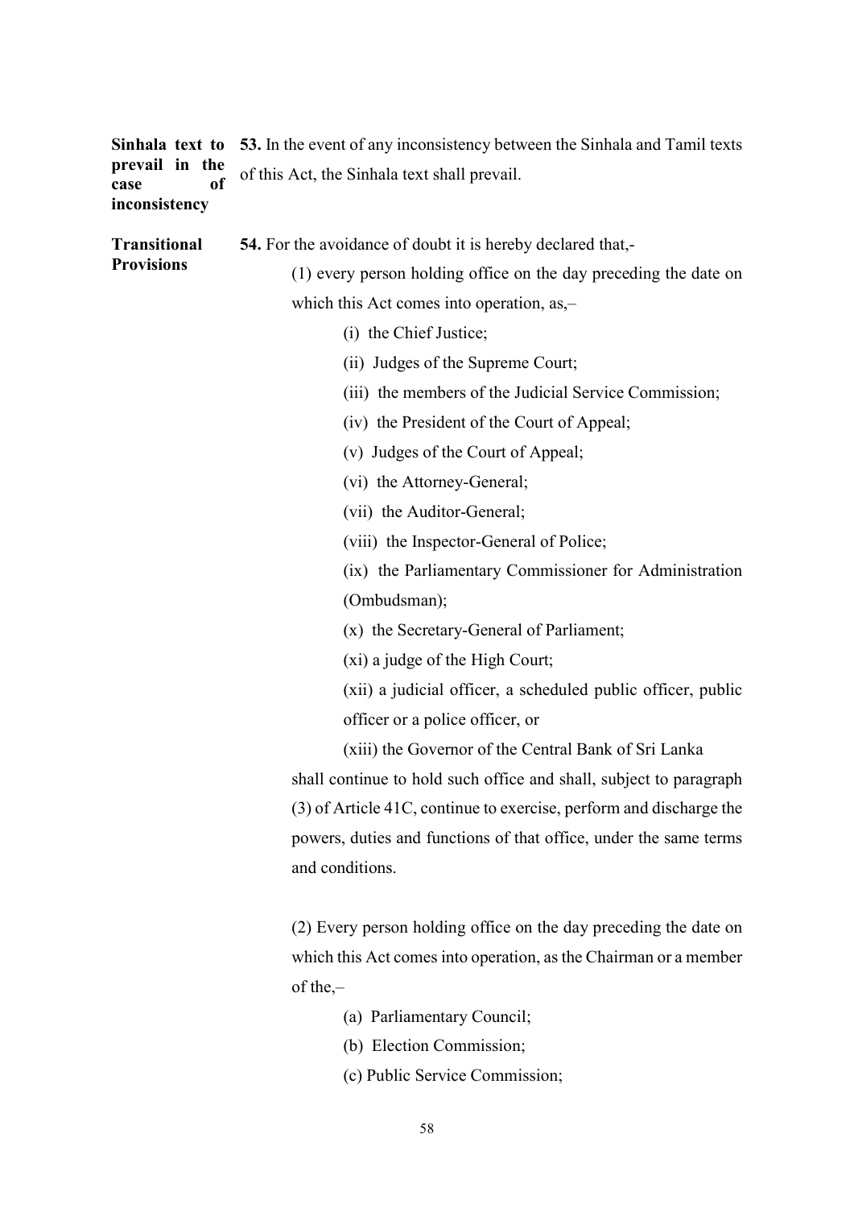**Sinhala text to prevail in the case of inconsistency**

**53.** In the event of any inconsistency between the Sinhala and Tamil texts of this Act, the Sinhala text shall prevail.

**Transitional Provisions**

**54.** For the avoidance of doubt it is hereby declared that,-

(1) every person holding office on the day preceding the date on which this Act comes into operation, as,–

(i) the Chief Justice;

(ii) Judges of the Supreme Court;

(iii) the members of the Judicial Service Commission;

(iv) the President of the Court of Appeal;

(v) Judges of the Court of Appeal;

(vi) the Attorney-General;

(vii) the Auditor-General;

(viii) the Inspector-General of Police;

(ix) the Parliamentary Commissioner for Administration (Ombudsman);

(x) the Secretary-General of Parliament;

(xi) a judge of the High Court;

(xii) a judicial officer, a scheduled public officer, public officer or a police officer, or

(xiii) the Governor of the Central Bank of Sri Lanka

shall continue to hold such office and shall, subject to paragraph (3) of Article 41C, continue to exercise, perform and discharge the powers, duties and functions of that office, under the same terms and conditions.

(2) Every person holding office on the day preceding the date on which this Act comes into operation, as the Chairman or a member of the,–

(a) Parliamentary Council;

(b) Election Commission;

(c) Public Service Commission;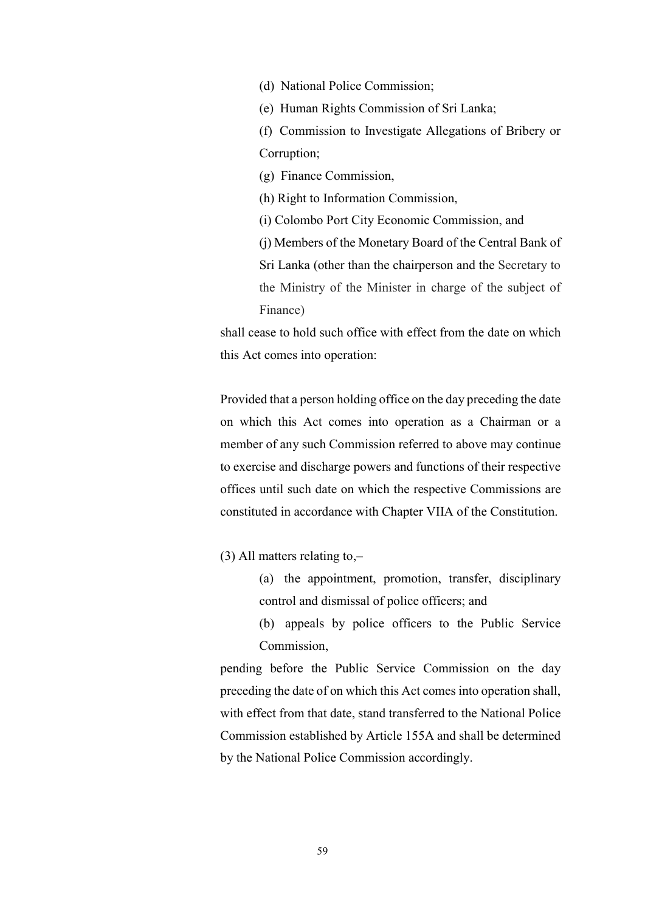(d) National Police Commission;

(e) Human Rights Commission of Sri Lanka;

(f) Commission to Investigate Allegations of Bribery or Corruption;

(g) Finance Commission,

(h) Right to Information Commission,

(i) Colombo Port City Economic Commission, and

(j) Members of the Monetary Board of the Central Bank of Sri Lanka (other than the chairperson and the Secretary to the Ministry of the Minister in charge of the subject of Finance)

shall cease to hold such office with effect from the date on which this Act comes into operation:

Provided that a person holding office on the day preceding the date on which this Act comes into operation as a Chairman or a member of any such Commission referred to above may continue to exercise and discharge powers and functions of their respective offices until such date on which the respective Commissions are constituted in accordance with Chapter VIIA of the Constitution.

(3) All matters relating to,–

(a) the appointment, promotion, transfer, disciplinary control and dismissal of police officers; and

(b) appeals by police officers to the Public Service Commission,

pending before the Public Service Commission on the day preceding the date of on which this Act comes into operation shall, with effect from that date, stand transferred to the National Police Commission established by Article 155A and shall be determined by the National Police Commission accordingly.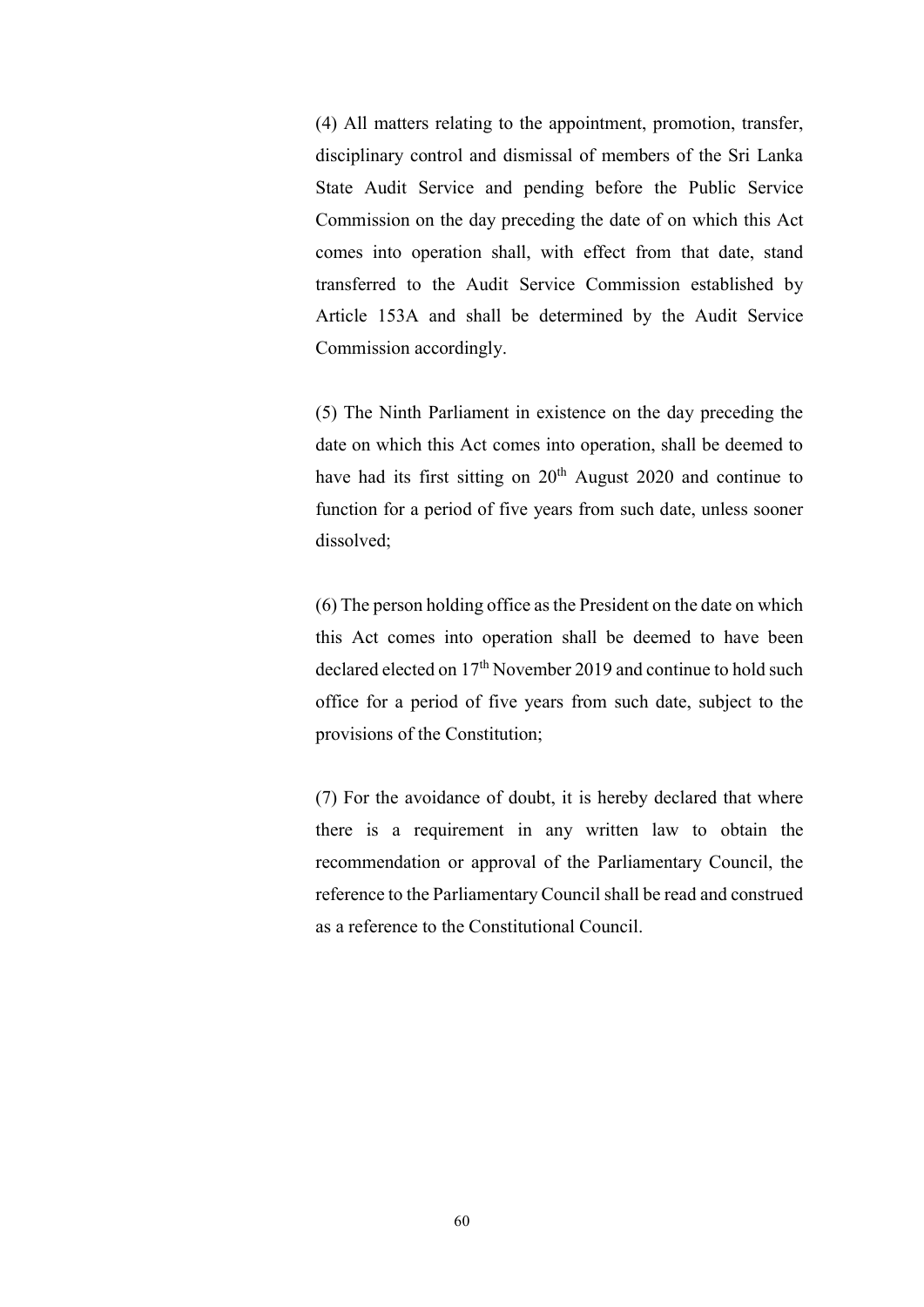(4) All matters relating to the appointment, promotion, transfer, disciplinary control and dismissal of members of the Sri Lanka State Audit Service and pending before the Public Service Commission on the day preceding the date of on which this Act comes into operation shall, with effect from that date, stand transferred to the Audit Service Commission established by Article 153A and shall be determined by the Audit Service Commission accordingly.

(5) The Ninth Parliament in existence on the day preceding the date on which this Act comes into operation, shall be deemed to have had its first sitting on 20th August 2020 and continue to function for a period of five years from such date, unless sooner dissolved;

(6) The person holding office as the President on the date on which this Act comes into operation shall be deemed to have been declared elected on 17th November 2019 and continue to hold such office for a period of five years from such date, subject to the provisions of the Constitution;

(7) For the avoidance of doubt, it is hereby declared that where there is a requirement in any written law to obtain the recommendation or approval of the Parliamentary Council, the reference to the Parliamentary Council shall be read and construed as a reference to the Constitutional Council.